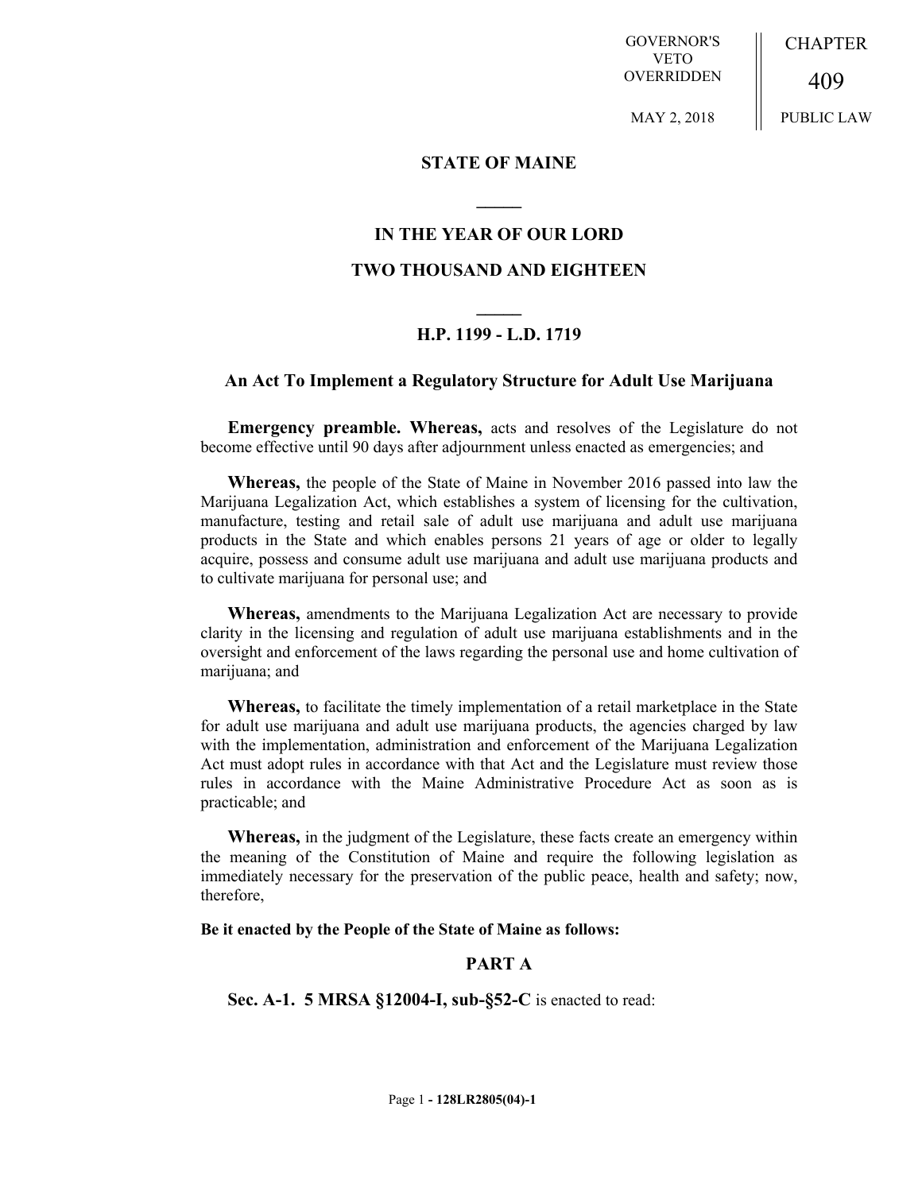GOVERNOR'S VETO OVERRIDDEN

MAY 2, 2018

CHAPTER

409

PUBLIC LAW

## STATE OF MAINE

## IN THE YEAR OF OUR LORD

## TWO THOUSAND AND EIGHTEEN

## H.P. 1199 - L.D. 1719

### An Act To Implement a Regulatory Structure for Adult Use Marijuana

**Emergency preamble. Whereas,** acts and resolves of the Legislature do not become effective until 90 days after adjournment unless enacted as emergencies; and

**Whereas,** the people of the State of Maine in November 2016 passed into law the Marijuana Legalization Act, which establishes a system of licensing for the cultivation, manufacture, testing and retail sale of adult use marijuana and adult use marijuana products in the State and which enables persons 21 years of age or older to legally acquire, possess and consume adult use marijuana and adult use marijuana products and to cultivate marijuana for personal use; and

**Whereas,** amendments to the Marijuana Legalization Act are necessary to provide clarity in the licensing and regulation of adult use marijuana establishments and in the oversight and enforcement of the laws regarding the personal use and home cultivation of marijuana; and

**Whereas,** to facilitate the timely implementation of a retail marketplace in the State for adult use marijuana and adult use marijuana products, the agencies charged by law with the implementation, administration and enforcement of the Marijuana Legalization Act must adopt rules in accordance with that Act and the Legislature must review those rules in accordance with the Maine Administrative Procedure Act as soon as is practicable; and

**Whereas,** in the judgment of the Legislature, these facts create an emergency within the meaning of the Constitution of Maine and require the following legislation as immediately necessary for the preservation of the public peace, health and safety; now, therefore,

**Be it enacted by the People of the State of Maine as follows:**

## PART A

**Sec. A-1. 5 MRSA §12004-I, sub-§52-C** is enacted to read: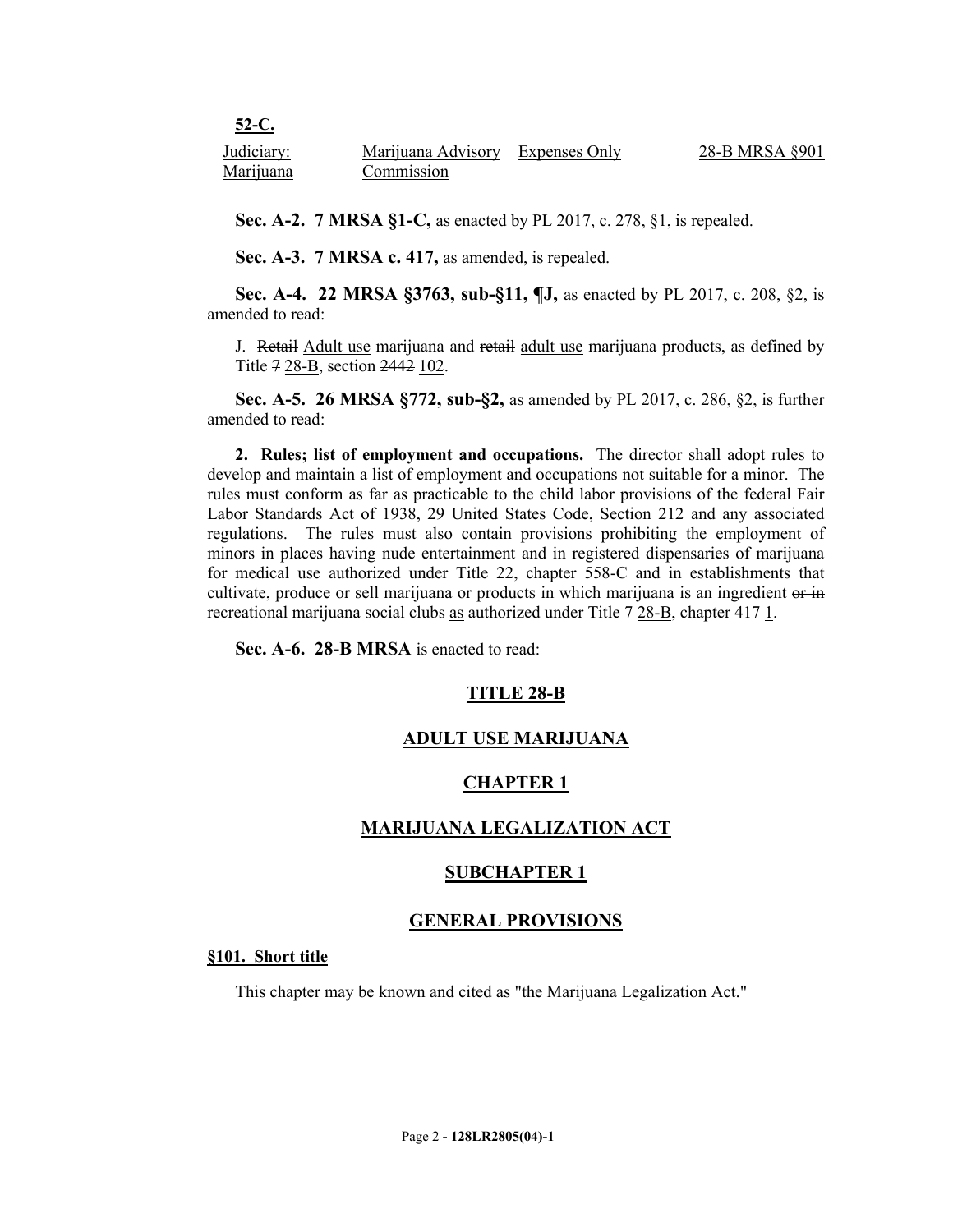**52-C.**

| Judiciary: Marijuana | Marijuana Advisory Commission | Expenses Only | 28-B MRSA §901 |
|---|---|---|---|

**Sec. A-2. 7 MRSA §1-C,** as enacted by PL 2017, c. 278, §1, is repealed.

**Sec. A-3. 7 MRSA c. 417,** as amended, is repealed.

**Sec. A-4. 22 MRSA §3763, sub-§11, ¶J,** as enacted by PL 2017, c. 208, §2, is amended to read:

J. ~~Retail~~ Adult use marijuana and ~~retail~~ adult use marijuana products, as defined by Title ~~7~~ 28-B, section ~~2442~~ 102.

**Sec. A-5. 26 MRSA §772, sub-§2,** as amended by PL 2017, c. 286, §2, is further amended to read:

**2. Rules; list of employment and occupations.** The director shall adopt rules to develop and maintain a list of employment and occupations not suitable for a minor. The rules must conform as far as practicable to the child labor provisions of the federal Fair Labor Standards Act of 1938, 29 United States Code, Section 212 and any associated regulations. The rules must also contain provisions prohibiting the employment of minors in places having nude entertainment and in registered dispensaries of marijuana for medical use authorized under Title 22, chapter 558-C and in establishments that cultivate, produce or sell marijuana or products in which marijuana is an ingredient ~~or in recreational marijuana social clubs~~ as authorized under Title ~~7~~ 28-B, chapter ~~417~~ 1.

**Sec. A-6. 28-B MRSA** is enacted to read:

# TITLE 28-B

# ADULT USE MARIJUANA

## CHAPTER 1

## MARIJUANA LEGALIZATION ACT

### SUBCHAPTER 1

### GENERAL PROVISIONS

**§101. Short title**

This chapter may be known and cited as "the Marijuana Legalization Act."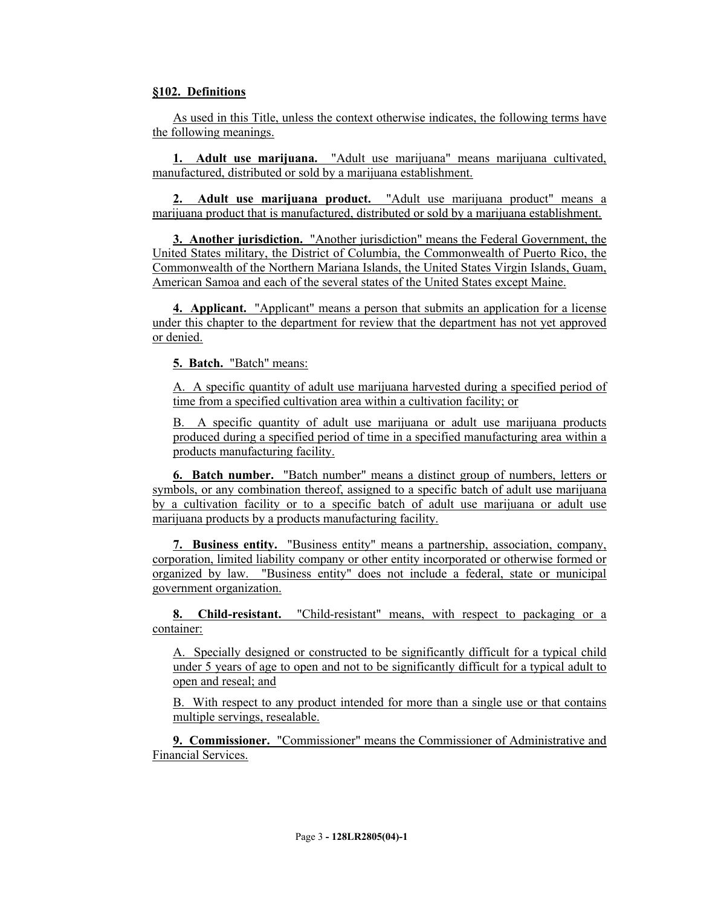**§102. Definitions**

As used in this Title, unless the context otherwise indicates, the following terms have the following meanings.

**1. Adult use marijuana.** "Adult use marijuana" means marijuana cultivated, manufactured, distributed or sold by a marijuana establishment.

**2. Adult use marijuana product.** "Adult use marijuana product" means a marijuana product that is manufactured, distributed or sold by a marijuana establishment.

**3. Another jurisdiction.** "Another jurisdiction" means the Federal Government, the United States military, the District of Columbia, the Commonwealth of Puerto Rico, the Commonwealth of the Northern Mariana Islands, the United States Virgin Islands, Guam, American Samoa and each of the several states of the United States except Maine.

**4. Applicant.** "Applicant" means a person that submits an application for a license under this chapter to the department for review that the department has not yet approved or denied.

**5. Batch.** "Batch" means:

A. A specific quantity of adult use marijuana harvested during a specified period of time from a specified cultivation area within a cultivation facility; or

B. A specific quantity of adult use marijuana or adult use marijuana products produced during a specified period of time in a specified manufacturing area within a products manufacturing facility.

**6. Batch number.** "Batch number" means a distinct group of numbers, letters or symbols, or any combination thereof, assigned to a specific batch of adult use marijuana by a cultivation facility or to a specific batch of adult use marijuana or adult use marijuana products by a products manufacturing facility.

**7. Business entity.** "Business entity" means a partnership, association, company, corporation, limited liability company or other entity incorporated or otherwise formed or organized by law. "Business entity" does not include a federal, state or municipal government organization.

**8. Child-resistant.** "Child-resistant" means, with respect to packaging or a container:

A. Specially designed or constructed to be significantly difficult for a typical child under 5 years of age to open and not to be significantly difficult for a typical adult to open and reseal; and

B. With respect to any product intended for more than a single use or that contains multiple servings, resealable.

**9. Commissioner.** "Commissioner" means the Commissioner of Administrative and Financial Services.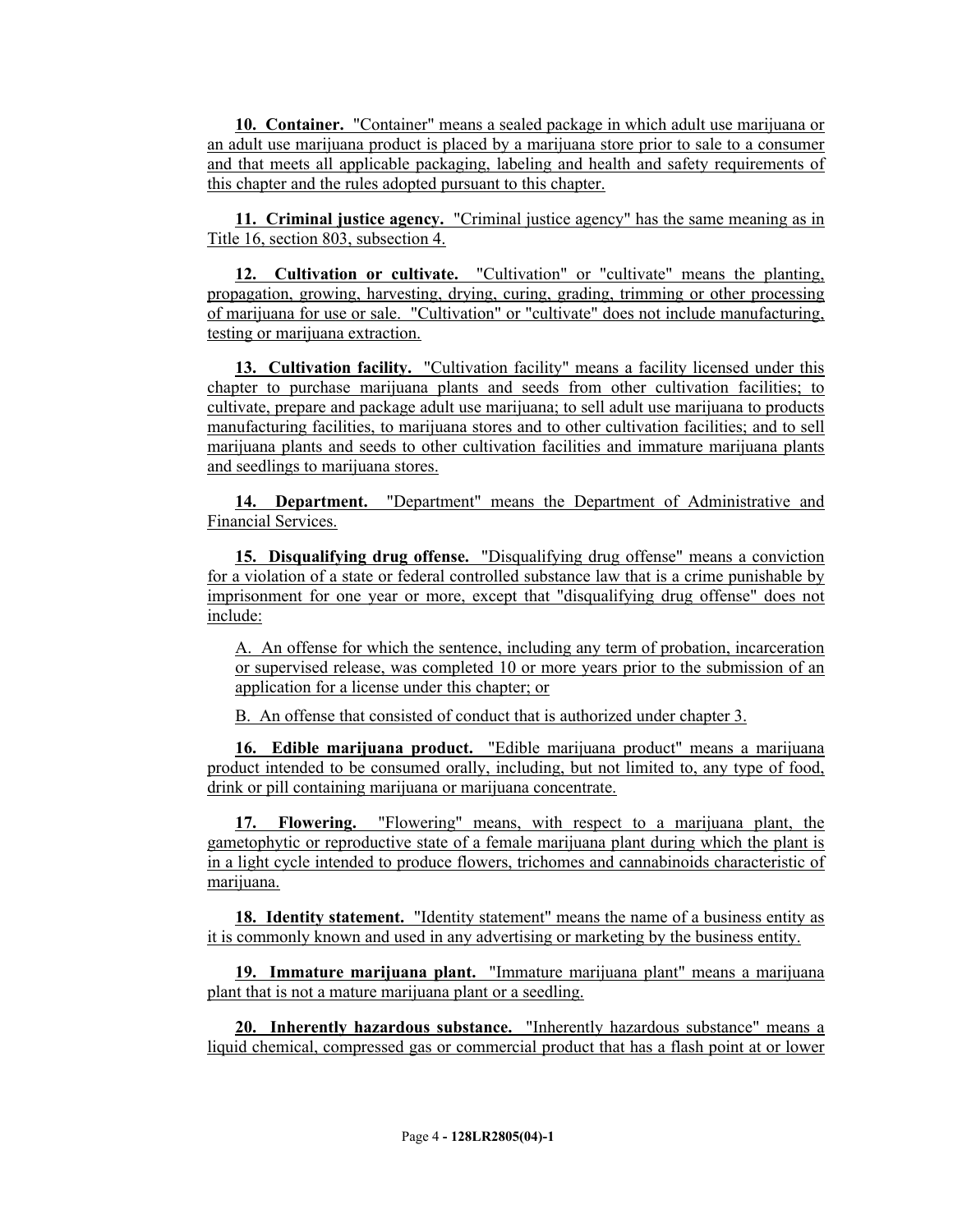**10. Container.** "Container" means a sealed package in which adult use marijuana or an adult use marijuana product is placed by a marijuana store prior to sale to a consumer and that meets all applicable packaging, labeling and health and safety requirements of this chapter and the rules adopted pursuant to this chapter.

**11. Criminal justice agency.** "Criminal justice agency" has the same meaning as in Title 16, section 803, subsection 4.

**12. Cultivation or cultivate.** "Cultivation" or "cultivate" means the planting, propagation, growing, harvesting, drying, curing, grading, trimming or other processing of marijuana for use or sale. "Cultivation" or "cultivate" does not include manufacturing, testing or marijuana extraction.

**13. Cultivation facility.** "Cultivation facility" means a facility licensed under this chapter to purchase marijuana plants and seeds from other cultivation facilities; to cultivate, prepare and package adult use marijuana; to sell adult use marijuana to products manufacturing facilities, to marijuana stores and to other cultivation facilities; and to sell marijuana plants and seeds to other cultivation facilities and immature marijuana plants and seedlings to marijuana stores.

**14. Department.** "Department" means the Department of Administrative and Financial Services.

**15. Disqualifying drug offense.** "Disqualifying drug offense" means a conviction for a violation of a state or federal controlled substance law that is a crime punishable by imprisonment for one year or more, except that "disqualifying drug offense" does not include:

A. An offense for which the sentence, including any term of probation, incarceration or supervised release, was completed 10 or more years prior to the submission of an application for a license under this chapter; or

B. An offense that consisted of conduct that is authorized under chapter 3.

**16. Edible marijuana product.** "Edible marijuana product" means a marijuana product intended to be consumed orally, including, but not limited to, any type of food, drink or pill containing marijuana or marijuana concentrate.

**17. Flowering.** "Flowering" means, with respect to a marijuana plant, the gametophytic or reproductive state of a female marijuana plant during which the plant is in a light cycle intended to produce flowers, trichomes and cannabinoids characteristic of marijuana.

**18. Identity statement.** "Identity statement" means the name of a business entity as it is commonly known and used in any advertising or marketing by the business entity.

**19. Immature marijuana plant.** "Immature marijuana plant" means a marijuana plant that is not a mature marijuana plant or a seedling.

**20. Inherently hazardous substance.** "Inherently hazardous substance" means a liquid chemical, compressed gas or commercial product that has a flash point at or lower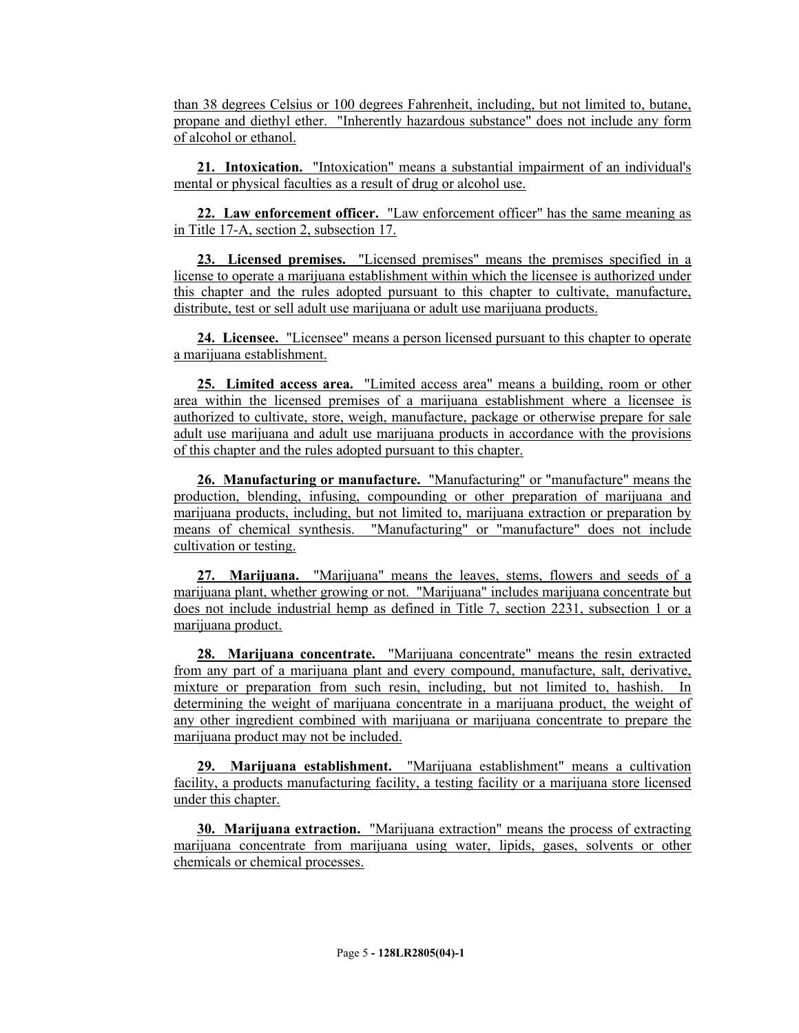than 38 degrees Celsius or 100 degrees Fahrenheit, including, but not limited to, butane, propane and diethyl ether. "Inherently hazardous substance" does not include any form of alcohol or ethanol.

**21. Intoxication.** "Intoxication" means a substantial impairment of an individual's mental or physical faculties as a result of drug or alcohol use.

**22. Law enforcement officer.** "Law enforcement officer" has the same meaning as in Title 17-A, section 2, subsection 17.

**23. Licensed premises.** "Licensed premises" means the premises specified in a license to operate a marijuana establishment within which the licensee is authorized under this chapter and the rules adopted pursuant to this chapter to cultivate, manufacture, distribute, test or sell adult use marijuana or adult use marijuana products.

**24. Licensee.** "Licensee" means a person licensed pursuant to this chapter to operate a marijuana establishment.

**25. Limited access area.** "Limited access area" means a building, room or other area within the licensed premises of a marijuana establishment where a licensee is authorized to cultivate, store, weigh, manufacture, package or otherwise prepare for sale adult use marijuana and adult use marijuana products in accordance with the provisions of this chapter and the rules adopted pursuant to this chapter.

**26. Manufacturing or manufacture.** "Manufacturing" or "manufacture" means the production, blending, infusing, compounding or other preparation of marijuana and marijuana products, including, but not limited to, marijuana extraction or preparation by means of chemical synthesis. "Manufacturing" or "manufacture" does not include cultivation or testing.

**27. Marijuana.** "Marijuana" means the leaves, stems, flowers and seeds of a marijuana plant, whether growing or not. "Marijuana" includes marijuana concentrate but does not include industrial hemp as defined in Title 7, section 2231, subsection 1 or a marijuana product.

**28. Marijuana concentrate.** "Marijuana concentrate" means the resin extracted from any part of a marijuana plant and every compound, manufacture, salt, derivative, mixture or preparation from such resin, including, but not limited to, hashish. In determining the weight of marijuana concentrate in a marijuana product, the weight of any other ingredient combined with marijuana or marijuana concentrate to prepare the marijuana product may not be included.

**29. Marijuana establishment.** "Marijuana establishment" means a cultivation facility, a products manufacturing facility, a testing facility or a marijuana store licensed under this chapter.

**30. Marijuana extraction.** "Marijuana extraction" means the process of extracting marijuana concentrate from marijuana using water, lipids, gases, solvents or other chemicals or chemical processes.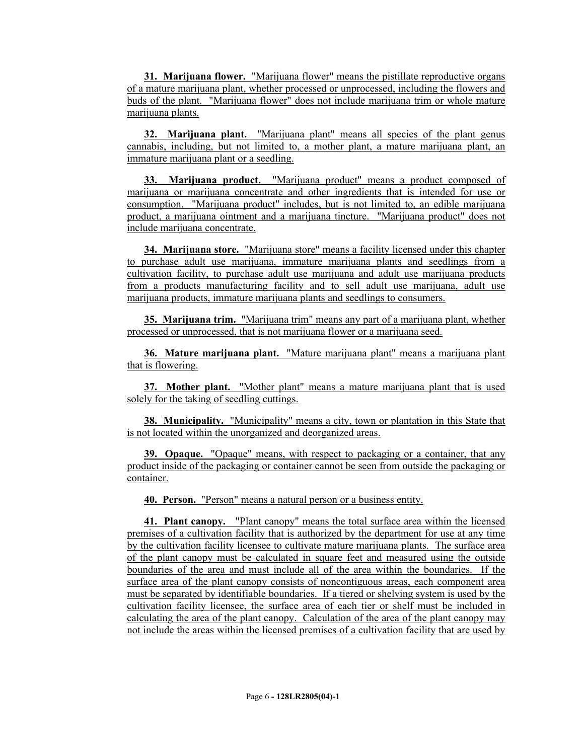**31. Marijuana flower.** "Marijuana flower" means the pistillate reproductive organs of a mature marijuana plant, whether processed or unprocessed, including the flowers and buds of the plant. "Marijuana flower" does not include marijuana trim or whole mature marijuana plants.

**32. Marijuana plant.** "Marijuana plant" means all species of the plant genus cannabis, including, but not limited to, a mother plant, a mature marijuana plant, an immature marijuana plant or a seedling.

**33. Marijuana product.** "Marijuana product" means a product composed of marijuana or marijuana concentrate and other ingredients that is intended for use or consumption. "Marijuana product" includes, but is not limited to, an edible marijuana product, a marijuana ointment and a marijuana tincture. "Marijuana product" does not include marijuana concentrate.

**34. Marijuana store.** "Marijuana store" means a facility licensed under this chapter to purchase adult use marijuana, immature marijuana plants and seedlings from a cultivation facility, to purchase adult use marijuana and adult use marijuana products from a products manufacturing facility and to sell adult use marijuana, adult use marijuana products, immature marijuana plants and seedlings to consumers.

**35. Marijuana trim.** "Marijuana trim" means any part of a marijuana plant, whether processed or unprocessed, that is not marijuana flower or a marijuana seed.

**36. Mature marijuana plant.** "Mature marijuana plant" means a marijuana plant that is flowering.

**37. Mother plant.** "Mother plant" means a mature marijuana plant that is used solely for the taking of seedling cuttings.

**38. Municipality.** "Municipality" means a city, town or plantation in this State that is not located within the unorganized and deorganized areas.

**39. Opaque.** "Opaque" means, with respect to packaging or a container, that any product inside of the packaging or container cannot be seen from outside the packaging or container.

**40. Person.** "Person" means a natural person or a business entity.

**41. Plant canopy.** "Plant canopy" means the total surface area within the licensed premises of a cultivation facility that is authorized by the department for use at any time by the cultivation facility licensee to cultivate mature marijuana plants. The surface area of the plant canopy must be calculated in square feet and measured using the outside boundaries of the area and must include all of the area within the boundaries. If the surface area of the plant canopy consists of noncontiguous areas, each component area must be separated by identifiable boundaries. If a tiered or shelving system is used by the cultivation facility licensee, the surface area of each tier or shelf must be included in calculating the area of the plant canopy. Calculation of the area of the plant canopy may not include the areas within the licensed premises of a cultivation facility that are used by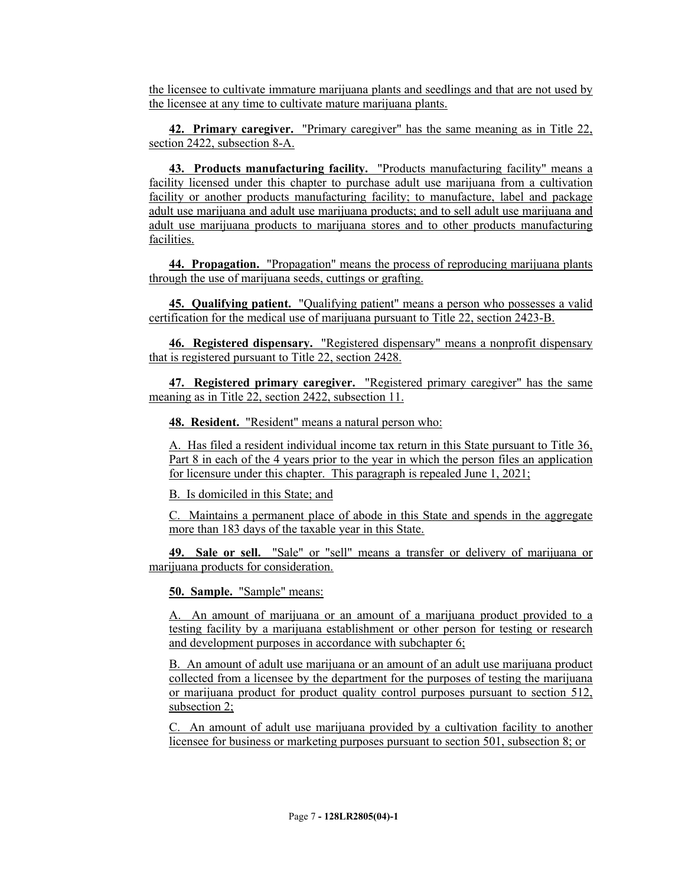the licensee to cultivate immature marijuana plants and seedlings and that are not used by the licensee at any time to cultivate mature marijuana plants.

**42. Primary caregiver.** "Primary caregiver" has the same meaning as in Title 22, section 2422, subsection 8-A.

**43. Products manufacturing facility.** "Products manufacturing facility" means a facility licensed under this chapter to purchase adult use marijuana from a cultivation facility or another products manufacturing facility; to manufacture, label and package adult use marijuana and adult use marijuana products; and to sell adult use marijuana and adult use marijuana products to marijuana stores and to other products manufacturing facilities.

**44. Propagation.** "Propagation" means the process of reproducing marijuana plants through the use of marijuana seeds, cuttings or grafting.

**45. Qualifying patient.** "Qualifying patient" means a person who possesses a valid certification for the medical use of marijuana pursuant to Title 22, section 2423-B.

**46. Registered dispensary.** "Registered dispensary" means a nonprofit dispensary that is registered pursuant to Title 22, section 2428.

**47. Registered primary caregiver.** "Registered primary caregiver" has the same meaning as in Title 22, section 2422, subsection 11.

**48. Resident.** "Resident" means a natural person who:

A. Has filed a resident individual income tax return in this State pursuant to Title 36, Part 8 in each of the 4 years prior to the year in which the person files an application for licensure under this chapter. This paragraph is repealed June 1, 2021;

B. Is domiciled in this State; and

C. Maintains a permanent place of abode in this State and spends in the aggregate more than 183 days of the taxable year in this State.

**49. Sale or sell.** "Sale" or "sell" means a transfer or delivery of marijuana or marijuana products for consideration.

**50. Sample.** "Sample" means:

A. An amount of marijuana or an amount of a marijuana product provided to a testing facility by a marijuana establishment or other person for testing or research and development purposes in accordance with subchapter 6;

B. An amount of adult use marijuana or an amount of an adult use marijuana product collected from a licensee by the department for the purposes of testing the marijuana or marijuana product for product quality control purposes pursuant to section 512, subsection 2;

C. An amount of adult use marijuana provided by a cultivation facility to another licensee for business or marketing purposes pursuant to section 501, subsection 8; or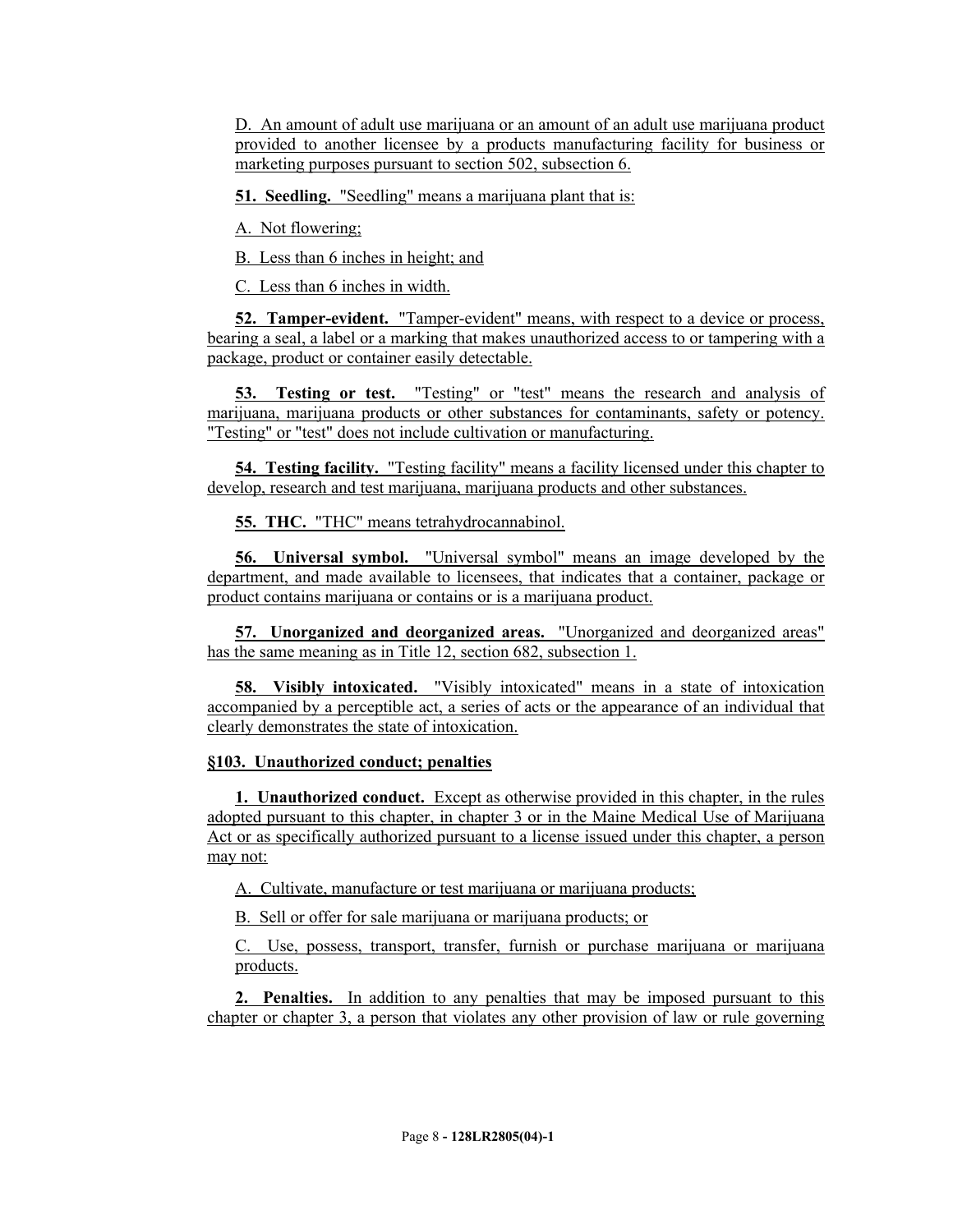D. An amount of adult use marijuana or an amount of an adult use marijuana product provided to another licensee by a products manufacturing facility for business or marketing purposes pursuant to section 502, subsection 6.

**51. Seedling.** "Seedling" means a marijuana plant that is:

A. Not flowering;

B. Less than 6 inches in height; and

C. Less than 6 inches in width.

**52. Tamper-evident.** "Tamper-evident" means, with respect to a device or process, bearing a seal, a label or a marking that makes unauthorized access to or tampering with a package, product or container easily detectable.

**53. Testing or test.** "Testing" or "test" means the research and analysis of marijuana, marijuana products or other substances for contaminants, safety or potency. "Testing" or "test" does not include cultivation or manufacturing.

**54. Testing facility.** "Testing facility" means a facility licensed under this chapter to develop, research and test marijuana, marijuana products and other substances.

**55. THC.** "THC" means tetrahydrocannabinol.

**56. Universal symbol.** "Universal symbol" means an image developed by the department, and made available to licensees, that indicates that a container, package or product contains marijuana or contains or is a marijuana product.

**57. Unorganized and deorganized areas.** "Unorganized and deorganized areas" has the same meaning as in Title 12, section 682, subsection 1.

**58. Visibly intoxicated.** "Visibly intoxicated" means in a state of intoxication accompanied by a perceptible act, a series of acts or the appearance of an individual that clearly demonstrates the state of intoxication.

**§103. Unauthorized conduct; penalties**

**1. Unauthorized conduct.** Except as otherwise provided in this chapter, in the rules adopted pursuant to this chapter, in chapter 3 or in the Maine Medical Use of Marijuana Act or as specifically authorized pursuant to a license issued under this chapter, a person may not:

A. Cultivate, manufacture or test marijuana or marijuana products;

B. Sell or offer for sale marijuana or marijuana products; or

C. Use, possess, transport, transfer, furnish or purchase marijuana or marijuana products.

**2. Penalties.** In addition to any penalties that may be imposed pursuant to this chapter or chapter 3, a person that violates any other provision of law or rule governing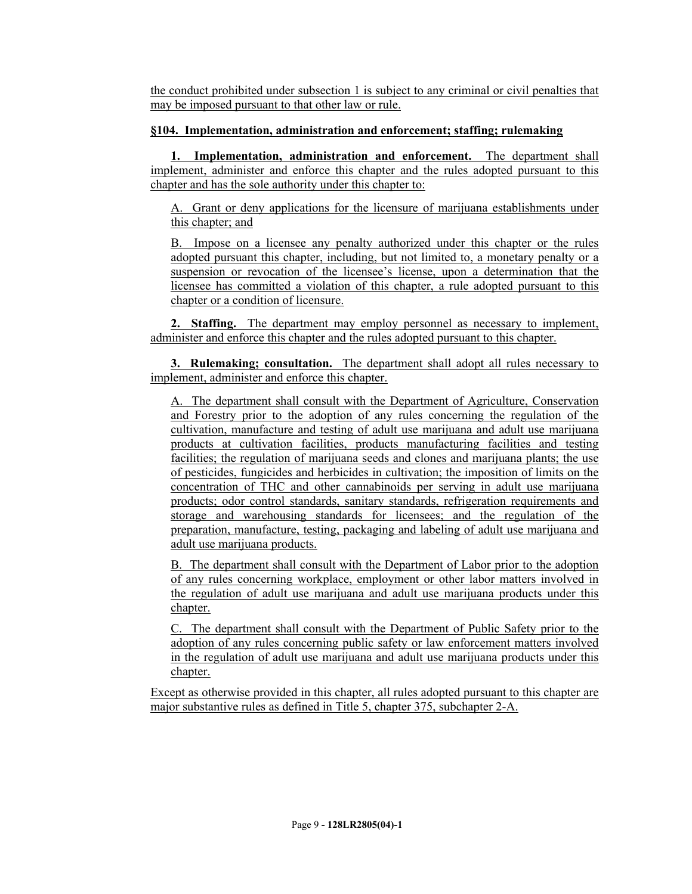the conduct prohibited under subsection 1 is subject to any criminal or civil penalties that may be imposed pursuant to that other law or rule.

**§104. Implementation, administration and enforcement; staffing; rulemaking**

**1. Implementation, administration and enforcement.** The department shall implement, administer and enforce this chapter and the rules adopted pursuant to this chapter and has the sole authority under this chapter to:

A. Grant or deny applications for the licensure of marijuana establishments under this chapter; and

B. Impose on a licensee any penalty authorized under this chapter or the rules adopted pursuant this chapter, including, but not limited to, a monetary penalty or a suspension or revocation of the licensee's license, upon a determination that the licensee has committed a violation of this chapter, a rule adopted pursuant to this chapter or a condition of licensure.

**2. Staffing.** The department may employ personnel as necessary to implement, administer and enforce this chapter and the rules adopted pursuant to this chapter.

**3. Rulemaking; consultation.** The department shall adopt all rules necessary to implement, administer and enforce this chapter.

A. The department shall consult with the Department of Agriculture, Conservation and Forestry prior to the adoption of any rules concerning the regulation of the cultivation, manufacture and testing of adult use marijuana and adult use marijuana products at cultivation facilities, products manufacturing facilities and testing facilities; the regulation of marijuana seeds and clones and marijuana plants; the use of pesticides, fungicides and herbicides in cultivation; the imposition of limits on the concentration of THC and other cannabinoids per serving in adult use marijuana products; odor control standards, sanitary standards, refrigeration requirements and storage and warehousing standards for licensees; and the regulation of the preparation, manufacture, testing, packaging and labeling of adult use marijuana and adult use marijuana products.

B. The department shall consult with the Department of Labor prior to the adoption of any rules concerning workplace, employment or other labor matters involved in the regulation of adult use marijuana and adult use marijuana products under this chapter.

C. The department shall consult with the Department of Public Safety prior to the adoption of any rules concerning public safety or law enforcement matters involved in the regulation of adult use marijuana and adult use marijuana products under this chapter.

Except as otherwise provided in this chapter, all rules adopted pursuant to this chapter are major substantive rules as defined in Title 5, chapter 375, subchapter 2-A.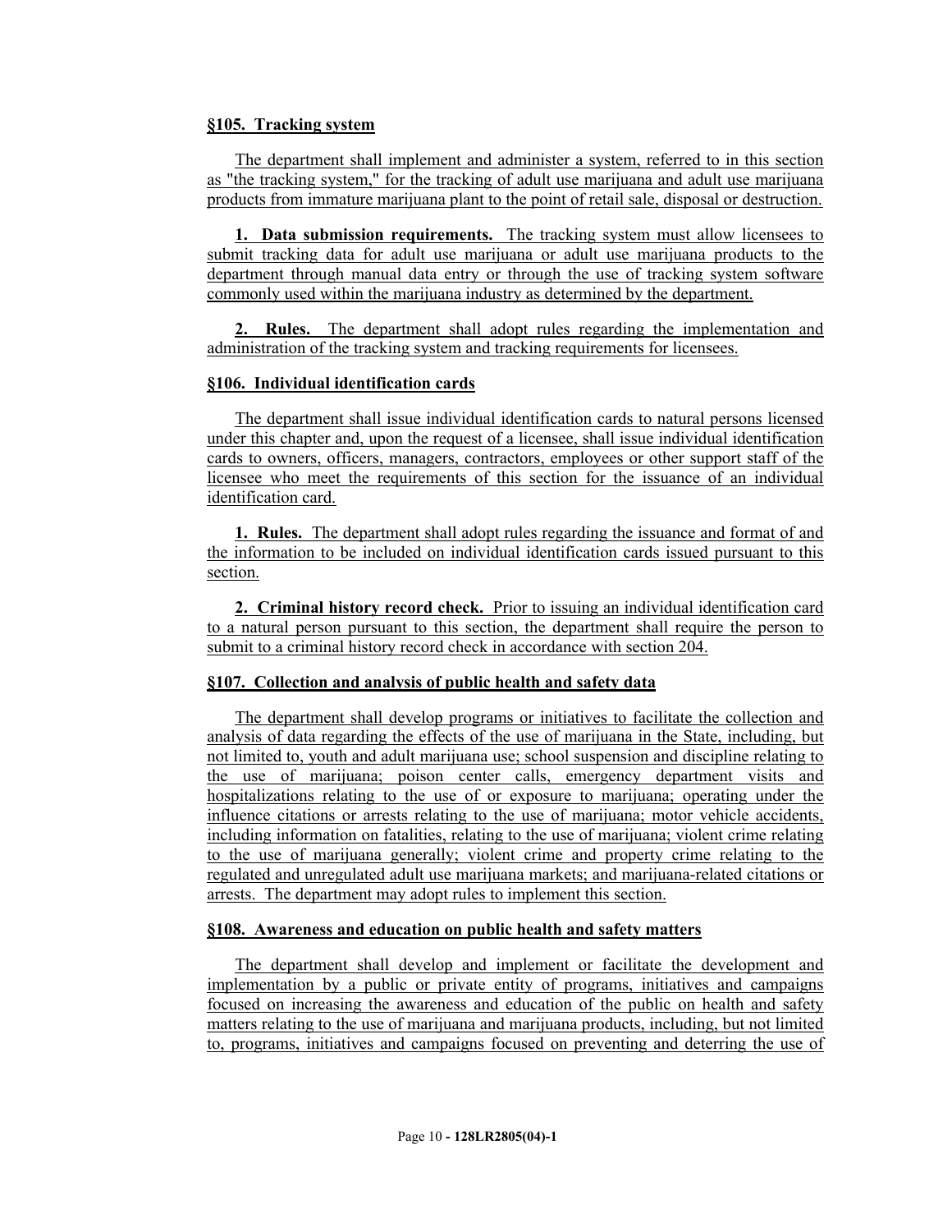**§105. Tracking system**

The department shall implement and administer a system, referred to in this section as "the tracking system," for the tracking of adult use marijuana and adult use marijuana products from immature marijuana plant to the point of retail sale, disposal or destruction.

**1. Data submission requirements.** The tracking system must allow licensees to submit tracking data for adult use marijuana or adult use marijuana products to the department through manual data entry or through the use of tracking system software commonly used within the marijuana industry as determined by the department.

**2. Rules.** The department shall adopt rules regarding the implementation and administration of the tracking system and tracking requirements for licensees.

**§106. Individual identification cards**

The department shall issue individual identification cards to natural persons licensed under this chapter and, upon the request of a licensee, shall issue individual identification cards to owners, officers, managers, contractors, employees or other support staff of the licensee who meet the requirements of this section for the issuance of an individual identification card.

**1. Rules.** The department shall adopt rules regarding the issuance and format of and the information to be included on individual identification cards issued pursuant to this section.

**2. Criminal history record check.** Prior to issuing an individual identification card to a natural person pursuant to this section, the department shall require the person to submit to a criminal history record check in accordance with section 204.

**§107. Collection and analysis of public health and safety data**

The department shall develop programs or initiatives to facilitate the collection and analysis of data regarding the effects of the use of marijuana in the State, including, but not limited to, youth and adult marijuana use; school suspension and discipline relating to the use of marijuana; poison center calls, emergency department visits and hospitalizations relating to the use of or exposure to marijuana; operating under the influence citations or arrests relating to the use of marijuana; motor vehicle accidents, including information on fatalities, relating to the use of marijuana; violent crime relating to the use of marijuana generally; violent crime and property crime relating to the regulated and unregulated adult use marijuana markets; and marijuana-related citations or arrests. The department may adopt rules to implement this section.

**§108. Awareness and education on public health and safety matters**

The department shall develop and implement or facilitate the development and implementation by a public or private entity of programs, initiatives and campaigns focused on increasing the awareness and education of the public on health and safety matters relating to the use of marijuana and marijuana products, including, but not limited to, programs, initiatives and campaigns focused on preventing and deterring the use of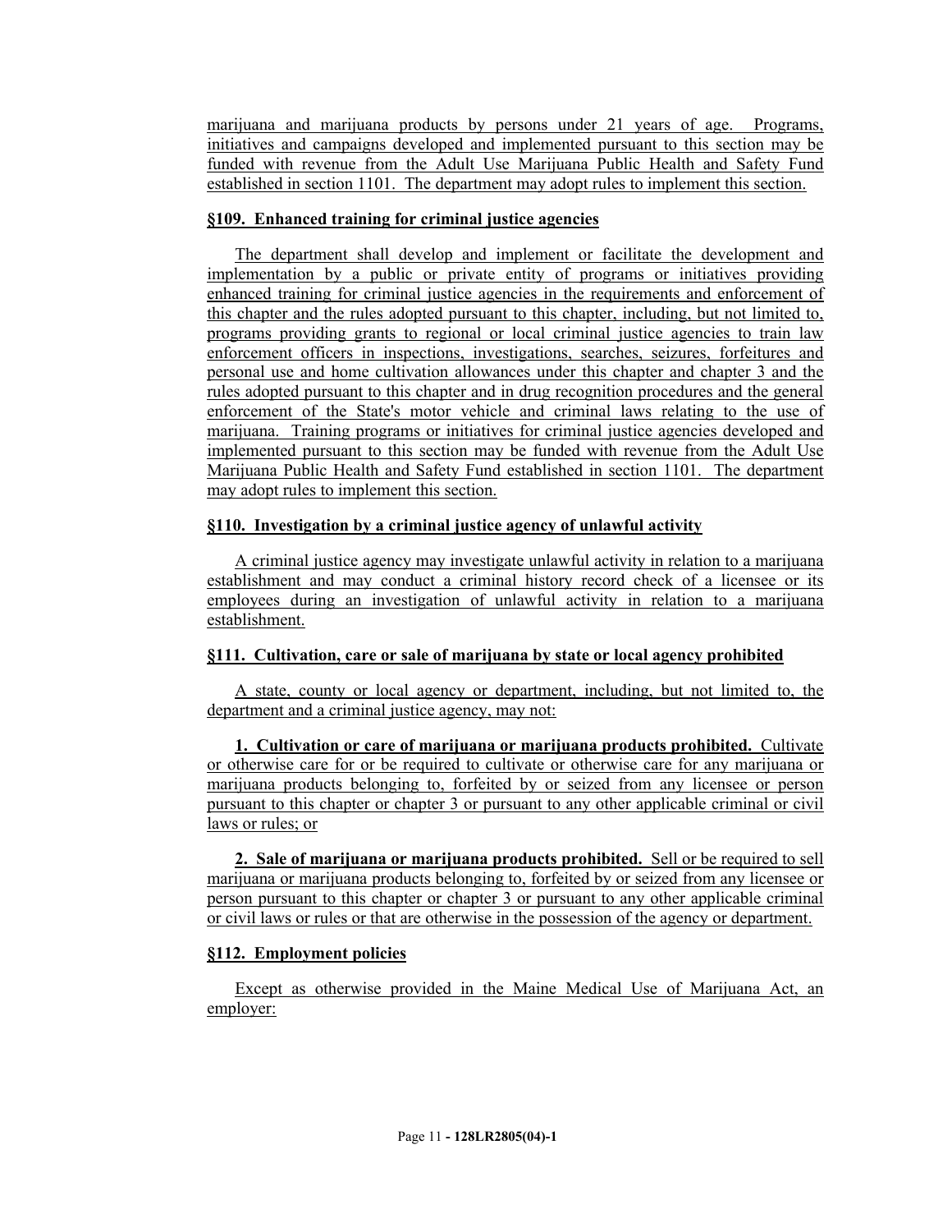marijuana and marijuana products by persons under 21 years of age. Programs, initiatives and campaigns developed and implemented pursuant to this section may be funded with revenue from the Adult Use Marijuana Public Health and Safety Fund established in section 1101. The department may adopt rules to implement this section.

**§109. Enhanced training for criminal justice agencies**

The department shall develop and implement or facilitate the development and implementation by a public or private entity of programs or initiatives providing enhanced training for criminal justice agencies in the requirements and enforcement of this chapter and the rules adopted pursuant to this chapter, including, but not limited to, programs providing grants to regional or local criminal justice agencies to train law enforcement officers in inspections, investigations, searches, seizures, forfeitures and personal use and home cultivation allowances under this chapter and chapter 3 and the rules adopted pursuant to this chapter and in drug recognition procedures and the general enforcement of the State's motor vehicle and criminal laws relating to the use of marijuana. Training programs or initiatives for criminal justice agencies developed and implemented pursuant to this section may be funded with revenue from the Adult Use Marijuana Public Health and Safety Fund established in section 1101. The department may adopt rules to implement this section.

**§110. Investigation by a criminal justice agency of unlawful activity**

A criminal justice agency may investigate unlawful activity in relation to a marijuana establishment and may conduct a criminal history record check of a licensee or its employees during an investigation of unlawful activity in relation to a marijuana establishment.

**§111. Cultivation, care or sale of marijuana by state or local agency prohibited**

A state, county or local agency or department, including, but not limited to, the department and a criminal justice agency, may not:

**1. Cultivation or care of marijuana or marijuana products prohibited.** Cultivate or otherwise care for or be required to cultivate or otherwise care for any marijuana or marijuana products belonging to, forfeited by or seized from any licensee or person pursuant to this chapter or chapter 3 or pursuant to any other applicable criminal or civil laws or rules; or

**2. Sale of marijuana or marijuana products prohibited.** Sell or be required to sell marijuana or marijuana products belonging to, forfeited by or seized from any licensee or person pursuant to this chapter or chapter 3 or pursuant to any other applicable criminal or civil laws or rules or that are otherwise in the possession of the agency or department.

**§112. Employment policies**

Except as otherwise provided in the Maine Medical Use of Marijuana Act, an employer: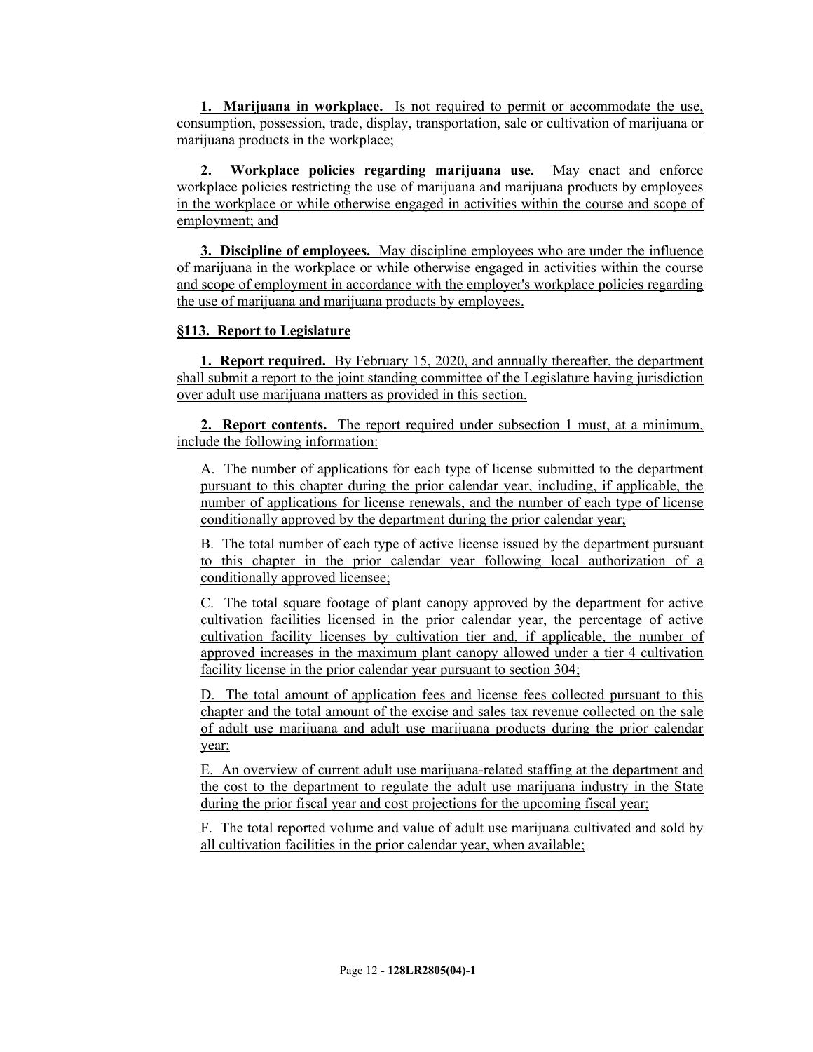**1. Marijuana in workplace.** Is not required to permit or accommodate the use, consumption, possession, trade, display, transportation, sale or cultivation of marijuana or marijuana products in the workplace;

**2. Workplace policies regarding marijuana use.** May enact and enforce workplace policies restricting the use of marijuana and marijuana products by employees in the workplace or while otherwise engaged in activities within the course and scope of employment; and

**3. Discipline of employees.** May discipline employees who are under the influence of marijuana in the workplace or while otherwise engaged in activities within the course and scope of employment in accordance with the employer's workplace policies regarding the use of marijuana and marijuana products by employees.

**§113. Report to Legislature**

**1. Report required.** By February 15, 2020, and annually thereafter, the department shall submit a report to the joint standing committee of the Legislature having jurisdiction over adult use marijuana matters as provided in this section.

**2. Report contents.** The report required under subsection 1 must, at a minimum, include the following information:

A. The number of applications for each type of license submitted to the department pursuant to this chapter during the prior calendar year, including, if applicable, the number of applications for license renewals, and the number of each type of license conditionally approved by the department during the prior calendar year;

B. The total number of each type of active license issued by the department pursuant to this chapter in the prior calendar year following local authorization of a conditionally approved licensee;

C. The total square footage of plant canopy approved by the department for active cultivation facilities licensed in the prior calendar year, the percentage of active cultivation facility licenses by cultivation tier and, if applicable, the number of approved increases in the maximum plant canopy allowed under a tier 4 cultivation facility license in the prior calendar year pursuant to section 304;

D. The total amount of application fees and license fees collected pursuant to this chapter and the total amount of the excise and sales tax revenue collected on the sale of adult use marijuana and adult use marijuana products during the prior calendar year;

E. An overview of current adult use marijuana-related staffing at the department and the cost to the department to regulate the adult use marijuana industry in the State during the prior fiscal year and cost projections for the upcoming fiscal year;

F. The total reported volume and value of adult use marijuana cultivated and sold by all cultivation facilities in the prior calendar year, when available;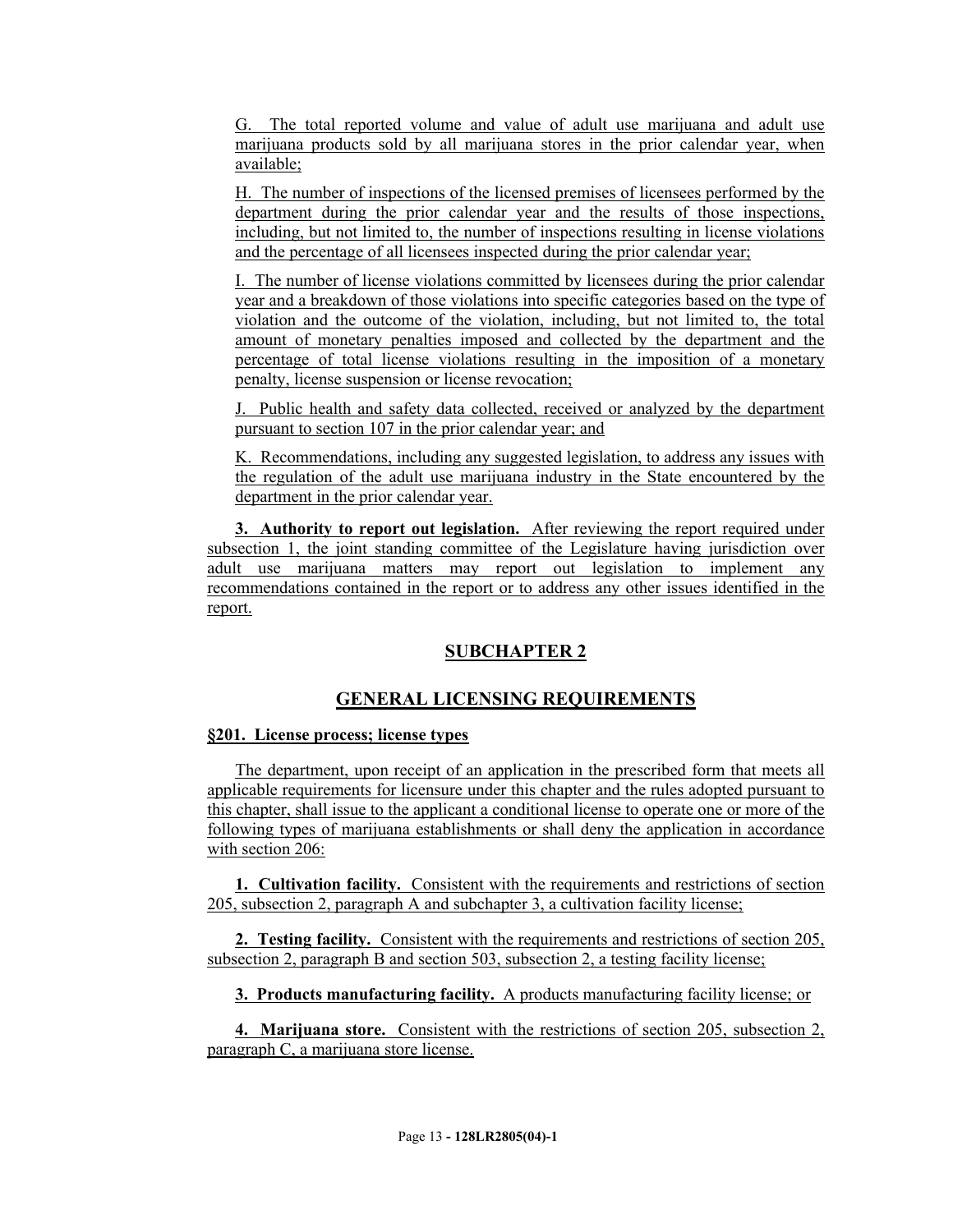G. The total reported volume and value of adult use marijuana and adult use marijuana products sold by all marijuana stores in the prior calendar year, when available;

H. The number of inspections of the licensed premises of licensees performed by the department during the prior calendar year and the results of those inspections, including, but not limited to, the number of inspections resulting in license violations and the percentage of all licensees inspected during the prior calendar year;

I. The number of license violations committed by licensees during the prior calendar year and a breakdown of those violations into specific categories based on the type of violation and the outcome of the violation, including, but not limited to, the total amount of monetary penalties imposed and collected by the department and the percentage of total license violations resulting in the imposition of a monetary penalty, license suspension or license revocation;

J. Public health and safety data collected, received or analyzed by the department pursuant to section 107 in the prior calendar year; and

K. Recommendations, including any suggested legislation, to address any issues with the regulation of the adult use marijuana industry in the State encountered by the department in the prior calendar year.

**3. Authority to report out legislation.** After reviewing the report required under subsection 1, the joint standing committee of the Legislature having jurisdiction over adult use marijuana matters may report out legislation to implement any recommendations contained in the report or to address any other issues identified in the report.

## SUBCHAPTER 2

## GENERAL LICENSING REQUIREMENTS

**§201. License process; license types**

The department, upon receipt of an application in the prescribed form that meets all applicable requirements for licensure under this chapter and the rules adopted pursuant to this chapter, shall issue to the applicant a conditional license to operate one or more of the following types of marijuana establishments or shall deny the application in accordance with section 206:

**1. Cultivation facility.** Consistent with the requirements and restrictions of section 205, subsection 2, paragraph A and subchapter 3, a cultivation facility license;

**2. Testing facility.** Consistent with the requirements and restrictions of section 205, subsection 2, paragraph B and section 503, subsection 2, a testing facility license;

**3. Products manufacturing facility.** A products manufacturing facility license; or

**4. Marijuana store.** Consistent with the restrictions of section 205, subsection 2, paragraph C, a marijuana store license.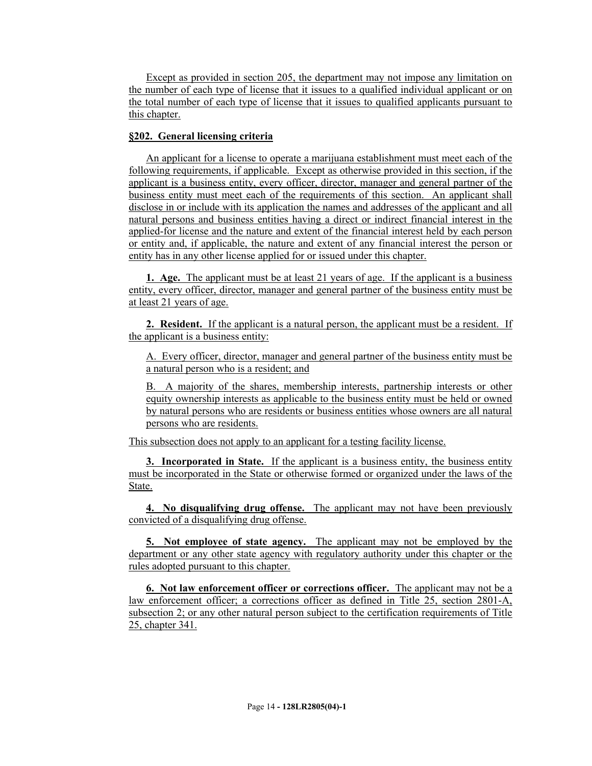Except as provided in section 205, the department may not impose any limitation on the number of each type of license that it issues to a qualified individual applicant or on the total number of each type of license that it issues to qualified applicants pursuant to this chapter.

**§202. General licensing criteria**

An applicant for a license to operate a marijuana establishment must meet each of the following requirements, if applicable. Except as otherwise provided in this section, if the applicant is a business entity, every officer, director, manager and general partner of the business entity must meet each of the requirements of this section. An applicant shall disclose in or include with its application the names and addresses of the applicant and all natural persons and business entities having a direct or indirect financial interest in the applied-for license and the nature and extent of the financial interest held by each person or entity and, if applicable, the nature and extent of any financial interest the person or entity has in any other license applied for or issued under this chapter.

**1. Age.** The applicant must be at least 21 years of age. If the applicant is a business entity, every officer, director, manager and general partner of the business entity must be at least 21 years of age.

**2. Resident.** If the applicant is a natural person, the applicant must be a resident. If the applicant is a business entity:

A. Every officer, director, manager and general partner of the business entity must be a natural person who is a resident; and

B. A majority of the shares, membership interests, partnership interests or other equity ownership interests as applicable to the business entity must be held or owned by natural persons who are residents or business entities whose owners are all natural persons who are residents.

This subsection does not apply to an applicant for a testing facility license.

**3. Incorporated in State.** If the applicant is a business entity, the business entity must be incorporated in the State or otherwise formed or organized under the laws of the State.

**4. No disqualifying drug offense.** The applicant may not have been previously convicted of a disqualifying drug offense.

**5. Not employee of state agency.** The applicant may not be employed by the department or any other state agency with regulatory authority under this chapter or the rules adopted pursuant to this chapter.

**6. Not law enforcement officer or corrections officer.** The applicant may not be a law enforcement officer; a corrections officer as defined in Title 25, section 2801-A, subsection 2; or any other natural person subject to the certification requirements of Title 25, chapter 341.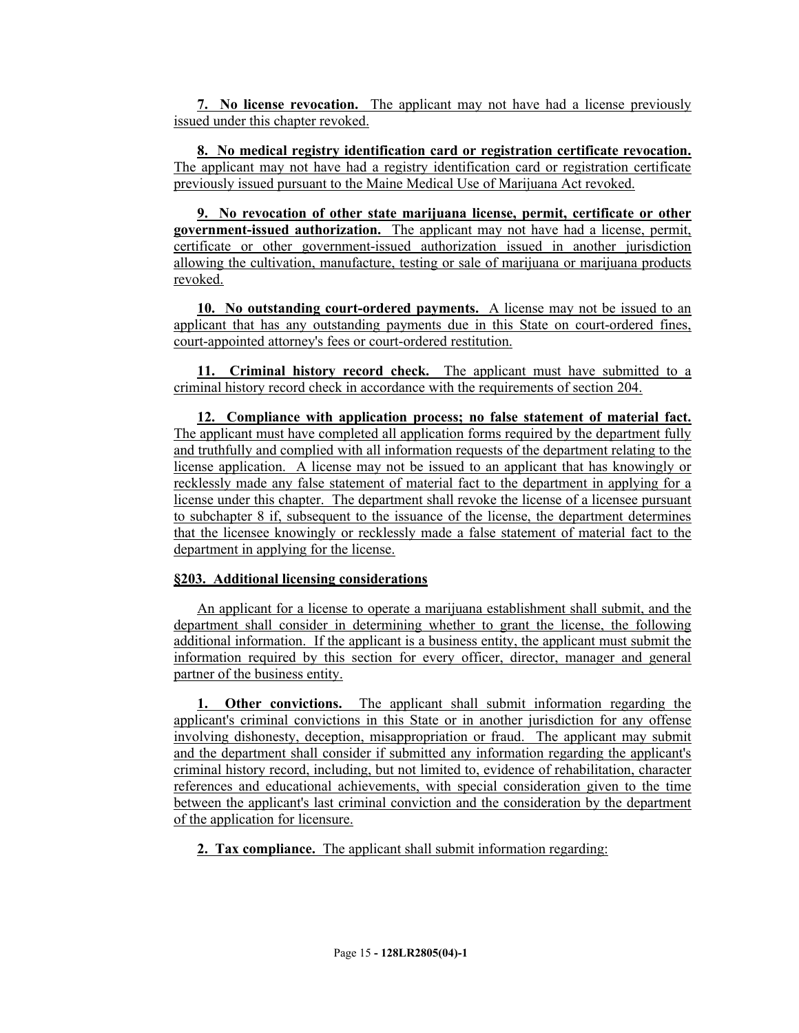**7. No license revocation.** The applicant may not have had a license previously issued under this chapter revoked.

**8. No medical registry identification card or registration certificate revocation.** The applicant may not have had a registry identification card or registration certificate previously issued pursuant to the Maine Medical Use of Marijuana Act revoked.

**9. No revocation of other state marijuana license, permit, certificate or other government-issued authorization.** The applicant may not have had a license, permit, certificate or other government-issued authorization issued in another jurisdiction allowing the cultivation, manufacture, testing or sale of marijuana or marijuana products revoked.

**10. No outstanding court-ordered payments.** A license may not be issued to an applicant that has any outstanding payments due in this State on court-ordered fines, court-appointed attorney's fees or court-ordered restitution.

**11. Criminal history record check.** The applicant must have submitted to a criminal history record check in accordance with the requirements of section 204.

**12. Compliance with application process; no false statement of material fact.** The applicant must have completed all application forms required by the department fully and truthfully and complied with all information requests of the department relating to the license application. A license may not be issued to an applicant that has knowingly or recklessly made any false statement of material fact to the department in applying for a license under this chapter. The department shall revoke the license of a licensee pursuant to subchapter 8 if, subsequent to the issuance of the license, the department determines that the licensee knowingly or recklessly made a false statement of material fact to the department in applying for the license.

**§203. Additional licensing considerations**

An applicant for a license to operate a marijuana establishment shall submit, and the department shall consider in determining whether to grant the license, the following additional information. If the applicant is a business entity, the applicant must submit the information required by this section for every officer, director, manager and general partner of the business entity.

**1. Other convictions.** The applicant shall submit information regarding the applicant's criminal convictions in this State or in another jurisdiction for any offense involving dishonesty, deception, misappropriation or fraud. The applicant may submit and the department shall consider if submitted any information regarding the applicant's criminal history record, including, but not limited to, evidence of rehabilitation, character references and educational achievements, with special consideration given to the time between the applicant's last criminal conviction and the consideration by the department of the application for licensure.

**2. Tax compliance.** The applicant shall submit information regarding: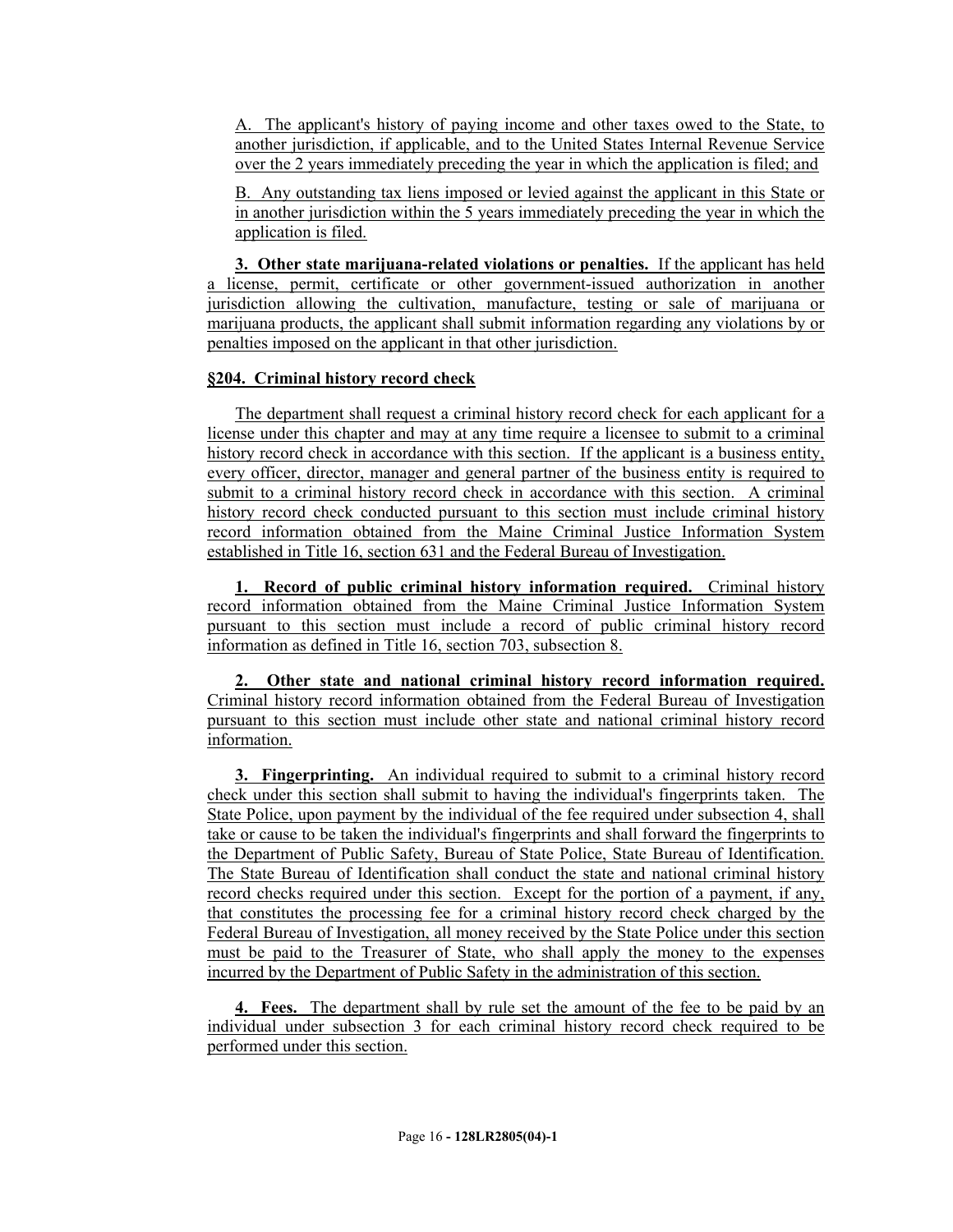A. The applicant's history of paying income and other taxes owed to the State, to another jurisdiction, if applicable, and to the United States Internal Revenue Service over the 2 years immediately preceding the year in which the application is filed; and

B. Any outstanding tax liens imposed or levied against the applicant in this State or in another jurisdiction within the 5 years immediately preceding the year in which the application is filed.

**3. Other state marijuana-related violations or penalties.** If the applicant has held a license, permit, certificate or other government-issued authorization in another jurisdiction allowing the cultivation, manufacture, testing or sale of marijuana or marijuana products, the applicant shall submit information regarding any violations by or penalties imposed on the applicant in that other jurisdiction.

**§204. Criminal history record check**

The department shall request a criminal history record check for each applicant for a license under this chapter and may at any time require a licensee to submit to a criminal history record check in accordance with this section. If the applicant is a business entity, every officer, director, manager and general partner of the business entity is required to submit to a criminal history record check in accordance with this section. A criminal history record check conducted pursuant to this section must include criminal history record information obtained from the Maine Criminal Justice Information System established in Title 16, section 631 and the Federal Bureau of Investigation.

**1. Record of public criminal history information required.** Criminal history record information obtained from the Maine Criminal Justice Information System pursuant to this section must include a record of public criminal history record information as defined in Title 16, section 703, subsection 8.

**2. Other state and national criminal history record information required.** Criminal history record information obtained from the Federal Bureau of Investigation pursuant to this section must include other state and national criminal history record information.

**3. Fingerprinting.** An individual required to submit to a criminal history record check under this section shall submit to having the individual's fingerprints taken. The State Police, upon payment by the individual of the fee required under subsection 4, shall take or cause to be taken the individual's fingerprints and shall forward the fingerprints to the Department of Public Safety, Bureau of State Police, State Bureau of Identification. The State Bureau of Identification shall conduct the state and national criminal history record checks required under this section. Except for the portion of a payment, if any, that constitutes the processing fee for a criminal history record check charged by the Federal Bureau of Investigation, all money received by the State Police under this section must be paid to the Treasurer of State, who shall apply the money to the expenses incurred by the Department of Public Safety in the administration of this section.

**4. Fees.** The department shall by rule set the amount of the fee to be paid by an individual under subsection 3 for each criminal history record check required to be performed under this section.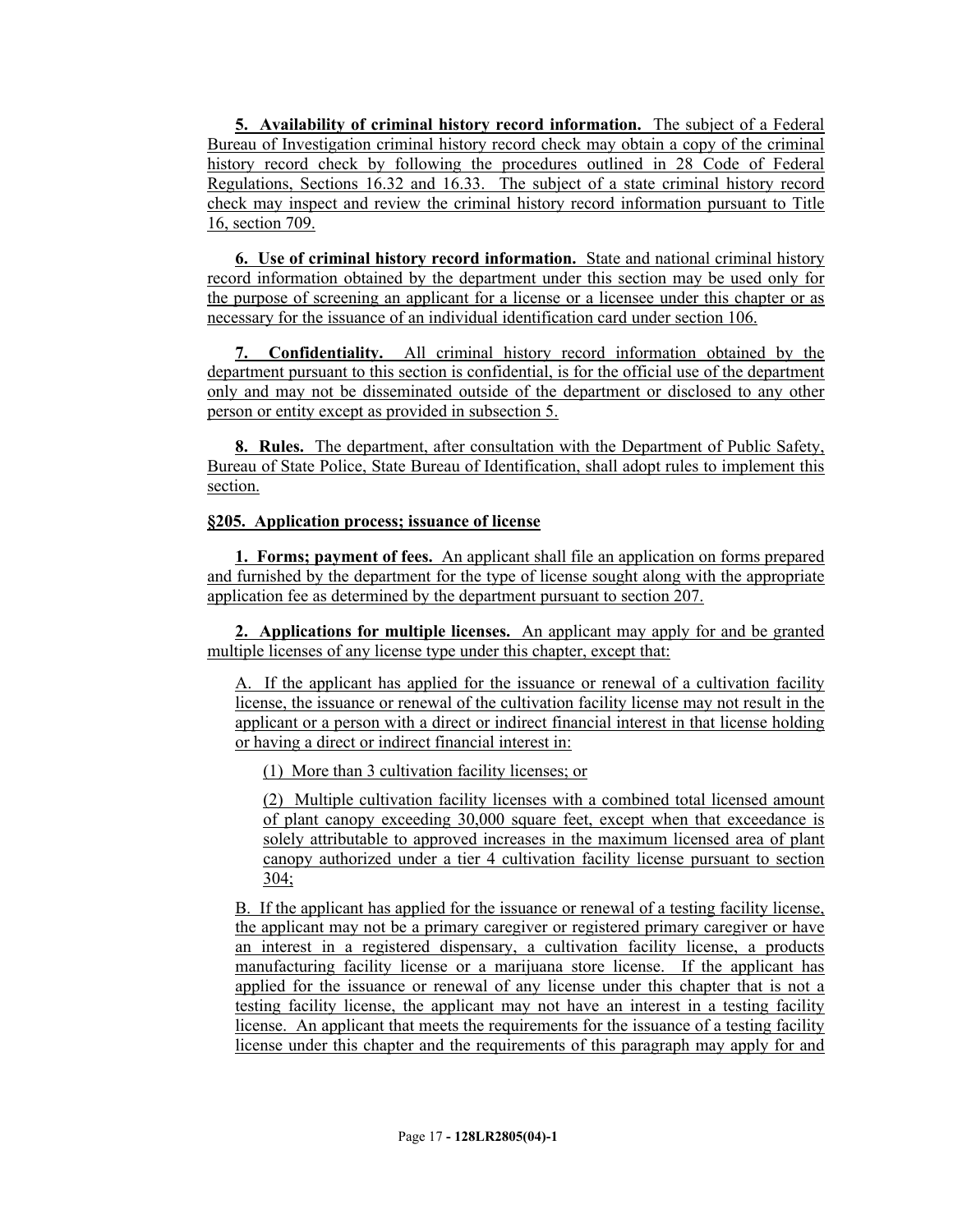**5. Availability of criminal history record information.** The subject of a Federal Bureau of Investigation criminal history record check may obtain a copy of the criminal history record check by following the procedures outlined in 28 Code of Federal Regulations, Sections 16.32 and 16.33. The subject of a state criminal history record check may inspect and review the criminal history record information pursuant to Title 16, section 709.

**6. Use of criminal history record information.** State and national criminal history record information obtained by the department under this section may be used only for the purpose of screening an applicant for a license or a licensee under this chapter or as necessary for the issuance of an individual identification card under section 106.

**7. Confidentiality.** All criminal history record information obtained by the department pursuant to this section is confidential, is for the official use of the department only and may not be disseminated outside of the department or disclosed to any other person or entity except as provided in subsection 5.

**8. Rules.** The department, after consultation with the Department of Public Safety, Bureau of State Police, State Bureau of Identification, shall adopt rules to implement this section.

**§205. Application process; issuance of license**

**1. Forms; payment of fees.** An applicant shall file an application on forms prepared and furnished by the department for the type of license sought along with the appropriate application fee as determined by the department pursuant to section 207.

**2. Applications for multiple licenses.** An applicant may apply for and be granted multiple licenses of any license type under this chapter, except that:

A. If the applicant has applied for the issuance or renewal of a cultivation facility license, the issuance or renewal of the cultivation facility license may not result in the applicant or a person with a direct or indirect financial interest in that license holding or having a direct or indirect financial interest in:

(1) More than 3 cultivation facility licenses; or

(2) Multiple cultivation facility licenses with a combined total licensed amount of plant canopy exceeding 30,000 square feet, except when that exceedance is solely attributable to approved increases in the maximum licensed area of plant canopy authorized under a tier 4 cultivation facility license pursuant to section 304;

B. If the applicant has applied for the issuance or renewal of a testing facility license, the applicant may not be a primary caregiver or registered primary caregiver or have an interest in a registered dispensary, a cultivation facility license, a products manufacturing facility license or a marijuana store license. If the applicant has applied for the issuance or renewal of any license under this chapter that is not a testing facility license, the applicant may not have an interest in a testing facility license. An applicant that meets the requirements for the issuance of a testing facility license under this chapter and the requirements of this paragraph may apply for and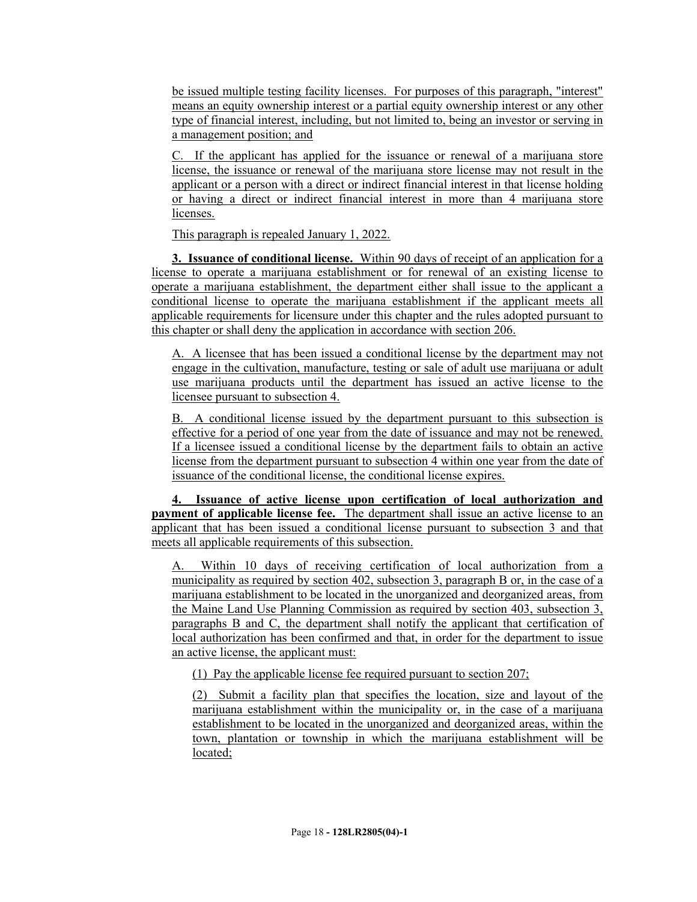be issued multiple testing facility licenses. For purposes of this paragraph, "interest" means an equity ownership interest or a partial equity ownership interest or any other type of financial interest, including, but not limited to, being an investor or serving in a management position; and

C. If the applicant has applied for the issuance or renewal of a marijuana store license, the issuance or renewal of the marijuana store license may not result in the applicant or a person with a direct or indirect financial interest in that license holding or having a direct or indirect financial interest in more than 4 marijuana store licenses.

This paragraph is repealed January 1, 2022.

**3. Issuance of conditional license.** Within 90 days of receipt of an application for a license to operate a marijuana establishment or for renewal of an existing license to operate a marijuana establishment, the department either shall issue to the applicant a conditional license to operate the marijuana establishment if the applicant meets all applicable requirements for licensure under this chapter and the rules adopted pursuant to this chapter or shall deny the application in accordance with section 206.

A. A licensee that has been issued a conditional license by the department may not engage in the cultivation, manufacture, testing or sale of adult use marijuana or adult use marijuana products until the department has issued an active license to the licensee pursuant to subsection 4.

B. A conditional license issued by the department pursuant to this subsection is effective for a period of one year from the date of issuance and may not be renewed. If a licensee issued a conditional license by the department fails to obtain an active license from the department pursuant to subsection 4 within one year from the date of issuance of the conditional license, the conditional license expires.

**4. Issuance of active license upon certification of local authorization and payment of applicable license fee.** The department shall issue an active license to an applicant that has been issued a conditional license pursuant to subsection 3 and that meets all applicable requirements of this subsection.

A. Within 10 days of receiving certification of local authorization from a municipality as required by section 402, subsection 3, paragraph B or, in the case of a marijuana establishment to be located in the unorganized and deorganized areas, from the Maine Land Use Planning Commission as required by section 403, subsection 3, paragraphs B and C, the department shall notify the applicant that certification of local authorization has been confirmed and that, in order for the department to issue an active license, the applicant must:

(1) Pay the applicable license fee required pursuant to section 207;

(2) Submit a facility plan that specifies the location, size and layout of the marijuana establishment within the municipality or, in the case of a marijuana establishment to be located in the unorganized and deorganized areas, within the town, plantation or township in which the marijuana establishment will be located;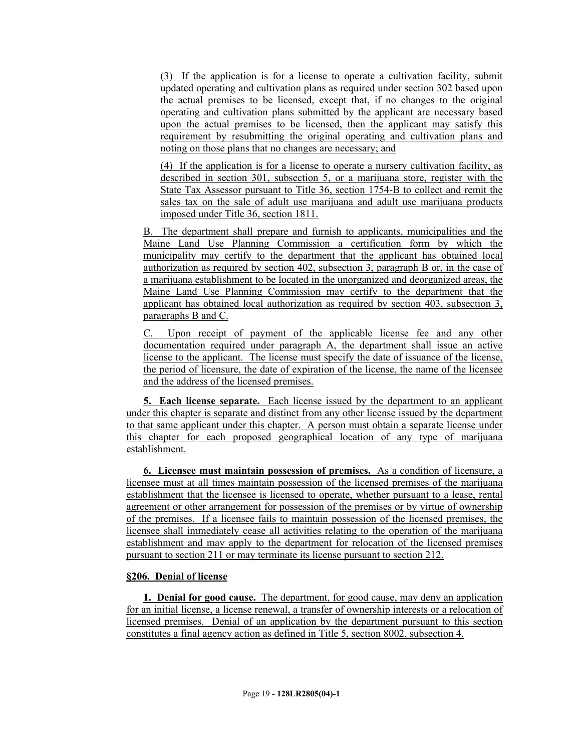(3) If the application is for a license to operate a cultivation facility, submit updated operating and cultivation plans as required under section 302 based upon the actual premises to be licensed, except that, if no changes to the original operating and cultivation plans submitted by the applicant are necessary based upon the actual premises to be licensed, then the applicant may satisfy this requirement by resubmitting the original operating and cultivation plans and noting on those plans that no changes are necessary; and

(4) If the application is for a license to operate a nursery cultivation facility, as described in section 301, subsection 5, or a marijuana store, register with the State Tax Assessor pursuant to Title 36, section 1754-B to collect and remit the sales tax on the sale of adult use marijuana and adult use marijuana products imposed under Title 36, section 1811.

B. The department shall prepare and furnish to applicants, municipalities and the Maine Land Use Planning Commission a certification form by which the municipality may certify to the department that the applicant has obtained local authorization as required by section 402, subsection 3, paragraph B or, in the case of a marijuana establishment to be located in the unorganized and deorganized areas, the Maine Land Use Planning Commission may certify to the department that the applicant has obtained local authorization as required by section 403, subsection 3, paragraphs B and C.

C. Upon receipt of payment of the applicable license fee and any other documentation required under paragraph A, the department shall issue an active license to the applicant. The license must specify the date of issuance of the license, the period of licensure, the date of expiration of the license, the name of the licensee and the address of the licensed premises.

**5. Each license separate.** Each license issued by the department to an applicant under this chapter is separate and distinct from any other license issued by the department to that same applicant under this chapter. A person must obtain a separate license under this chapter for each proposed geographical location of any type of marijuana establishment.

**6. Licensee must maintain possession of premises.** As a condition of licensure, a licensee must at all times maintain possession of the licensed premises of the marijuana establishment that the licensee is licensed to operate, whether pursuant to a lease, rental agreement or other arrangement for possession of the premises or by virtue of ownership of the premises. If a licensee fails to maintain possession of the licensed premises, the licensee shall immediately cease all activities relating to the operation of the marijuana establishment and may apply to the department for relocation of the licensed premises pursuant to section 211 or may terminate its license pursuant to section 212.

**§206. Denial of license**

**1. Denial for good cause.** The department, for good cause, may deny an application for an initial license, a license renewal, a transfer of ownership interests or a relocation of licensed premises. Denial of an application by the department pursuant to this section constitutes a final agency action as defined in Title 5, section 8002, subsection 4.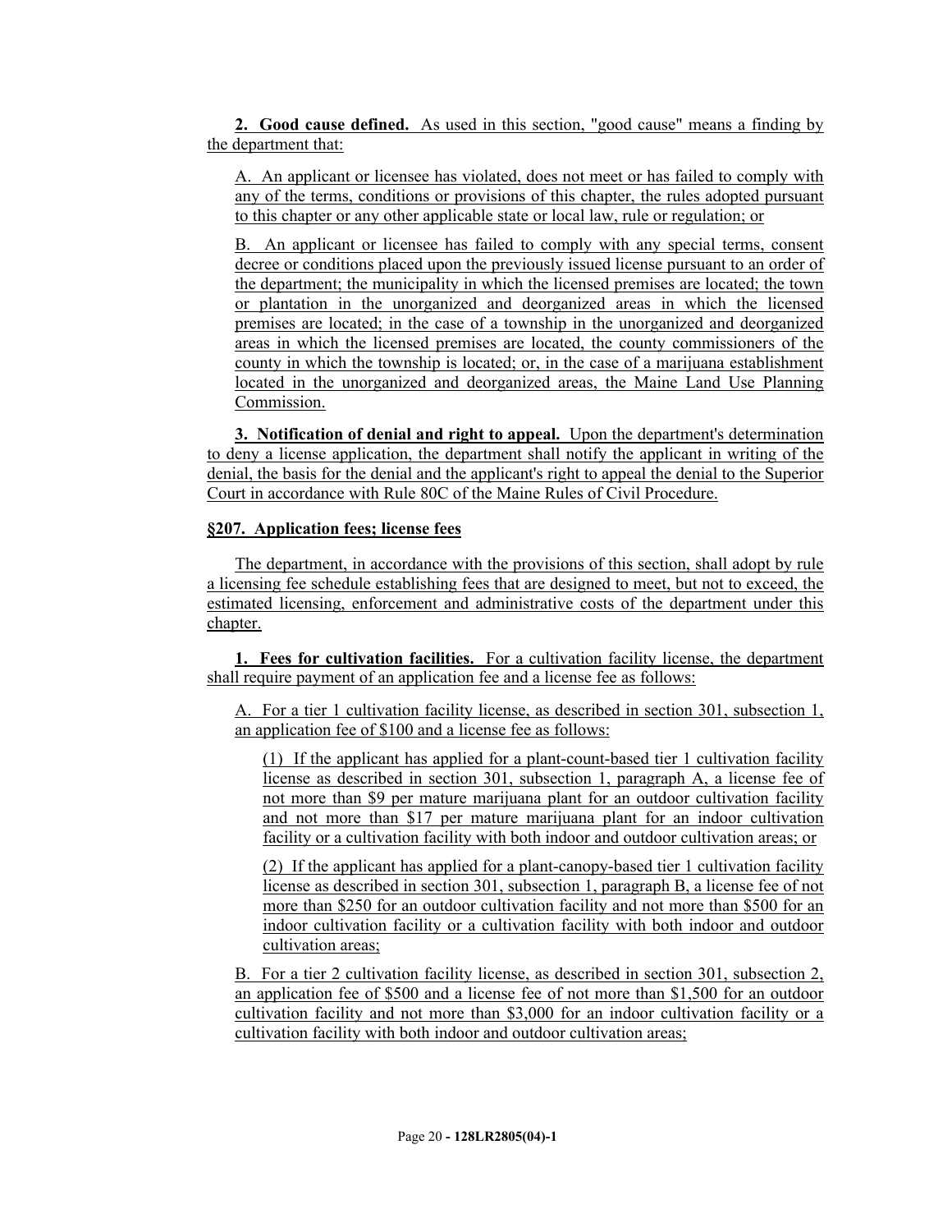**2. Good cause defined.** As used in this section, "good cause" means a finding by the department that:

A. An applicant or licensee has violated, does not meet or has failed to comply with any of the terms, conditions or provisions of this chapter, the rules adopted pursuant to this chapter or any other applicable state or local law, rule or regulation; or

B. An applicant or licensee has failed to comply with any special terms, consent decree or conditions placed upon the previously issued license pursuant to an order of the department; the municipality in which the licensed premises are located; the town or plantation in the unorganized and deorganized areas in which the licensed premises are located; in the case of a township in the unorganized and deorganized areas in which the licensed premises are located, the county commissioners of the county in which the township is located; or, in the case of a marijuana establishment located in the unorganized and deorganized areas, the Maine Land Use Planning Commission.

**3. Notification of denial and right to appeal.** Upon the department's determination to deny a license application, the department shall notify the applicant in writing of the denial, the basis for the denial and the applicant's right to appeal the denial to the Superior Court in accordance with Rule 80C of the Maine Rules of Civil Procedure.

**§207. Application fees; license fees**

The department, in accordance with the provisions of this section, shall adopt by rule a licensing fee schedule establishing fees that are designed to meet, but not to exceed, the estimated licensing, enforcement and administrative costs of the department under this chapter.

**1. Fees for cultivation facilities.** For a cultivation facility license, the department shall require payment of an application fee and a license fee as follows:

A. For a tier 1 cultivation facility license, as described in section 301, subsection 1, an application fee of $100 and a license fee as follows:

(1) If the applicant has applied for a plant-count-based tier 1 cultivation facility license as described in section 301, subsection 1, paragraph A, a license fee of not more than $9 per mature marijuana plant for an outdoor cultivation facility and not more than $17 per mature marijuana plant for an indoor cultivation facility or a cultivation facility with both indoor and outdoor cultivation areas; or

(2) If the applicant has applied for a plant-canopy-based tier 1 cultivation facility license as described in section 301, subsection 1, paragraph B, a license fee of not more than $250 for an outdoor cultivation facility and not more than $500 for an indoor cultivation facility or a cultivation facility with both indoor and outdoor cultivation areas;

B. For a tier 2 cultivation facility license, as described in section 301, subsection 2, an application fee of $500 and a license fee of not more than $1,500 for an outdoor cultivation facility and not more than $3,000 for an indoor cultivation facility or a cultivation facility with both indoor and outdoor cultivation areas;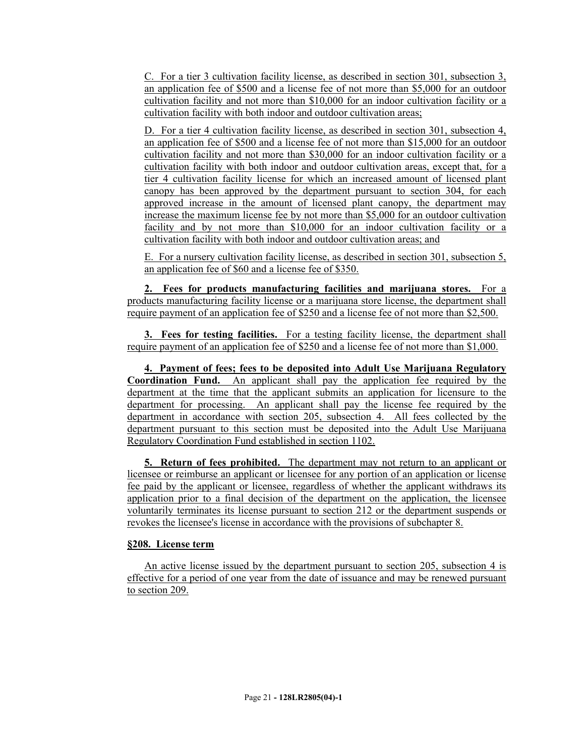C. For a tier 3 cultivation facility license, as described in section 301, subsection 3, an application fee of $500 and a license fee of not more than $5,000 for an outdoor cultivation facility and not more than $10,000 for an indoor cultivation facility or a cultivation facility with both indoor and outdoor cultivation areas;

D. For a tier 4 cultivation facility license, as described in section 301, subsection 4, an application fee of $500 and a license fee of not more than $15,000 for an outdoor cultivation facility and not more than $30,000 for an indoor cultivation facility or a cultivation facility with both indoor and outdoor cultivation areas, except that, for a tier 4 cultivation facility license for which an increased amount of licensed plant canopy has been approved by the department pursuant to section 304, for each approved increase in the amount of licensed plant canopy, the department may increase the maximum license fee by not more than $5,000 for an outdoor cultivation facility and by not more than $10,000 for an indoor cultivation facility or a cultivation facility with both indoor and outdoor cultivation areas; and

E. For a nursery cultivation facility license, as described in section 301, subsection 5, an application fee of $60 and a license fee of $350.

**2. Fees for products manufacturing facilities and marijuana stores.** For a products manufacturing facility license or a marijuana store license, the department shall require payment of an application fee of $250 and a license fee of not more than $2,500.

**3. Fees for testing facilities.** For a testing facility license, the department shall require payment of an application fee of $250 and a license fee of not more than $1,000.

**4. Payment of fees; fees to be deposited into Adult Use Marijuana Regulatory Coordination Fund.** An applicant shall pay the application fee required by the department at the time that the applicant submits an application for licensure to the department for processing. An applicant shall pay the license fee required by the department in accordance with section 205, subsection 4. All fees collected by the department pursuant to this section must be deposited into the Adult Use Marijuana Regulatory Coordination Fund established in section 1102.

**5. Return of fees prohibited.** The department may not return to an applicant or licensee or reimburse an applicant or licensee for any portion of an application or license fee paid by the applicant or licensee, regardless of whether the applicant withdraws its application prior to a final decision of the department on the application, the licensee voluntarily terminates its license pursuant to section 212 or the department suspends or revokes the licensee's license in accordance with the provisions of subchapter 8.

**§208. License term**

An active license issued by the department pursuant to section 205, subsection 4 is effective for a period of one year from the date of issuance and may be renewed pursuant to section 209.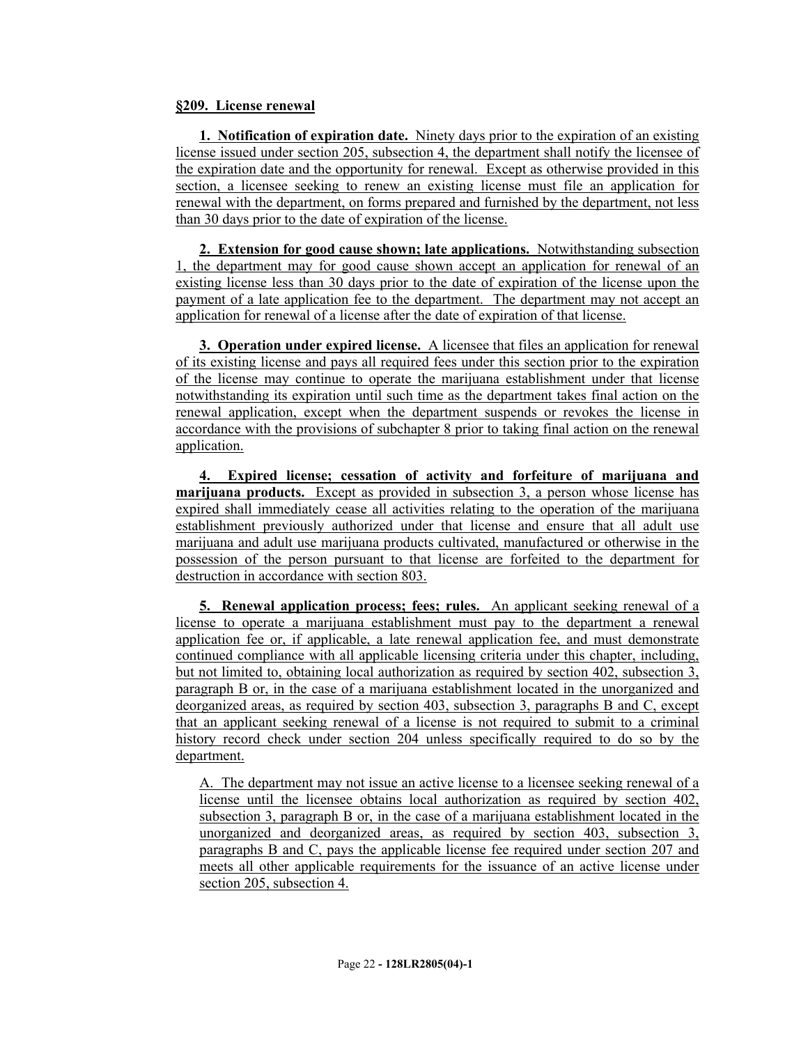**§209. License renewal**

**1. Notification of expiration date.** Ninety days prior to the expiration of an existing license issued under section 205, subsection 4, the department shall notify the licensee of the expiration date and the opportunity for renewal. Except as otherwise provided in this section, a licensee seeking to renew an existing license must file an application for renewal with the department, on forms prepared and furnished by the department, not less than 30 days prior to the date of expiration of the license.

**2. Extension for good cause shown; late applications.** Notwithstanding subsection 1, the department may for good cause shown accept an application for renewal of an existing license less than 30 days prior to the date of expiration of the license upon the payment of a late application fee to the department. The department may not accept an application for renewal of a license after the date of expiration of that license.

**3. Operation under expired license.** A licensee that files an application for renewal of its existing license and pays all required fees under this section prior to the expiration of the license may continue to operate the marijuana establishment under that license notwithstanding its expiration until such time as the department takes final action on the renewal application, except when the department suspends or revokes the license in accordance with the provisions of subchapter 8 prior to taking final action on the renewal application.

**4. Expired license; cessation of activity and forfeiture of marijuana and marijuana products.** Except as provided in subsection 3, a person whose license has expired shall immediately cease all activities relating to the operation of the marijuana establishment previously authorized under that license and ensure that all adult use marijuana and adult use marijuana products cultivated, manufactured or otherwise in the possession of the person pursuant to that license are forfeited to the department for destruction in accordance with section 803.

**5. Renewal application process; fees; rules.** An applicant seeking renewal of a license to operate a marijuana establishment must pay to the department a renewal application fee or, if applicable, a late renewal application fee, and must demonstrate continued compliance with all applicable licensing criteria under this chapter, including, but not limited to, obtaining local authorization as required by section 402, subsection 3, paragraph B or, in the case of a marijuana establishment located in the unorganized and deorganized areas, as required by section 403, subsection 3, paragraphs B and C, except that an applicant seeking renewal of a license is not required to submit to a criminal history record check under section 204 unless specifically required to do so by the department.

A. The department may not issue an active license to a licensee seeking renewal of a license until the licensee obtains local authorization as required by section 402, subsection 3, paragraph B or, in the case of a marijuana establishment located in the unorganized and deorganized areas, as required by section 403, subsection 3, paragraphs B and C, pays the applicable license fee required under section 207 and meets all other applicable requirements for the issuance of an active license under section 205, subsection 4.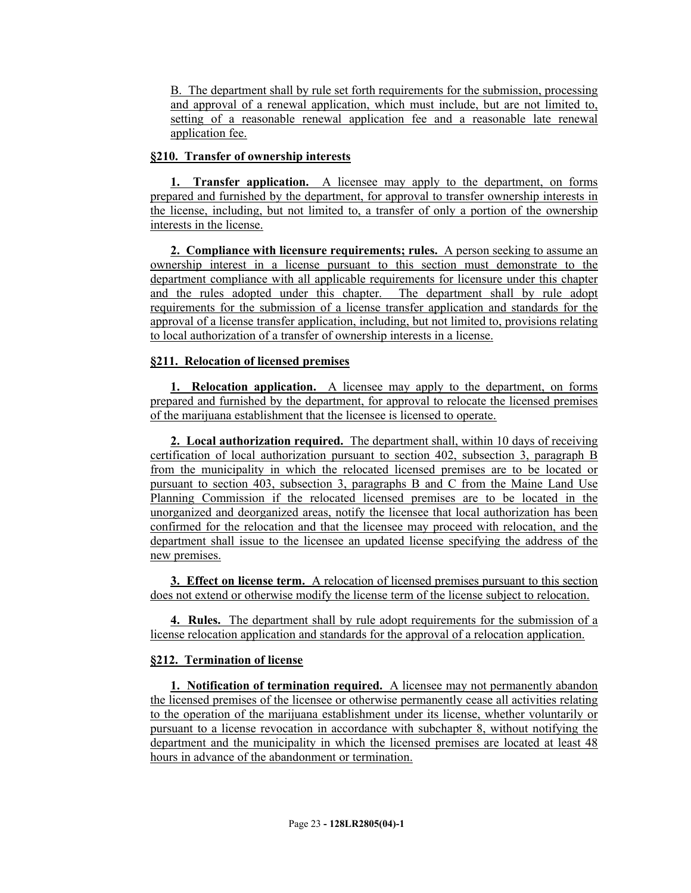B. The department shall by rule set forth requirements for the submission, processing and approval of a renewal application, which must include, but are not limited to, setting of a reasonable renewal application fee and a reasonable late renewal application fee.

**§210. Transfer of ownership interests**

**1. Transfer application.** A licensee may apply to the department, on forms prepared and furnished by the department, for approval to transfer ownership interests in the license, including, but not limited to, a transfer of only a portion of the ownership interests in the license.

**2. Compliance with licensure requirements; rules.** A person seeking to assume an ownership interest in a license pursuant to this section must demonstrate to the department compliance with all applicable requirements for licensure under this chapter and the rules adopted under this chapter. The department shall by rule adopt requirements for the submission of a license transfer application and standards for the approval of a license transfer application, including, but not limited to, provisions relating to local authorization of a transfer of ownership interests in a license.

**§211. Relocation of licensed premises**

**1. Relocation application.** A licensee may apply to the department, on forms prepared and furnished by the department, for approval to relocate the licensed premises of the marijuana establishment that the licensee is licensed to operate.

**2. Local authorization required.** The department shall, within 10 days of receiving certification of local authorization pursuant to section 402, subsection 3, paragraph B from the municipality in which the relocated licensed premises are to be located or pursuant to section 403, subsection 3, paragraphs B and C from the Maine Land Use Planning Commission if the relocated licensed premises are to be located in the unorganized and deorganized areas, notify the licensee that local authorization has been confirmed for the relocation and that the licensee may proceed with relocation, and the department shall issue to the licensee an updated license specifying the address of the new premises.

**3. Effect on license term.** A relocation of licensed premises pursuant to this section does not extend or otherwise modify the license term of the license subject to relocation.

**4. Rules.** The department shall by rule adopt requirements for the submission of a license relocation application and standards for the approval of a relocation application.

**§212. Termination of license**

**1. Notification of termination required.** A licensee may not permanently abandon the licensed premises of the licensee or otherwise permanently cease all activities relating to the operation of the marijuana establishment under its license, whether voluntarily or pursuant to a license revocation in accordance with subchapter 8, without notifying the department and the municipality in which the licensed premises are located at least 48 hours in advance of the abandonment or termination.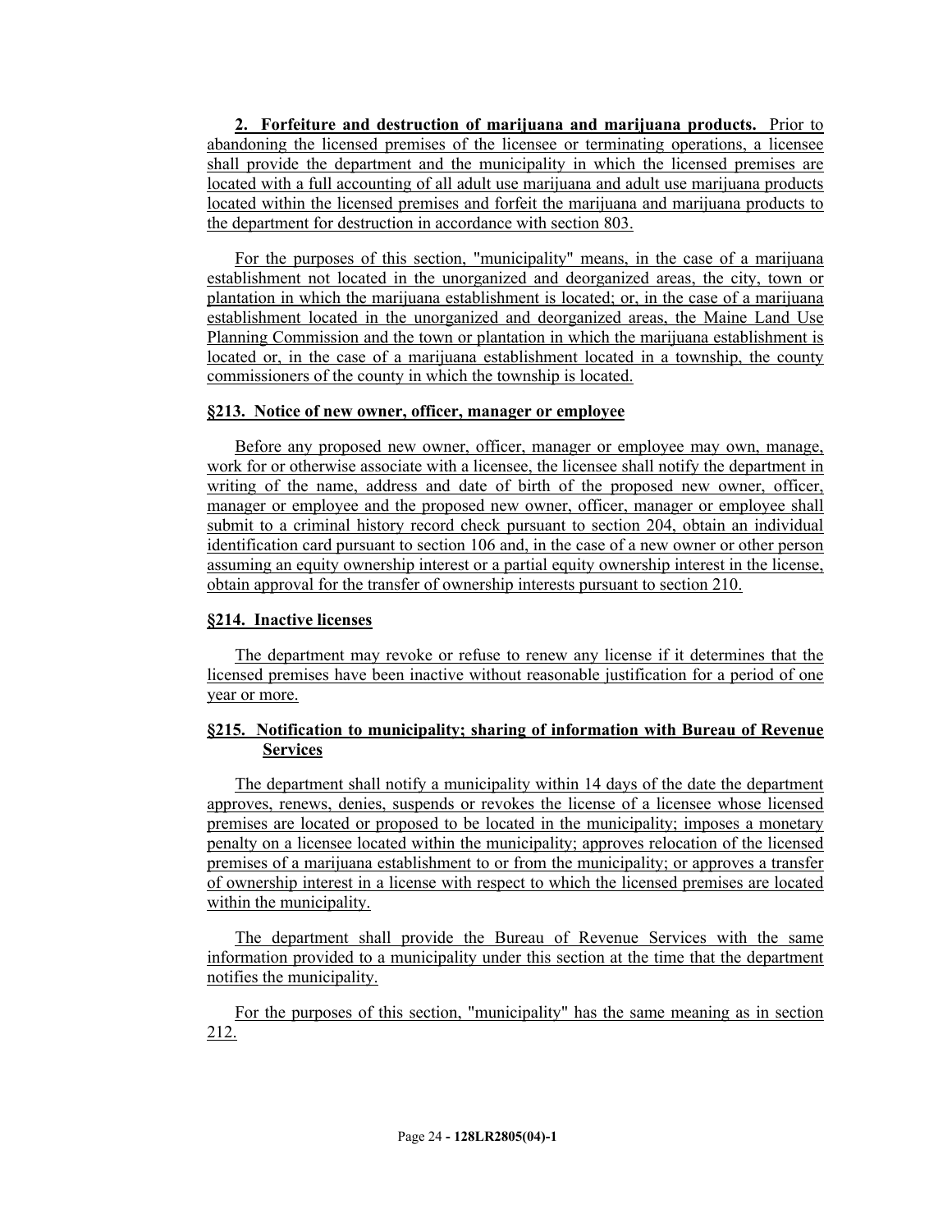**2. Forfeiture and destruction of marijuana and marijuana products.** Prior to abandoning the licensed premises of the licensee or terminating operations, a licensee shall provide the department and the municipality in which the licensed premises are located with a full accounting of all adult use marijuana and adult use marijuana products located within the licensed premises and forfeit the marijuana and marijuana products to the department for destruction in accordance with section 803.

For the purposes of this section, "municipality" means, in the case of a marijuana establishment not located in the unorganized and deorganized areas, the city, town or plantation in which the marijuana establishment is located; or, in the case of a marijuana establishment located in the unorganized and deorganized areas, the Maine Land Use Planning Commission and the town or plantation in which the marijuana establishment is located or, in the case of a marijuana establishment located in a township, the county commissioners of the county in which the township is located.

**§213. Notice of new owner, officer, manager or employee**

Before any proposed new owner, officer, manager or employee may own, manage, work for or otherwise associate with a licensee, the licensee shall notify the department in writing of the name, address and date of birth of the proposed new owner, officer, manager or employee and the proposed new owner, officer, manager or employee shall submit to a criminal history record check pursuant to section 204, obtain an individual identification card pursuant to section 106 and, in the case of a new owner or other person assuming an equity ownership interest or a partial equity ownership interest in the license, obtain approval for the transfer of ownership interests pursuant to section 210.

**§214. Inactive licenses**

The department may revoke or refuse to renew any license if it determines that the licensed premises have been inactive without reasonable justification for a period of one year or more.

**§215. Notification to municipality; sharing of information with Bureau of Revenue Services**

The department shall notify a municipality within 14 days of the date the department approves, renews, denies, suspends or revokes the license of a licensee whose licensed premises are located or proposed to be located in the municipality; imposes a monetary penalty on a licensee located within the municipality; approves relocation of the licensed premises of a marijuana establishment to or from the municipality; or approves a transfer of ownership interest in a license with respect to which the licensed premises are located within the municipality.

The department shall provide the Bureau of Revenue Services with the same information provided to a municipality under this section at the time that the department notifies the municipality.

For the purposes of this section, "municipality" has the same meaning as in section 212.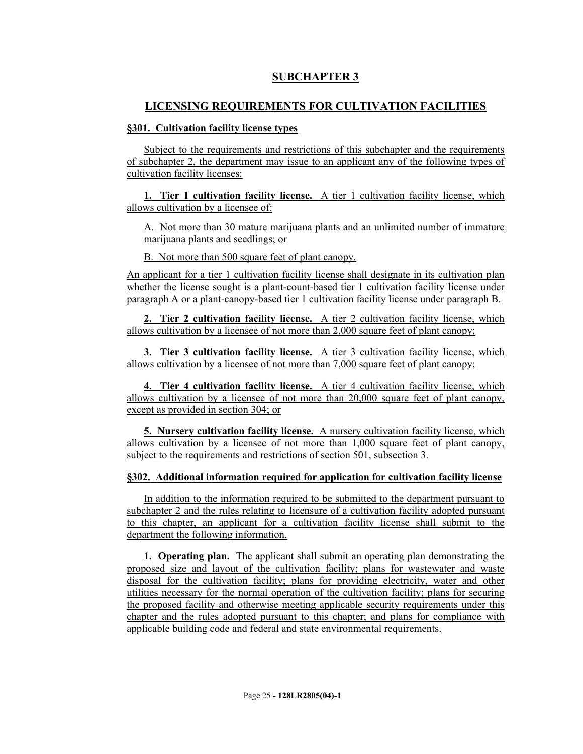## SUBCHAPTER 3

## LICENSING REQUIREMENTS FOR CULTIVATION FACILITIES

### §301. Cultivation facility license types

Subject to the requirements and restrictions of this subchapter and the requirements of subchapter 2, the department may issue to an applicant any of the following types of cultivation facility licenses:

**1. Tier 1 cultivation facility license.** A tier 1 cultivation facility license, which allows cultivation by a licensee of:

A. Not more than 30 mature marijuana plants and an unlimited number of immature marijuana plants and seedlings; or

B. Not more than 500 square feet of plant canopy.

An applicant for a tier 1 cultivation facility license shall designate in its cultivation plan whether the license sought is a plant-count-based tier 1 cultivation facility license under paragraph A or a plant-canopy-based tier 1 cultivation facility license under paragraph B.

**2. Tier 2 cultivation facility license.** A tier 2 cultivation facility license, which allows cultivation by a licensee of not more than 2,000 square feet of plant canopy;

**3. Tier 3 cultivation facility license.** A tier 3 cultivation facility license, which allows cultivation by a licensee of not more than 7,000 square feet of plant canopy;

**4. Tier 4 cultivation facility license.** A tier 4 cultivation facility license, which allows cultivation by a licensee of not more than 20,000 square feet of plant canopy, except as provided in section 304; or

**5. Nursery cultivation facility license.** A nursery cultivation facility license, which allows cultivation by a licensee of not more than 1,000 square feet of plant canopy, subject to the requirements and restrictions of section 501, subsection 3.

### §302. Additional information required for application for cultivation facility license

In addition to the information required to be submitted to the department pursuant to subchapter 2 and the rules relating to licensure of a cultivation facility adopted pursuant to this chapter, an applicant for a cultivation facility license shall submit to the department the following information.

**1. Operating plan.** The applicant shall submit an operating plan demonstrating the proposed size and layout of the cultivation facility; plans for wastewater and waste disposal for the cultivation facility; plans for providing electricity, water and other utilities necessary for the normal operation of the cultivation facility; plans for securing the proposed facility and otherwise meeting applicable security requirements under this chapter and the rules adopted pursuant to this chapter; and plans for compliance with applicable building code and federal and state environmental requirements.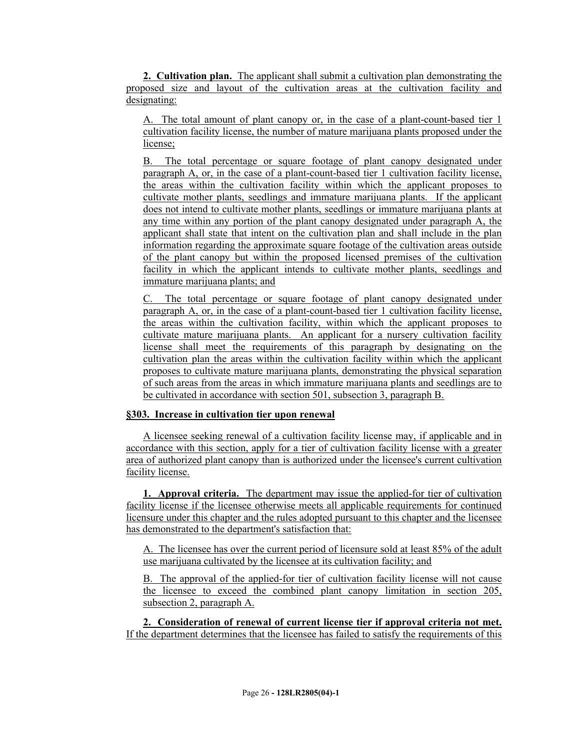**2. Cultivation plan.** The applicant shall submit a cultivation plan demonstrating the proposed size and layout of the cultivation areas at the cultivation facility and designating:

A. The total amount of plant canopy or, in the case of a plant-count-based tier 1 cultivation facility license, the number of mature marijuana plants proposed under the license;

B. The total percentage or square footage of plant canopy designated under paragraph A, or, in the case of a plant-count-based tier 1 cultivation facility license, the areas within the cultivation facility within which the applicant proposes to cultivate mother plants, seedlings and immature marijuana plants. If the applicant does not intend to cultivate mother plants, seedlings or immature marijuana plants at any time within any portion of the plant canopy designated under paragraph A, the applicant shall state that intent on the cultivation plan and shall include in the plan information regarding the approximate square footage of the cultivation areas outside of the plant canopy but within the proposed licensed premises of the cultivation facility in which the applicant intends to cultivate mother plants, seedlings and immature marijuana plants; and

C. The total percentage or square footage of plant canopy designated under paragraph A, or, in the case of a plant-count-based tier 1 cultivation facility license, the areas within the cultivation facility, within which the applicant proposes to cultivate mature marijuana plants. An applicant for a nursery cultivation facility license shall meet the requirements of this paragraph by designating on the cultivation plan the areas within the cultivation facility within which the applicant proposes to cultivate mature marijuana plants, demonstrating the physical separation of such areas from the areas in which immature marijuana plants and seedlings are to be cultivated in accordance with section 501, subsection 3, paragraph B.

**§303. Increase in cultivation tier upon renewal**

A licensee seeking renewal of a cultivation facility license may, if applicable and in accordance with this section, apply for a tier of cultivation facility license with a greater area of authorized plant canopy than is authorized under the licensee's current cultivation facility license.

**1. Approval criteria.** The department may issue the applied-for tier of cultivation facility license if the licensee otherwise meets all applicable requirements for continued licensure under this chapter and the rules adopted pursuant to this chapter and the licensee has demonstrated to the department's satisfaction that:

A. The licensee has over the current period of licensure sold at least 85% of the adult use marijuana cultivated by the licensee at its cultivation facility; and

B. The approval of the applied-for tier of cultivation facility license will not cause the licensee to exceed the combined plant canopy limitation in section 205, subsection 2, paragraph A.

**2. Consideration of renewal of current license tier if approval criteria not met.** If the department determines that the licensee has failed to satisfy the requirements of this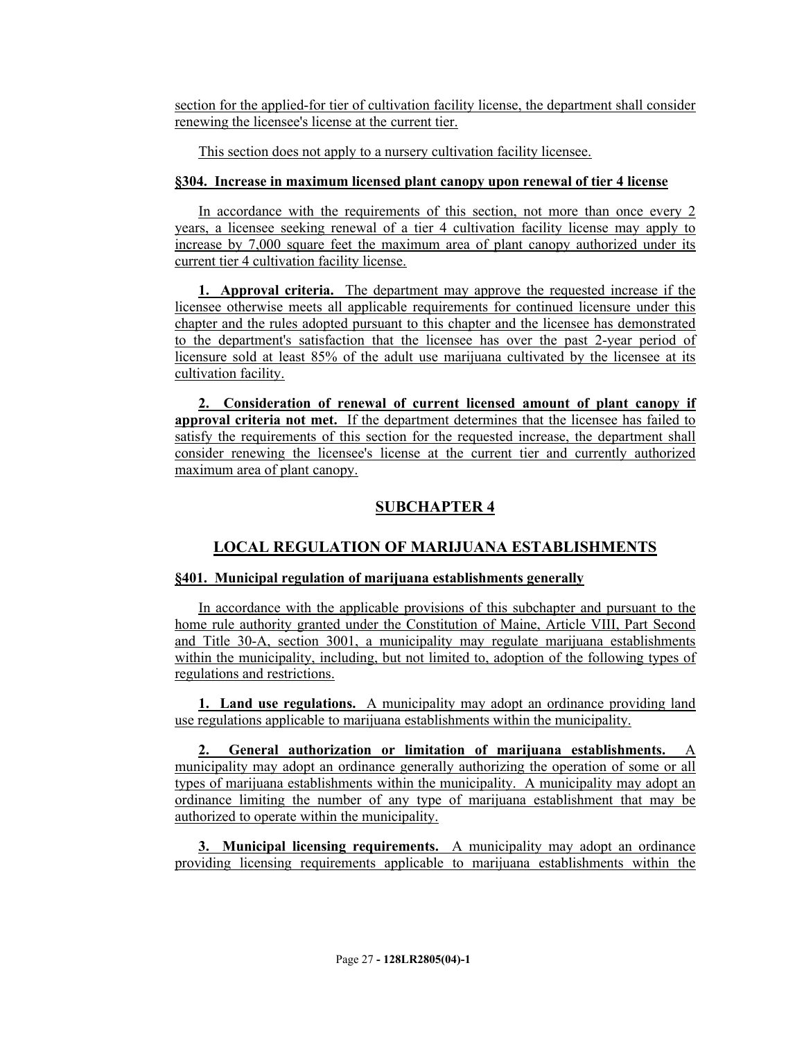section for the applied-for tier of cultivation facility license, the department shall consider renewing the licensee's license at the current tier.

This section does not apply to a nursery cultivation facility licensee.

**§304. Increase in maximum licensed plant canopy upon renewal of tier 4 license**

In accordance with the requirements of this section, not more than once every 2 years, a licensee seeking renewal of a tier 4 cultivation facility license may apply to increase by 7,000 square feet the maximum area of plant canopy authorized under its current tier 4 cultivation facility license.

**1. Approval criteria.** The department may approve the requested increase if the licensee otherwise meets all applicable requirements for continued licensure under this chapter and the rules adopted pursuant to this chapter and the licensee has demonstrated to the department's satisfaction that the licensee has over the past 2-year period of licensure sold at least 85% of the adult use marijuana cultivated by the licensee at its cultivation facility.

**2. Consideration of renewal of current licensed amount of plant canopy if approval criteria not met.** If the department determines that the licensee has failed to satisfy the requirements of this section for the requested increase, the department shall consider renewing the licensee's license at the current tier and currently authorized maximum area of plant canopy.

## SUBCHAPTER 4

## LOCAL REGULATION OF MARIJUANA ESTABLISHMENTS

**§401. Municipal regulation of marijuana establishments generally**

In accordance with the applicable provisions of this subchapter and pursuant to the home rule authority granted under the Constitution of Maine, Article VIII, Part Second and Title 30-A, section 3001, a municipality may regulate marijuana establishments within the municipality, including, but not limited to, adoption of the following types of regulations and restrictions.

**1. Land use regulations.** A municipality may adopt an ordinance providing land use regulations applicable to marijuana establishments within the municipality.

**2. General authorization or limitation of marijuana establishments.** A municipality may adopt an ordinance generally authorizing the operation of some or all types of marijuana establishments within the municipality. A municipality may adopt an ordinance limiting the number of any type of marijuana establishment that may be authorized to operate within the municipality.

**3. Municipal licensing requirements.** A municipality may adopt an ordinance providing licensing requirements applicable to marijuana establishments within the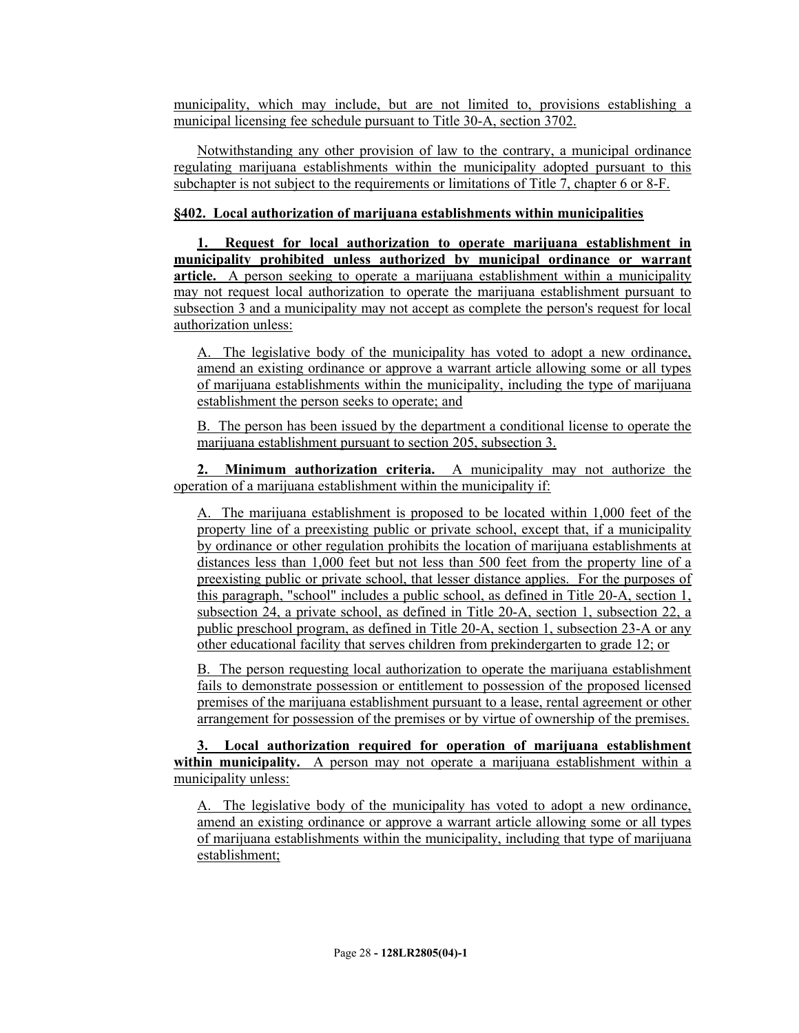municipality, which may include, but are not limited to, provisions establishing a municipal licensing fee schedule pursuant to Title 30-A, section 3702.

Notwithstanding any other provision of law to the contrary, a municipal ordinance regulating marijuana establishments within the municipality adopted pursuant to this subchapter is not subject to the requirements or limitations of Title 7, chapter 6 or 8-F.

**§402. Local authorization of marijuana establishments within municipalities**

**1. Request for local authorization to operate marijuana establishment in municipality prohibited unless authorized by municipal ordinance or warrant article.** A person seeking to operate a marijuana establishment within a municipality may not request local authorization to operate the marijuana establishment pursuant to subsection 3 and a municipality may not accept as complete the person's request for local authorization unless:

A. The legislative body of the municipality has voted to adopt a new ordinance, amend an existing ordinance or approve a warrant article allowing some or all types of marijuana establishments within the municipality, including the type of marijuana establishment the person seeks to operate; and

B. The person has been issued by the department a conditional license to operate the marijuana establishment pursuant to section 205, subsection 3.

**2. Minimum authorization criteria.** A municipality may not authorize the operation of a marijuana establishment within the municipality if:

A. The marijuana establishment is proposed to be located within 1,000 feet of the property line of a preexisting public or private school, except that, if a municipality by ordinance or other regulation prohibits the location of marijuana establishments at distances less than 1,000 feet but not less than 500 feet from the property line of a preexisting public or private school, that lesser distance applies. For the purposes of this paragraph, "school" includes a public school, as defined in Title 20-A, section 1, subsection 24, a private school, as defined in Title 20-A, section 1, subsection 22, a public preschool program, as defined in Title 20-A, section 1, subsection 23-A or any other educational facility that serves children from prekindergarten to grade 12; or

B. The person requesting local authorization to operate the marijuana establishment fails to demonstrate possession or entitlement to possession of the proposed licensed premises of the marijuana establishment pursuant to a lease, rental agreement or other arrangement for possession of the premises or by virtue of ownership of the premises.

**3. Local authorization required for operation of marijuana establishment within municipality.** A person may not operate a marijuana establishment within a municipality unless:

A. The legislative body of the municipality has voted to adopt a new ordinance, amend an existing ordinance or approve a warrant article allowing some or all types of marijuana establishments within the municipality, including that type of marijuana establishment;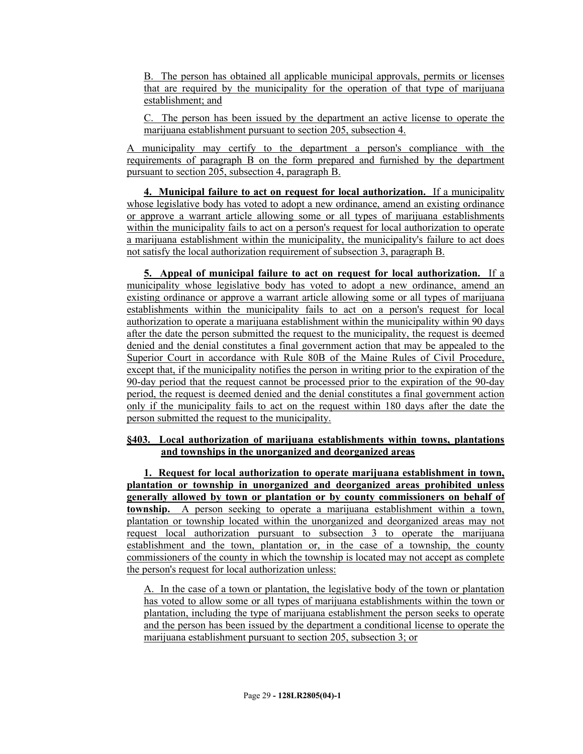B. The person has obtained all applicable municipal approvals, permits or licenses that are required by the municipality for the operation of that type of marijuana establishment; and

C. The person has been issued by the department an active license to operate the marijuana establishment pursuant to section 205, subsection 4.

A municipality may certify to the department a person's compliance with the requirements of paragraph B on the form prepared and furnished by the department pursuant to section 205, subsection 4, paragraph B.

**4. Municipal failure to act on request for local authorization.** If a municipality whose legislative body has voted to adopt a new ordinance, amend an existing ordinance or approve a warrant article allowing some or all types of marijuana establishments within the municipality fails to act on a person's request for local authorization to operate a marijuana establishment within the municipality, the municipality's failure to act does not satisfy the local authorization requirement of subsection 3, paragraph B.

**5. Appeal of municipal failure to act on request for local authorization.** If a municipality whose legislative body has voted to adopt a new ordinance, amend an existing ordinance or approve a warrant article allowing some or all types of marijuana establishments within the municipality fails to act on a person's request for local authorization to operate a marijuana establishment within the municipality within 90 days after the date the person submitted the request to the municipality, the request is deemed denied and the denial constitutes a final government action that may be appealed to the Superior Court in accordance with Rule 80B of the Maine Rules of Civil Procedure, except that, if the municipality notifies the person in writing prior to the expiration of the 90-day period that the request cannot be processed prior to the expiration of the 90-day period, the request is deemed denied and the denial constitutes a final government action only if the municipality fails to act on the request within 180 days after the date the person submitted the request to the municipality.

**§403. Local authorization of marijuana establishments within towns, plantations and townships in the unorganized and deorganized areas**

**1. Request for local authorization to operate marijuana establishment in town, plantation or township in unorganized and deorganized areas prohibited unless generally allowed by town or plantation or by county commissioners on behalf of township.** A person seeking to operate a marijuana establishment within a town, plantation or township located within the unorganized and deorganized areas may not request local authorization pursuant to subsection 3 to operate the marijuana establishment and the town, plantation or, in the case of a township, the county commissioners of the county in which the township is located may not accept as complete the person's request for local authorization unless:

A. In the case of a town or plantation, the legislative body of the town or plantation has voted to allow some or all types of marijuana establishments within the town or plantation, including the type of marijuana establishment the person seeks to operate and the person has been issued by the department a conditional license to operate the marijuana establishment pursuant to section 205, subsection 3; or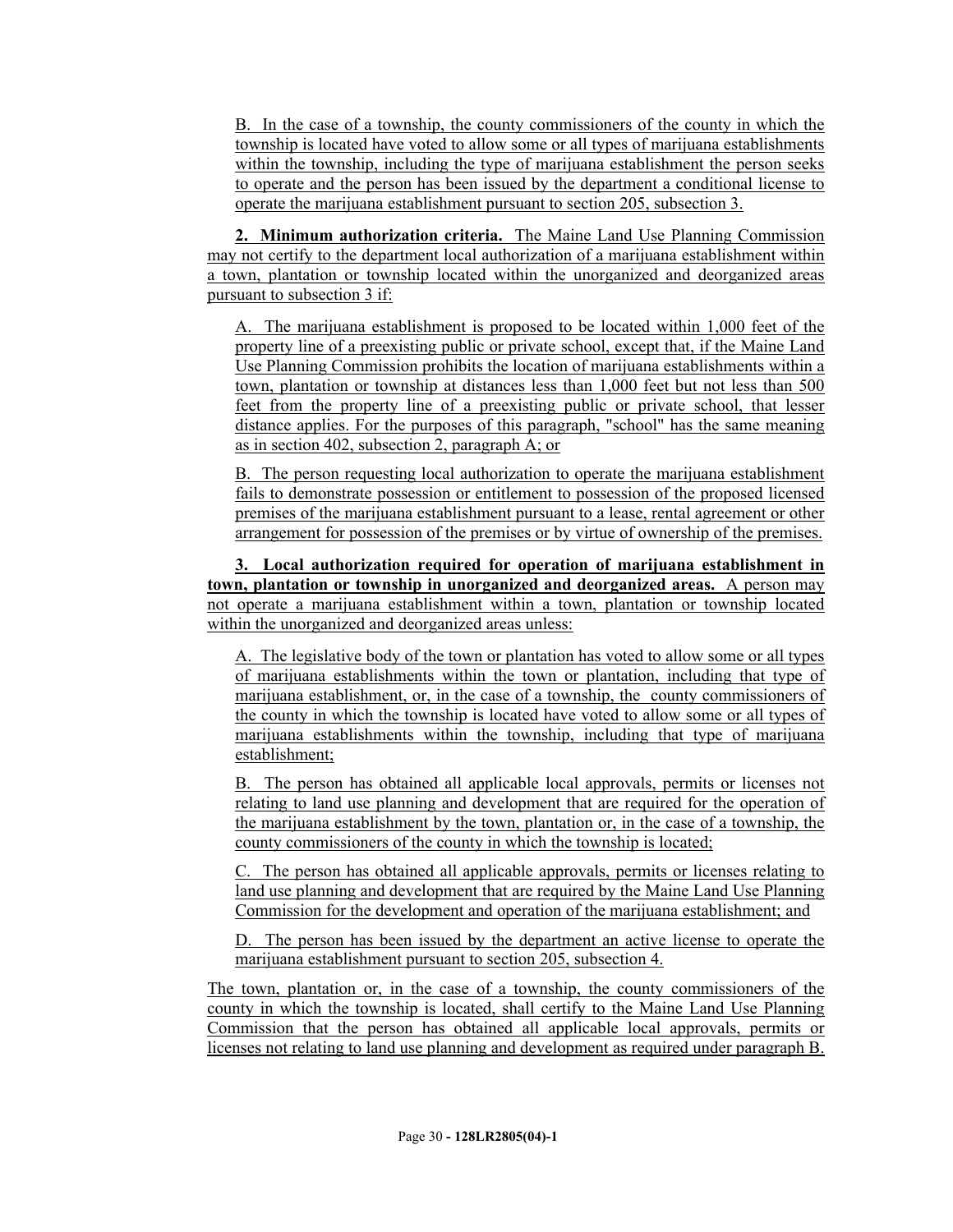B. In the case of a township, the county commissioners of the county in which the township is located have voted to allow some or all types of marijuana establishments within the township, including the type of marijuana establishment the person seeks to operate and the person has been issued by the department a conditional license to operate the marijuana establishment pursuant to section 205, subsection 3.

**2. Minimum authorization criteria.** The Maine Land Use Planning Commission may not certify to the department local authorization of a marijuana establishment within a town, plantation or township located within the unorganized and deorganized areas pursuant to subsection 3 if:

A. The marijuana establishment is proposed to be located within 1,000 feet of the property line of a preexisting public or private school, except that, if the Maine Land Use Planning Commission prohibits the location of marijuana establishments within a town, plantation or township at distances less than 1,000 feet but not less than 500 feet from the property line of a preexisting public or private school, that lesser distance applies. For the purposes of this paragraph, "school" has the same meaning as in section 402, subsection 2, paragraph A; or

B. The person requesting local authorization to operate the marijuana establishment fails to demonstrate possession or entitlement to possession of the proposed licensed premises of the marijuana establishment pursuant to a lease, rental agreement or other arrangement for possession of the premises or by virtue of ownership of the premises.

**3. Local authorization required for operation of marijuana establishment in town, plantation or township in unorganized and deorganized areas.** A person may not operate a marijuana establishment within a town, plantation or township located within the unorganized and deorganized areas unless:

A. The legislative body of the town or plantation has voted to allow some or all types of marijuana establishments within the town or plantation, including that type of marijuana establishment, or, in the case of a township, the county commissioners of the county in which the township is located have voted to allow some or all types of marijuana establishments within the township, including that type of marijuana establishment;

B. The person has obtained all applicable local approvals, permits or licenses not relating to land use planning and development that are required for the operation of the marijuana establishment by the town, plantation or, in the case of a township, the county commissioners of the county in which the township is located;

C. The person has obtained all applicable approvals, permits or licenses relating to land use planning and development that are required by the Maine Land Use Planning Commission for the development and operation of the marijuana establishment; and

D. The person has been issued by the department an active license to operate the marijuana establishment pursuant to section 205, subsection 4.

The town, plantation or, in the case of a township, the county commissioners of the county in which the township is located, shall certify to the Maine Land Use Planning Commission that the person has obtained all applicable local approvals, permits or licenses not relating to land use planning and development as required under paragraph B.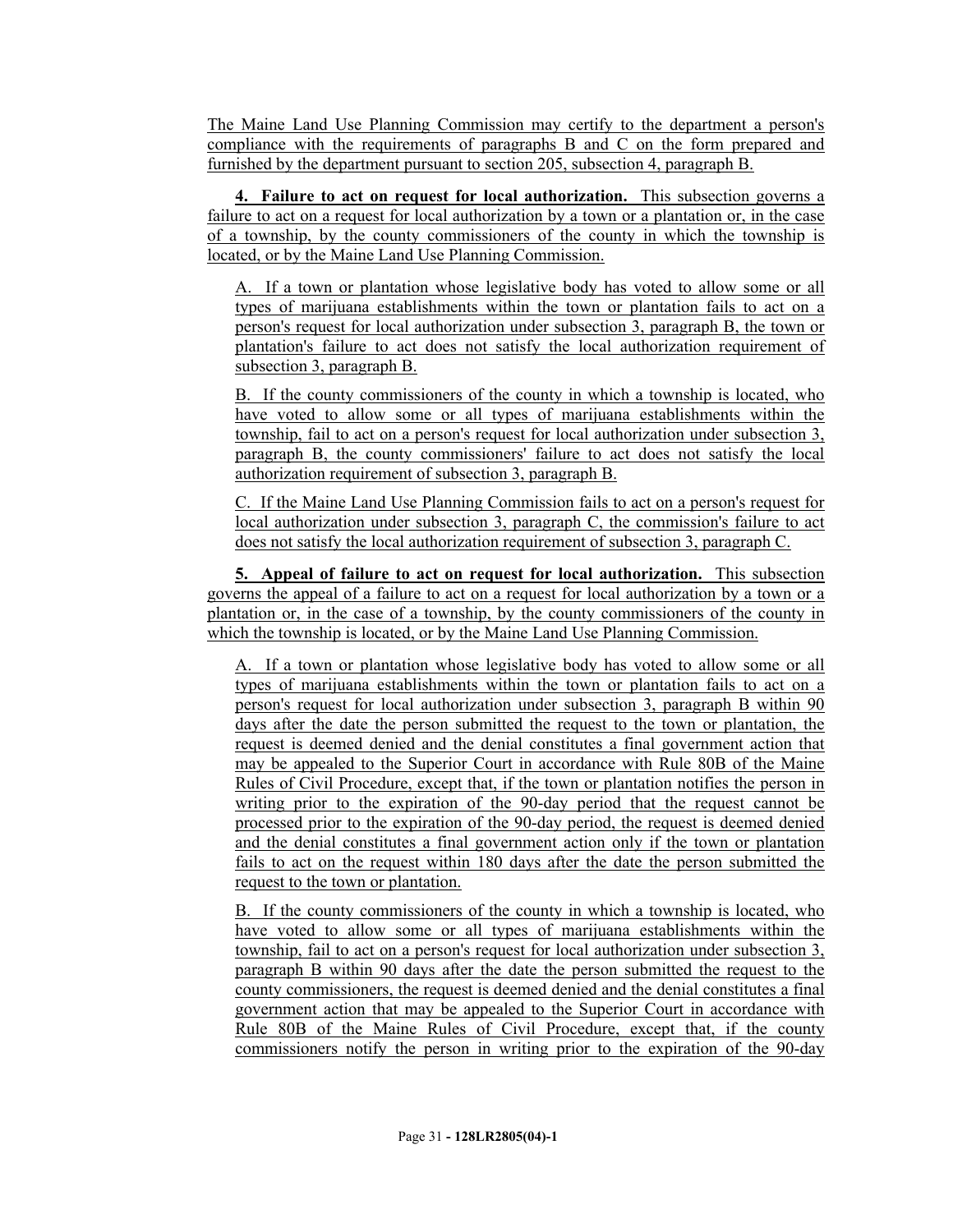The Maine Land Use Planning Commission may certify to the department a person's compliance with the requirements of paragraphs B and C on the form prepared and furnished by the department pursuant to section 205, subsection 4, paragraph B.

**4. Failure to act on request for local authorization.** This subsection governs a failure to act on a request for local authorization by a town or a plantation or, in the case of a township, by the county commissioners of the county in which the township is located, or by the Maine Land Use Planning Commission.

A. If a town or plantation whose legislative body has voted to allow some or all types of marijuana establishments within the town or plantation fails to act on a person's request for local authorization under subsection 3, paragraph B, the town or plantation's failure to act does not satisfy the local authorization requirement of subsection 3, paragraph B.

B. If the county commissioners of the county in which a township is located, who have voted to allow some or all types of marijuana establishments within the township, fail to act on a person's request for local authorization under subsection 3, paragraph B, the county commissioners' failure to act does not satisfy the local authorization requirement of subsection 3, paragraph B.

C. If the Maine Land Use Planning Commission fails to act on a person's request for local authorization under subsection 3, paragraph C, the commission's failure to act does not satisfy the local authorization requirement of subsection 3, paragraph C.

**5. Appeal of failure to act on request for local authorization.** This subsection governs the appeal of a failure to act on a request for local authorization by a town or a plantation or, in the case of a township, by the county commissioners of the county in which the township is located, or by the Maine Land Use Planning Commission.

A. If a town or plantation whose legislative body has voted to allow some or all types of marijuana establishments within the town or plantation fails to act on a person's request for local authorization under subsection 3, paragraph B within 90 days after the date the person submitted the request to the town or plantation, the request is deemed denied and the denial constitutes a final government action that may be appealed to the Superior Court in accordance with Rule 80B of the Maine Rules of Civil Procedure, except that, if the town or plantation notifies the person in writing prior to the expiration of the 90-day period that the request cannot be processed prior to the expiration of the 90-day period, the request is deemed denied and the denial constitutes a final government action only if the town or plantation fails to act on the request within 180 days after the date the person submitted the request to the town or plantation.

B. If the county commissioners of the county in which a township is located, who have voted to allow some or all types of marijuana establishments within the township, fail to act on a person's request for local authorization under subsection 3, paragraph B within 90 days after the date the person submitted the request to the county commissioners, the request is deemed denied and the denial constitutes a final government action that may be appealed to the Superior Court in accordance with Rule 80B of the Maine Rules of Civil Procedure, except that, if the county commissioners notify the person in writing prior to the expiration of the 90-day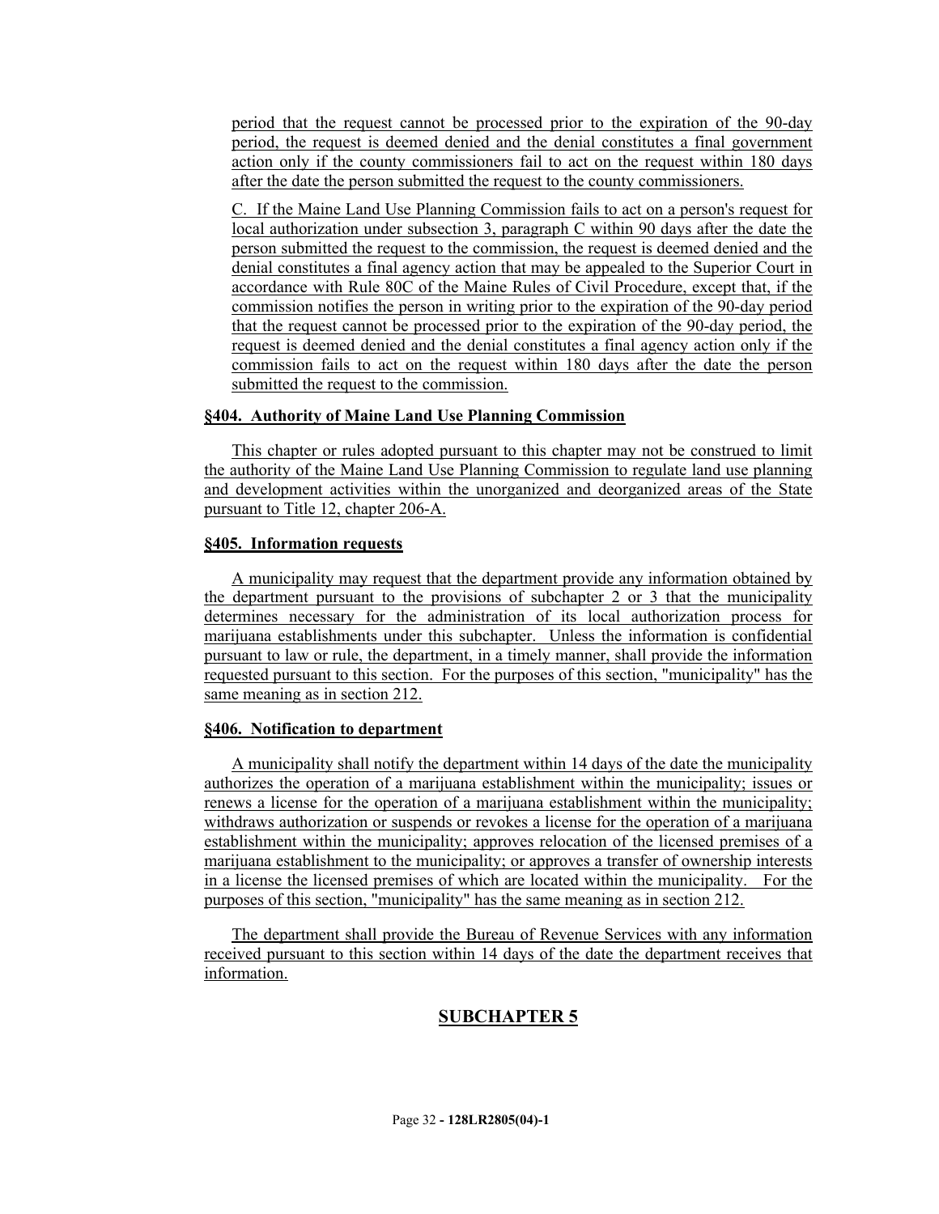period that the request cannot be processed prior to the expiration of the 90-day period, the request is deemed denied and the denial constitutes a final government action only if the county commissioners fail to act on the request within 180 days after the date the person submitted the request to the county commissioners.

C. If the Maine Land Use Planning Commission fails to act on a person's request for local authorization under subsection 3, paragraph C within 90 days after the date the person submitted the request to the commission, the request is deemed denied and the denial constitutes a final agency action that may be appealed to the Superior Court in accordance with Rule 80C of the Maine Rules of Civil Procedure, except that, if the commission notifies the person in writing prior to the expiration of the 90-day period that the request cannot be processed prior to the expiration of the 90-day period, the request is deemed denied and the denial constitutes a final agency action only if the commission fails to act on the request within 180 days after the date the person submitted the request to the commission.

**§404. Authority of Maine Land Use Planning Commission**

This chapter or rules adopted pursuant to this chapter may not be construed to limit the authority of the Maine Land Use Planning Commission to regulate land use planning and development activities within the unorganized and deorganized areas of the State pursuant to Title 12, chapter 206-A.

**§405. Information requests**

A municipality may request that the department provide any information obtained by the department pursuant to the provisions of subchapter 2 or 3 that the municipality determines necessary for the administration of its local authorization process for marijuana establishments under this subchapter. Unless the information is confidential pursuant to law or rule, the department, in a timely manner, shall provide the information requested pursuant to this section. For the purposes of this section, "municipality" has the same meaning as in section 212.

**§406. Notification to department**

A municipality shall notify the department within 14 days of the date the municipality authorizes the operation of a marijuana establishment within the municipality; issues or renews a license for the operation of a marijuana establishment within the municipality; withdraws authorization or suspends or revokes a license for the operation of a marijuana establishment within the municipality; approves relocation of the licensed premises of a marijuana establishment to the municipality; or approves a transfer of ownership interests in a license the licensed premises of which are located within the municipality. For the purposes of this section, "municipality" has the same meaning as in section 212.

The department shall provide the Bureau of Revenue Services with any information received pursuant to this section within 14 days of the date the department receives that information.

## SUBCHAPTER 5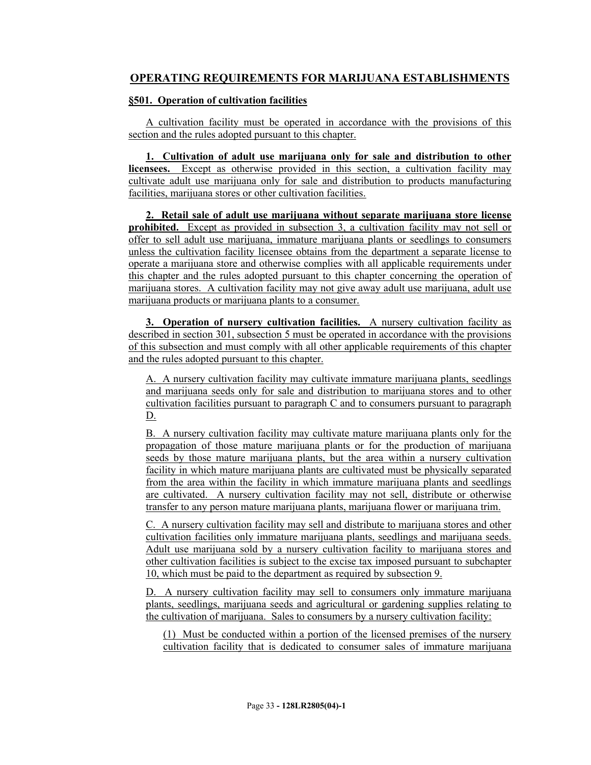## OPERATING REQUIREMENTS FOR MARIJUANA ESTABLISHMENTS

### §501. Operation of cultivation facilities

A cultivation facility must be operated in accordance with the provisions of this section and the rules adopted pursuant to this chapter.

**1. Cultivation of adult use marijuana only for sale and distribution to other licensees.** Except as otherwise provided in this section, a cultivation facility may cultivate adult use marijuana only for sale and distribution to products manufacturing facilities, marijuana stores or other cultivation facilities.

**2. Retail sale of adult use marijuana without separate marijuana store license prohibited.** Except as provided in subsection 3, a cultivation facility may not sell or offer to sell adult use marijuana, immature marijuana plants or seedlings to consumers unless the cultivation facility licensee obtains from the department a separate license to operate a marijuana store and otherwise complies with all applicable requirements under this chapter and the rules adopted pursuant to this chapter concerning the operation of marijuana stores. A cultivation facility may not give away adult use marijuana, adult use marijuana products or marijuana plants to a consumer.

**3. Operation of nursery cultivation facilities.** A nursery cultivation facility as described in section 301, subsection 5 must be operated in accordance with the provisions of this subsection and must comply with all other applicable requirements of this chapter and the rules adopted pursuant to this chapter.

A. A nursery cultivation facility may cultivate immature marijuana plants, seedlings and marijuana seeds only for sale and distribution to marijuana stores and to other cultivation facilities pursuant to paragraph C and to consumers pursuant to paragraph D.

B. A nursery cultivation facility may cultivate mature marijuana plants only for the propagation of those mature marijuana plants or for the production of marijuana seeds by those mature marijuana plants, but the area within a nursery cultivation facility in which mature marijuana plants are cultivated must be physically separated from the area within the facility in which immature marijuana plants and seedlings are cultivated. A nursery cultivation facility may not sell, distribute or otherwise transfer to any person mature marijuana plants, marijuana flower or marijuana trim.

C. A nursery cultivation facility may sell and distribute to marijuana stores and other cultivation facilities only immature marijuana plants, seedlings and marijuana seeds. Adult use marijuana sold by a nursery cultivation facility to marijuana stores and other cultivation facilities is subject to the excise tax imposed pursuant to subchapter 10, which must be paid to the department as required by subsection 9.

D. A nursery cultivation facility may sell to consumers only immature marijuana plants, seedlings, marijuana seeds and agricultural or gardening supplies relating to the cultivation of marijuana. Sales to consumers by a nursery cultivation facility:

(1) Must be conducted within a portion of the licensed premises of the nursery cultivation facility that is dedicated to consumer sales of immature marijuana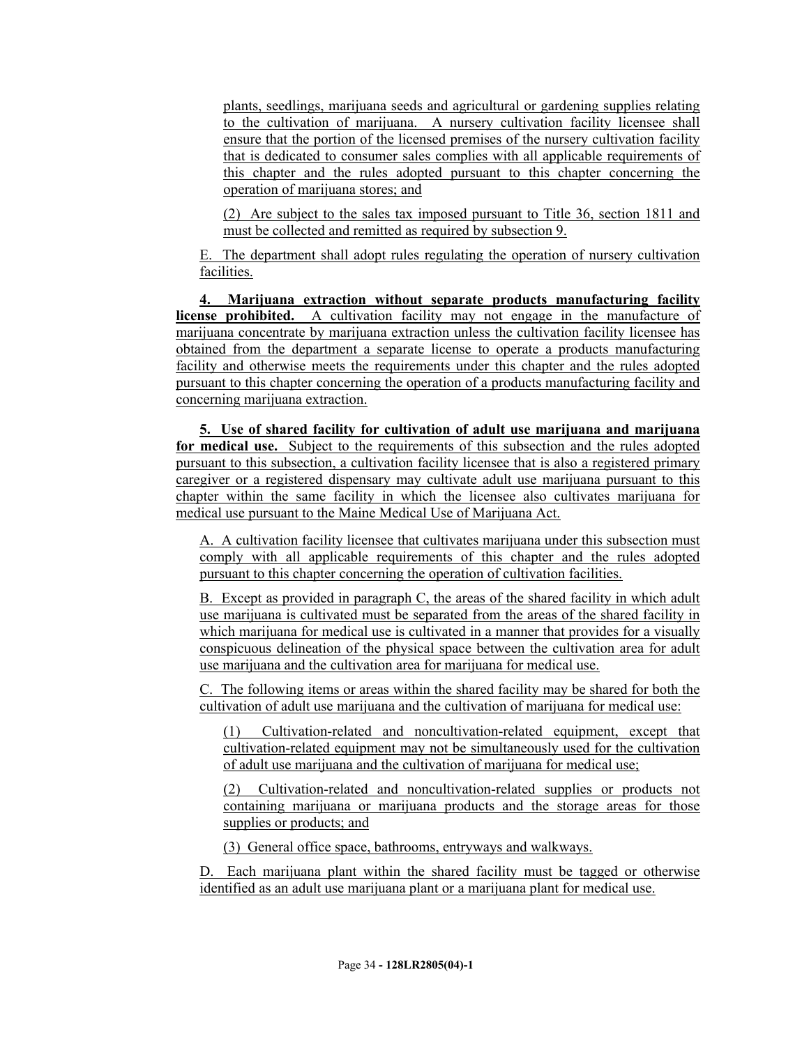plants, seedlings, marijuana seeds and agricultural or gardening supplies relating to the cultivation of marijuana. A nursery cultivation facility licensee shall ensure that the portion of the licensed premises of the nursery cultivation facility that is dedicated to consumer sales complies with all applicable requirements of this chapter and the rules adopted pursuant to this chapter concerning the operation of marijuana stores; and

(2) Are subject to the sales tax imposed pursuant to Title 36, section 1811 and must be collected and remitted as required by subsection 9.

E. The department shall adopt rules regulating the operation of nursery cultivation facilities.

**4. Marijuana extraction without separate products manufacturing facility license prohibited.** A cultivation facility may not engage in the manufacture of marijuana concentrate by marijuana extraction unless the cultivation facility licensee has obtained from the department a separate license to operate a products manufacturing facility and otherwise meets the requirements under this chapter and the rules adopted pursuant to this chapter concerning the operation of a products manufacturing facility and concerning marijuana extraction.

**5. Use of shared facility for cultivation of adult use marijuana and marijuana for medical use.** Subject to the requirements of this subsection and the rules adopted pursuant to this subsection, a cultivation facility licensee that is also a registered primary caregiver or a registered dispensary may cultivate adult use marijuana pursuant to this chapter within the same facility in which the licensee also cultivates marijuana for medical use pursuant to the Maine Medical Use of Marijuana Act.

A. A cultivation facility licensee that cultivates marijuana under this subsection must comply with all applicable requirements of this chapter and the rules adopted pursuant to this chapter concerning the operation of cultivation facilities.

B. Except as provided in paragraph C, the areas of the shared facility in which adult use marijuana is cultivated must be separated from the areas of the shared facility in which marijuana for medical use is cultivated in a manner that provides for a visually conspicuous delineation of the physical space between the cultivation area for adult use marijuana and the cultivation area for marijuana for medical use.

C. The following items or areas within the shared facility may be shared for both the cultivation of adult use marijuana and the cultivation of marijuana for medical use:

(1) Cultivation-related and noncultivation-related equipment, except that cultivation-related equipment may not be simultaneously used for the cultivation of adult use marijuana and the cultivation of marijuana for medical use;

(2) Cultivation-related and noncultivation-related supplies or products not containing marijuana or marijuana products and the storage areas for those supplies or products; and

(3) General office space, bathrooms, entryways and walkways.

D. Each marijuana plant within the shared facility must be tagged or otherwise identified as an adult use marijuana plant or a marijuana plant for medical use.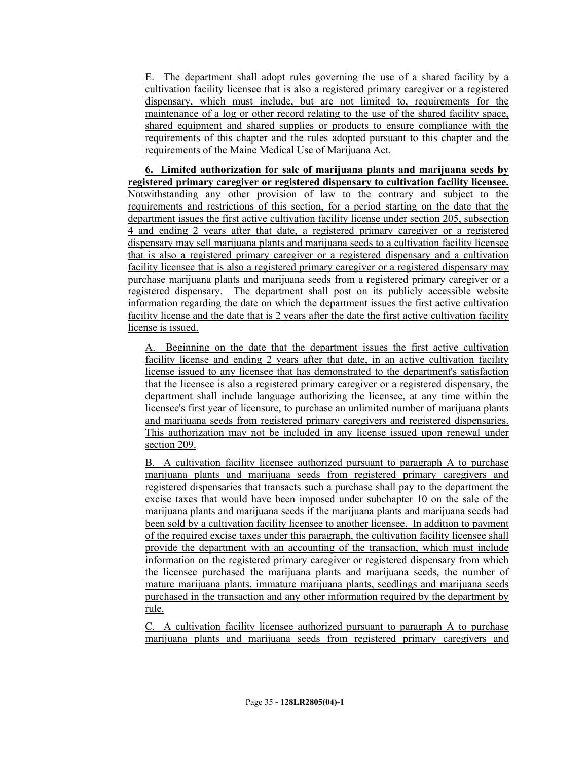E. The department shall adopt rules governing the use of a shared facility by a cultivation facility licensee that is also a registered primary caregiver or a registered dispensary, which must include, but are not limited to, requirements for the maintenance of a log or other record relating to the use of the shared facility space, shared equipment and shared supplies or products to ensure compliance with the requirements of this chapter and the rules adopted pursuant to this chapter and the requirements of the Maine Medical Use of Marijuana Act.

**6. Limited authorization for sale of marijuana plants and marijuana seeds by registered primary caregiver or registered dispensary to cultivation facility licensee.** Notwithstanding any other provision of law to the contrary and subject to the requirements and restrictions of this section, for a period starting on the date that the department issues the first active cultivation facility license under section 205, subsection 4 and ending 2 years after that date, a registered primary caregiver or a registered dispensary may sell marijuana plants and marijuana seeds to a cultivation facility licensee that is also a registered primary caregiver or a registered dispensary and a cultivation facility licensee that is also a registered primary caregiver or a registered dispensary may purchase marijuana plants and marijuana seeds from a registered primary caregiver or a registered dispensary. The department shall post on its publicly accessible website information regarding the date on which the department issues the first active cultivation facility license and the date that is 2 years after the date the first active cultivation facility license is issued.

A. Beginning on the date that the department issues the first active cultivation facility license and ending 2 years after that date, in an active cultivation facility license issued to any licensee that has demonstrated to the department's satisfaction that the licensee is also a registered primary caregiver or a registered dispensary, the department shall include language authorizing the licensee, at any time within the licensee's first year of licensure, to purchase an unlimited number of marijuana plants and marijuana seeds from registered primary caregivers and registered dispensaries. This authorization may not be included in any license issued upon renewal under section 209.

B. A cultivation facility licensee authorized pursuant to paragraph A to purchase marijuana plants and marijuana seeds from registered primary caregivers and registered dispensaries that transacts such a purchase shall pay to the department the excise taxes that would have been imposed under subchapter 10 on the sale of the marijuana plants and marijuana seeds if the marijuana plants and marijuana seeds had been sold by a cultivation facility licensee to another licensee. In addition to payment of the required excise taxes under this paragraph, the cultivation facility licensee shall provide the department with an accounting of the transaction, which must include information on the registered primary caregiver or registered dispensary from which the licensee purchased the marijuana plants and marijuana seeds, the number of mature marijuana plants, immature marijuana plants, seedlings and marijuana seeds purchased in the transaction and any other information required by the department by rule.

C. A cultivation facility licensee authorized pursuant to paragraph A to purchase marijuana plants and marijuana seeds from registered primary caregivers and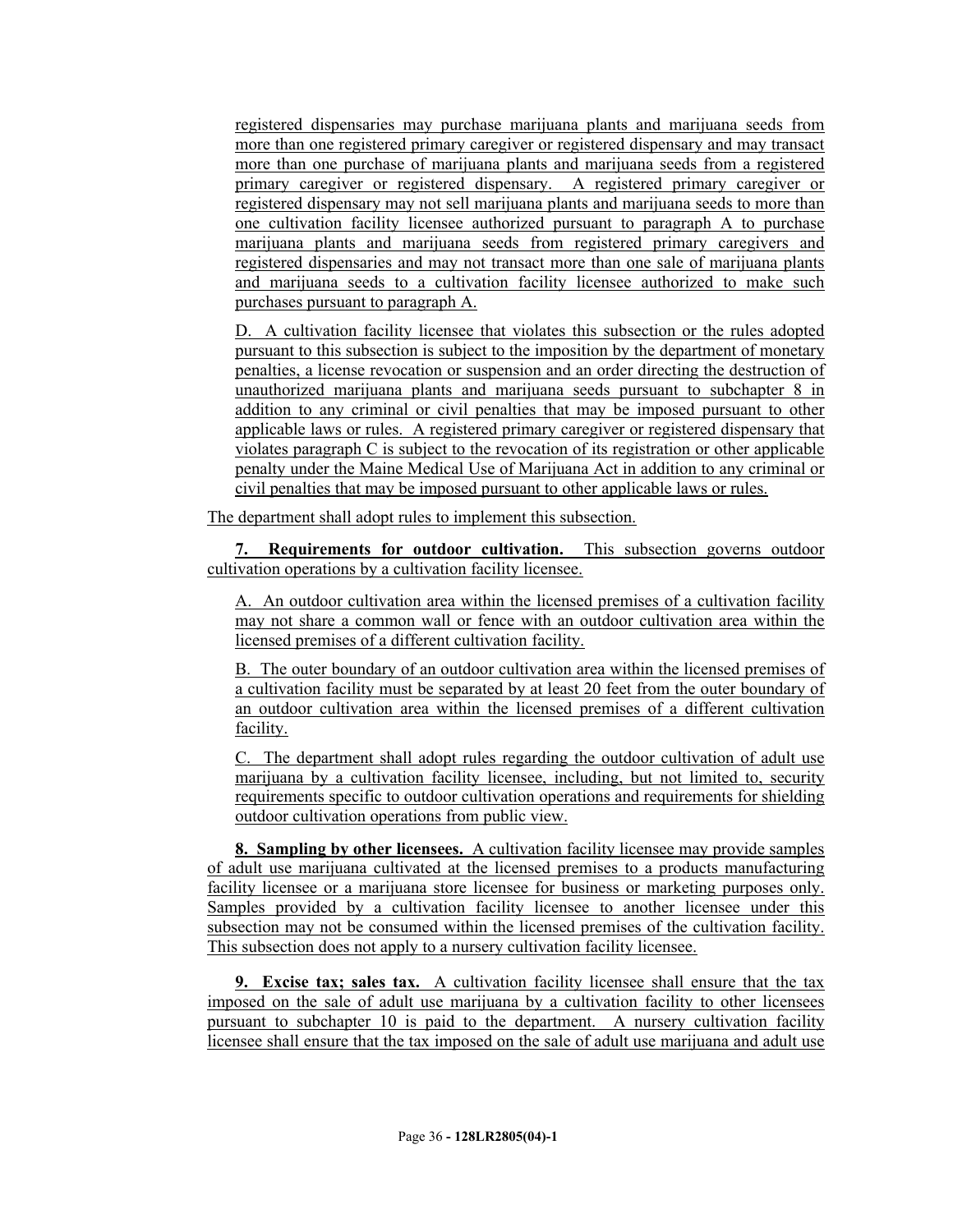registered dispensaries may purchase marijuana plants and marijuana seeds from more than one registered primary caregiver or registered dispensary and may transact more than one purchase of marijuana plants and marijuana seeds from a registered primary caregiver or registered dispensary. A registered primary caregiver or registered dispensary may not sell marijuana plants and marijuana seeds to more than one cultivation facility licensee authorized pursuant to paragraph A to purchase marijuana plants and marijuana seeds from registered primary caregivers and registered dispensaries and may not transact more than one sale of marijuana plants and marijuana seeds to a cultivation facility licensee authorized to make such purchases pursuant to paragraph A.

D. A cultivation facility licensee that violates this subsection or the rules adopted pursuant to this subsection is subject to the imposition by the department of monetary penalties, a license revocation or suspension and an order directing the destruction of unauthorized marijuana plants and marijuana seeds pursuant to subchapter 8 in addition to any criminal or civil penalties that may be imposed pursuant to other applicable laws or rules. A registered primary caregiver or registered dispensary that violates paragraph C is subject to the revocation of its registration or other applicable penalty under the Maine Medical Use of Marijuana Act in addition to any criminal or civil penalties that may be imposed pursuant to other applicable laws or rules.

The department shall adopt rules to implement this subsection.

**7. Requirements for outdoor cultivation.** This subsection governs outdoor cultivation operations by a cultivation facility licensee.

A. An outdoor cultivation area within the licensed premises of a cultivation facility may not share a common wall or fence with an outdoor cultivation area within the licensed premises of a different cultivation facility.

B. The outer boundary of an outdoor cultivation area within the licensed premises of a cultivation facility must be separated by at least 20 feet from the outer boundary of an outdoor cultivation area within the licensed premises of a different cultivation facility.

C. The department shall adopt rules regarding the outdoor cultivation of adult use marijuana by a cultivation facility licensee, including, but not limited to, security requirements specific to outdoor cultivation operations and requirements for shielding outdoor cultivation operations from public view.

**8. Sampling by other licensees.** A cultivation facility licensee may provide samples of adult use marijuana cultivated at the licensed premises to a products manufacturing facility licensee or a marijuana store licensee for business or marketing purposes only. Samples provided by a cultivation facility licensee to another licensee under this subsection may not be consumed within the licensed premises of the cultivation facility. This subsection does not apply to a nursery cultivation facility licensee.

**9. Excise tax; sales tax.** A cultivation facility licensee shall ensure that the tax imposed on the sale of adult use marijuana by a cultivation facility to other licensees pursuant to subchapter 10 is paid to the department. A nursery cultivation facility licensee shall ensure that the tax imposed on the sale of adult use marijuana and adult use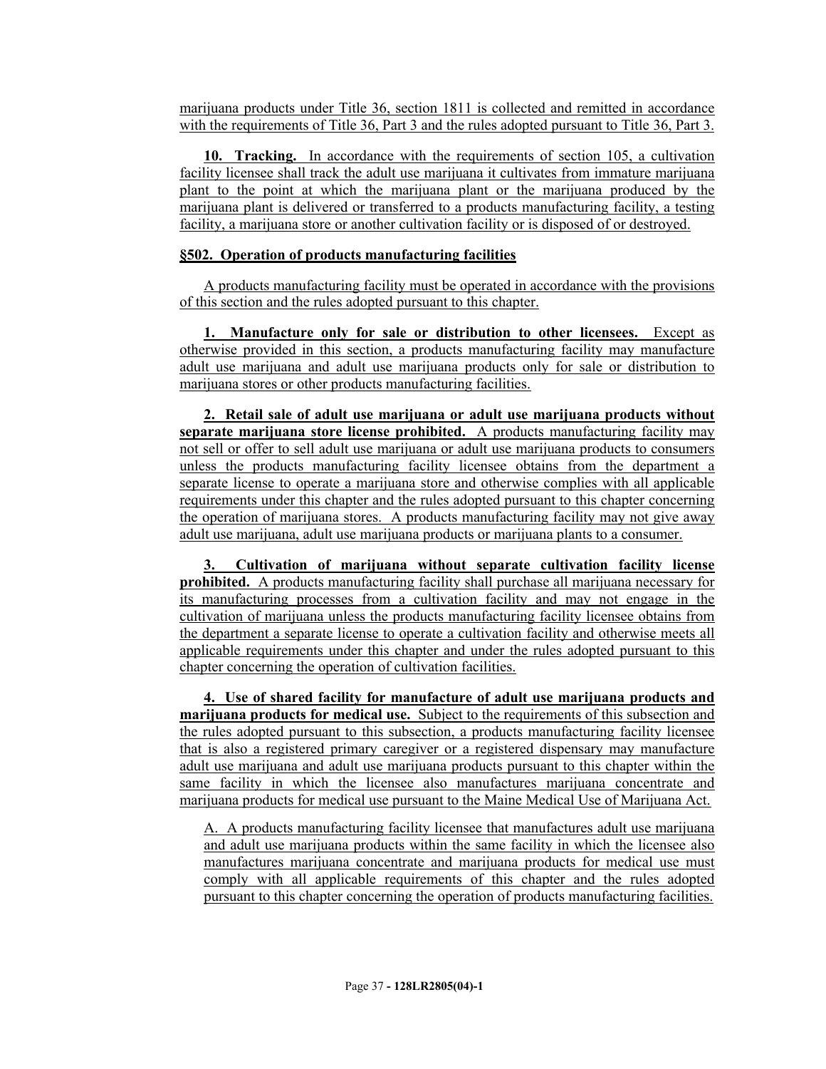marijuana products under Title 36, section 1811 is collected and remitted in accordance with the requirements of Title 36, Part 3 and the rules adopted pursuant to Title 36, Part 3.

**10. Tracking.** In accordance with the requirements of section 105, a cultivation facility licensee shall track the adult use marijuana it cultivates from immature marijuana plant to the point at which the marijuana plant or the marijuana produced by the marijuana plant is delivered or transferred to a products manufacturing facility, a testing facility, a marijuana store or another cultivation facility or is disposed of or destroyed.

**§502. Operation of products manufacturing facilities**

A products manufacturing facility must be operated in accordance with the provisions of this section and the rules adopted pursuant to this chapter.

**1. Manufacture only for sale or distribution to other licensees.** Except as otherwise provided in this section, a products manufacturing facility may manufacture adult use marijuana and adult use marijuana products only for sale or distribution to marijuana stores or other products manufacturing facilities.

**2. Retail sale of adult use marijuana or adult use marijuana products without separate marijuana store license prohibited.** A products manufacturing facility may not sell or offer to sell adult use marijuana or adult use marijuana products to consumers unless the products manufacturing facility licensee obtains from the department a separate license to operate a marijuana store and otherwise complies with all applicable requirements under this chapter and the rules adopted pursuant to this chapter concerning the operation of marijuana stores. A products manufacturing facility may not give away adult use marijuana, adult use marijuana products or marijuana plants to a consumer.

**3. Cultivation of marijuana without separate cultivation facility license prohibited.** A products manufacturing facility shall purchase all marijuana necessary for its manufacturing processes from a cultivation facility and may not engage in the cultivation of marijuana unless the products manufacturing facility licensee obtains from the department a separate license to operate a cultivation facility and otherwise meets all applicable requirements under this chapter and under the rules adopted pursuant to this chapter concerning the operation of cultivation facilities.

**4. Use of shared facility for manufacture of adult use marijuana products and marijuana products for medical use.** Subject to the requirements of this subsection and the rules adopted pursuant to this subsection, a products manufacturing facility licensee that is also a registered primary caregiver or a registered dispensary may manufacture adult use marijuana and adult use marijuana products pursuant to this chapter within the same facility in which the licensee also manufactures marijuana concentrate and marijuana products for medical use pursuant to the Maine Medical Use of Marijuana Act.

A. A products manufacturing facility licensee that manufactures adult use marijuana and adult use marijuana products within the same facility in which the licensee also manufactures marijuana concentrate and marijuana products for medical use must comply with all applicable requirements of this chapter and the rules adopted pursuant to this chapter concerning the operation of products manufacturing facilities.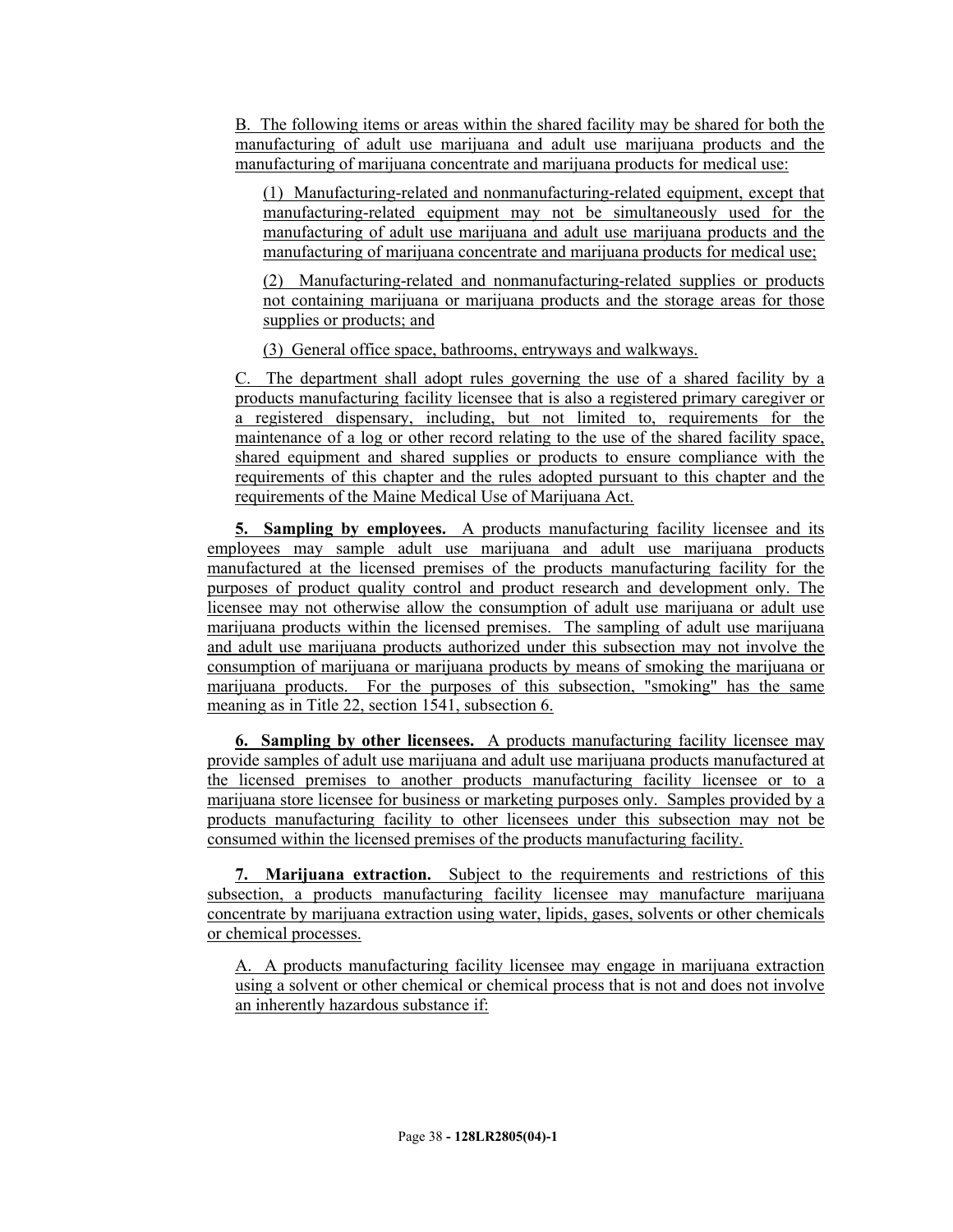B. The following items or areas within the shared facility may be shared for both the manufacturing of adult use marijuana and adult use marijuana products and the manufacturing of marijuana concentrate and marijuana products for medical use:

(1) Manufacturing-related and nonmanufacturing-related equipment, except that manufacturing-related equipment may not be simultaneously used for the manufacturing of adult use marijuana and adult use marijuana products and the manufacturing of marijuana concentrate and marijuana products for medical use;

(2) Manufacturing-related and nonmanufacturing-related supplies or products not containing marijuana or marijuana products and the storage areas for those supplies or products; and

(3) General office space, bathrooms, entryways and walkways.

C. The department shall adopt rules governing the use of a shared facility by a products manufacturing facility licensee that is also a registered primary caregiver or a registered dispensary, including, but not limited to, requirements for the maintenance of a log or other record relating to the use of the shared facility space, shared equipment and shared supplies or products to ensure compliance with the requirements of this chapter and the rules adopted pursuant to this chapter and the requirements of the Maine Medical Use of Marijuana Act.

**5. Sampling by employees.** A products manufacturing facility licensee and its employees may sample adult use marijuana and adult use marijuana products manufactured at the licensed premises of the products manufacturing facility for the purposes of product quality control and product research and development only. The licensee may not otherwise allow the consumption of adult use marijuana or adult use marijuana products within the licensed premises. The sampling of adult use marijuana and adult use marijuana products authorized under this subsection may not involve the consumption of marijuana or marijuana products by means of smoking the marijuana or marijuana products. For the purposes of this subsection, "smoking" has the same meaning as in Title 22, section 1541, subsection 6.

**6. Sampling by other licensees.** A products manufacturing facility licensee may provide samples of adult use marijuana and adult use marijuana products manufactured at the licensed premises to another products manufacturing facility licensee or to a marijuana store licensee for business or marketing purposes only. Samples provided by a products manufacturing facility to other licensees under this subsection may not be consumed within the licensed premises of the products manufacturing facility.

**7. Marijuana extraction.** Subject to the requirements and restrictions of this subsection, a products manufacturing facility licensee may manufacture marijuana concentrate by marijuana extraction using water, lipids, gases, solvents or other chemicals or chemical processes.

A. A products manufacturing facility licensee may engage in marijuana extraction using a solvent or other chemical or chemical process that is not and does not involve an inherently hazardous substance if: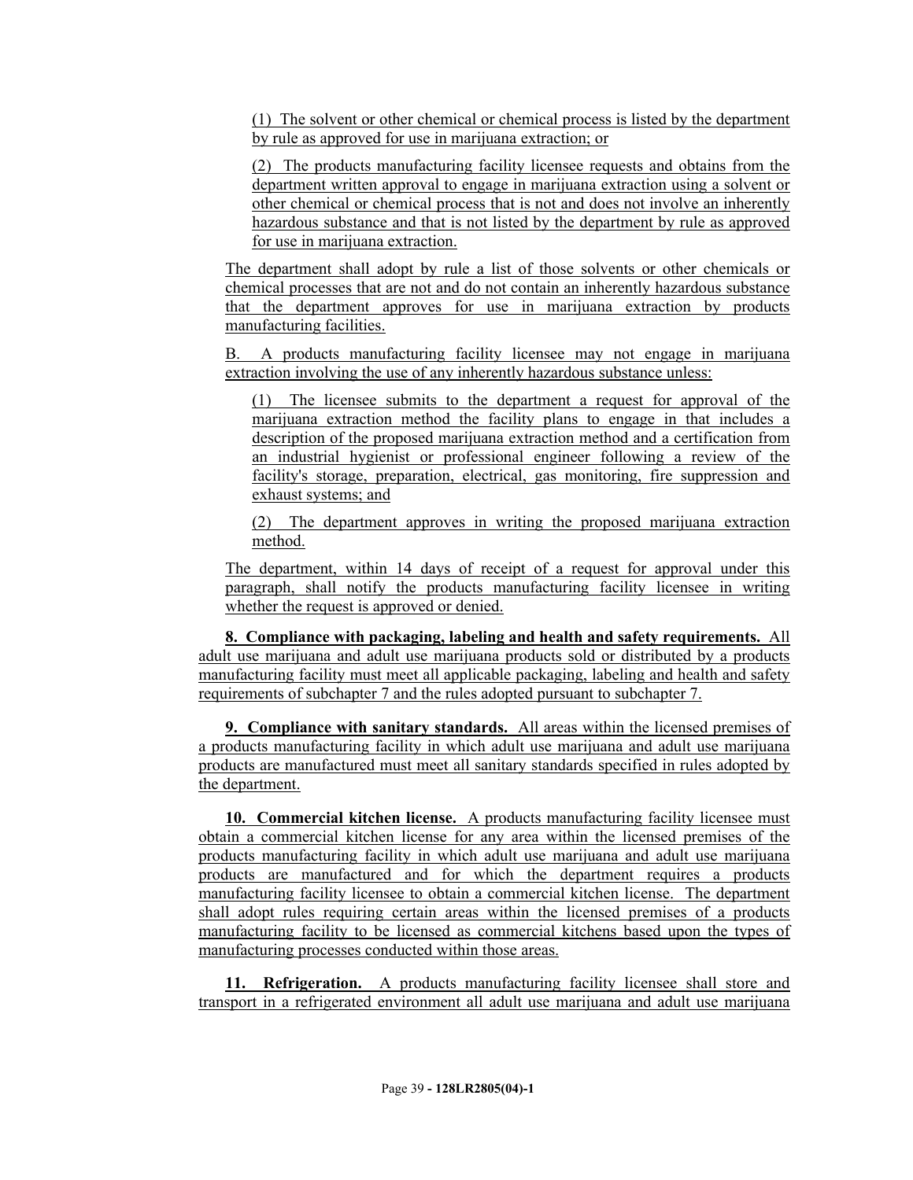(1) The solvent or other chemical or chemical process is listed by the department by rule as approved for use in marijuana extraction; or

(2) The products manufacturing facility licensee requests and obtains from the department written approval to engage in marijuana extraction using a solvent or other chemical or chemical process that is not and does not involve an inherently hazardous substance and that is not listed by the department by rule as approved for use in marijuana extraction.

The department shall adopt by rule a list of those solvents or other chemicals or chemical processes that are not and do not contain an inherently hazardous substance that the department approves for use in marijuana extraction by products manufacturing facilities.

B. A products manufacturing facility licensee may not engage in marijuana extraction involving the use of any inherently hazardous substance unless:

(1) The licensee submits to the department a request for approval of the marijuana extraction method the facility plans to engage in that includes a description of the proposed marijuana extraction method and a certification from an industrial hygienist or professional engineer following a review of the facility's storage, preparation, electrical, gas monitoring, fire suppression and exhaust systems; and

(2) The department approves in writing the proposed marijuana extraction method.

The department, within 14 days of receipt of a request for approval under this paragraph, shall notify the products manufacturing facility licensee in writing whether the request is approved or denied.

**8. Compliance with packaging, labeling and health and safety requirements.** All adult use marijuana and adult use marijuana products sold or distributed by a products manufacturing facility must meet all applicable packaging, labeling and health and safety requirements of subchapter 7 and the rules adopted pursuant to subchapter 7.

**9. Compliance with sanitary standards.** All areas within the licensed premises of a products manufacturing facility in which adult use marijuana and adult use marijuana products are manufactured must meet all sanitary standards specified in rules adopted by the department.

**10. Commercial kitchen license.** A products manufacturing facility licensee must obtain a commercial kitchen license for any area within the licensed premises of the products manufacturing facility in which adult use marijuana and adult use marijuana products are manufactured and for which the department requires a products manufacturing facility licensee to obtain a commercial kitchen license. The department shall adopt rules requiring certain areas within the licensed premises of a products manufacturing facility to be licensed as commercial kitchens based upon the types of manufacturing processes conducted within those areas.

**11. Refrigeration.** A products manufacturing facility licensee shall store and transport in a refrigerated environment all adult use marijuana and adult use marijuana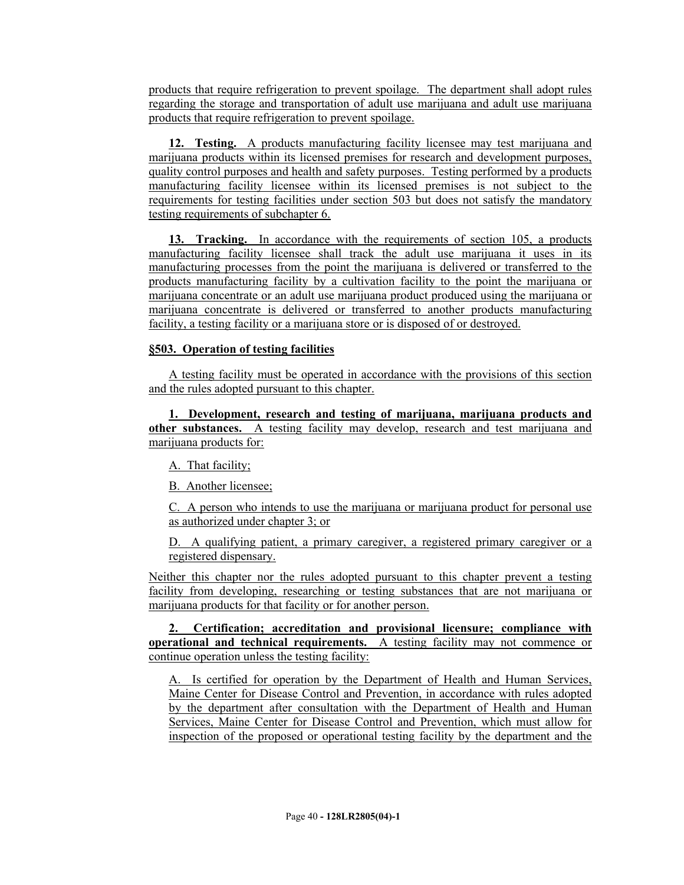products that require refrigeration to prevent spoilage. The department shall adopt rules regarding the storage and transportation of adult use marijuana and adult use marijuana products that require refrigeration to prevent spoilage.

**12. Testing.** A products manufacturing facility licensee may test marijuana and marijuana products within its licensed premises for research and development purposes, quality control purposes and health and safety purposes. Testing performed by a products manufacturing facility licensee within its licensed premises is not subject to the requirements for testing facilities under section 503 but does not satisfy the mandatory testing requirements of subchapter 6.

**13. Tracking.** In accordance with the requirements of section 105, a products manufacturing facility licensee shall track the adult use marijuana it uses in its manufacturing processes from the point the marijuana is delivered or transferred to the products manufacturing facility by a cultivation facility to the point the marijuana or marijuana concentrate or an adult use marijuana product produced using the marijuana or marijuana concentrate is delivered or transferred to another products manufacturing facility, a testing facility or a marijuana store or is disposed of or destroyed.

**§503. Operation of testing facilities**

A testing facility must be operated in accordance with the provisions of this section and the rules adopted pursuant to this chapter.

**1. Development, research and testing of marijuana, marijuana products and other substances.** A testing facility may develop, research and test marijuana and marijuana products for:

A. That facility;

B. Another licensee;

C. A person who intends to use the marijuana or marijuana product for personal use as authorized under chapter 3; or

D. A qualifying patient, a primary caregiver, a registered primary caregiver or a registered dispensary.

Neither this chapter nor the rules adopted pursuant to this chapter prevent a testing facility from developing, researching or testing substances that are not marijuana or marijuana products for that facility or for another person.

**2. Certification; accreditation and provisional licensure; compliance with operational and technical requirements.** A testing facility may not commence or continue operation unless the testing facility:

A. Is certified for operation by the Department of Health and Human Services, Maine Center for Disease Control and Prevention, in accordance with rules adopted by the department after consultation with the Department of Health and Human Services, Maine Center for Disease Control and Prevention, which must allow for inspection of the proposed or operational testing facility by the department and the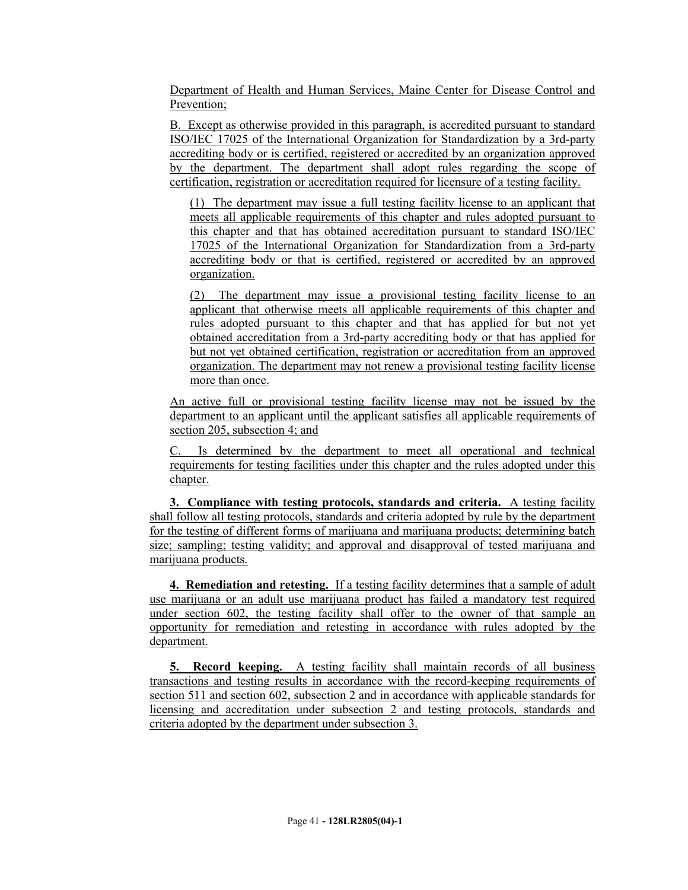Department of Health and Human Services, Maine Center for Disease Control and Prevention;

B. Except as otherwise provided in this paragraph, is accredited pursuant to standard ISO/IEC 17025 of the International Organization for Standardization by a 3rd-party accrediting body or is certified, registered or accredited by an organization approved by the department. The department shall adopt rules regarding the scope of certification, registration or accreditation required for licensure of a testing facility.

(1) The department may issue a full testing facility license to an applicant that meets all applicable requirements of this chapter and rules adopted pursuant to this chapter and that has obtained accreditation pursuant to standard ISO/IEC 17025 of the International Organization for Standardization from a 3rd-party accrediting body or that is certified, registered or accredited by an approved organization.

(2) The department may issue a provisional testing facility license to an applicant that otherwise meets all applicable requirements of this chapter and rules adopted pursuant to this chapter and that has applied for but not yet obtained accreditation from a 3rd-party accrediting body or that has applied for but not yet obtained certification, registration or accreditation from an approved organization. The department may not renew a provisional testing facility license more than once.

An active full or provisional testing facility license may not be issued by the department to an applicant until the applicant satisfies all applicable requirements of section 205, subsection 4; and

C. Is determined by the department to meet all operational and technical requirements for testing facilities under this chapter and the rules adopted under this chapter.

**3. Compliance with testing protocols, standards and criteria.** A testing facility shall follow all testing protocols, standards and criteria adopted by rule by the department for the testing of different forms of marijuana and marijuana products; determining batch size; sampling; testing validity; and approval and disapproval of tested marijuana and marijuana products.

**4. Remediation and retesting.** If a testing facility determines that a sample of adult use marijuana or an adult use marijuana product has failed a mandatory test required under section 602, the testing facility shall offer to the owner of that sample an opportunity for remediation and retesting in accordance with rules adopted by the department.

**5. Record keeping.** A testing facility shall maintain records of all business transactions and testing results in accordance with the record-keeping requirements of section 511 and section 602, subsection 2 and in accordance with applicable standards for licensing and accreditation under subsection 2 and testing protocols, standards and criteria adopted by the department under subsection 3.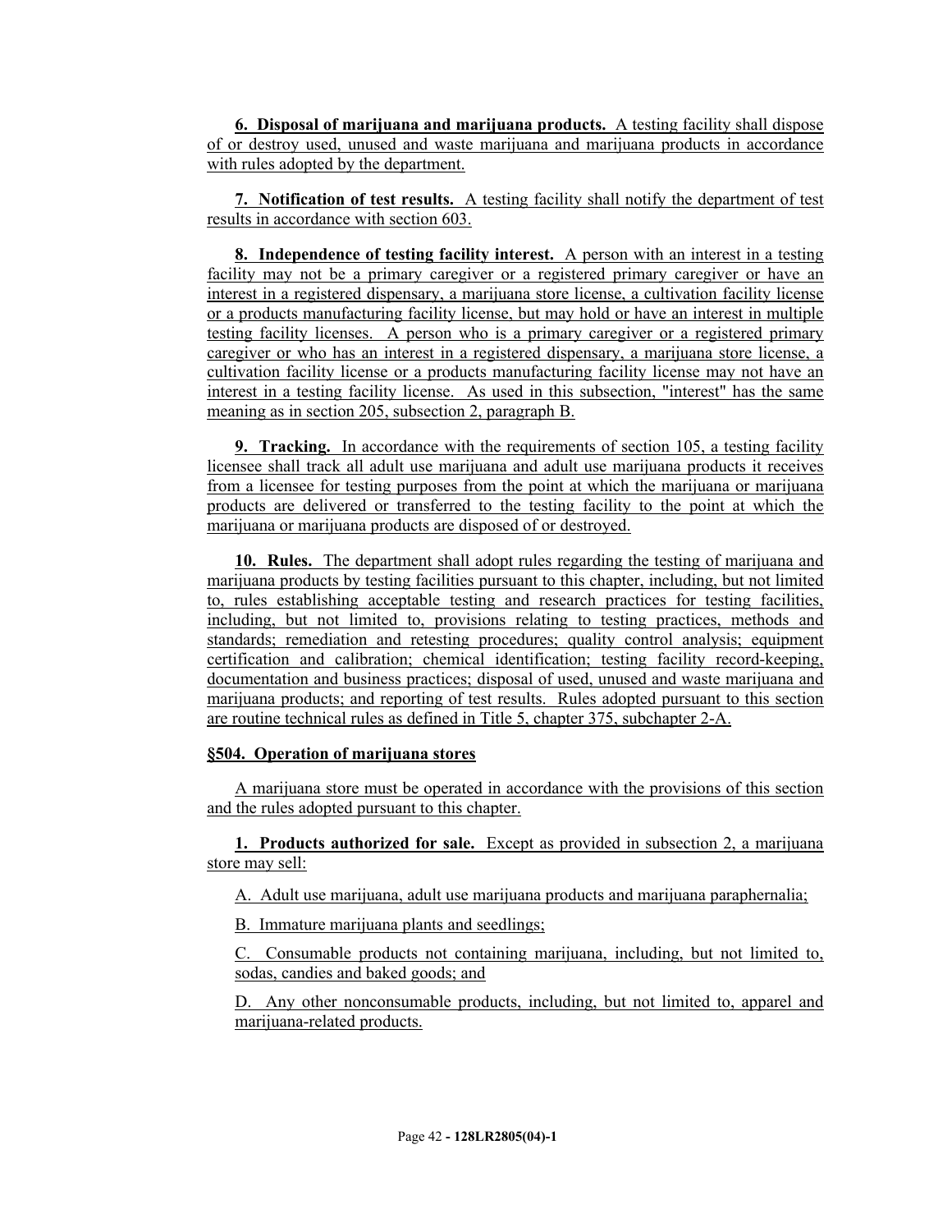**6. Disposal of marijuana and marijuana products.** A testing facility shall dispose of or destroy used, unused and waste marijuana and marijuana products in accordance with rules adopted by the department.

**7. Notification of test results.** A testing facility shall notify the department of test results in accordance with section 603.

**8. Independence of testing facility interest.** A person with an interest in a testing facility may not be a primary caregiver or a registered primary caregiver or have an interest in a registered dispensary, a marijuana store license, a cultivation facility license or a products manufacturing facility license, but may hold or have an interest in multiple testing facility licenses. A person who is a primary caregiver or a registered primary caregiver or who has an interest in a registered dispensary, a marijuana store license, a cultivation facility license or a products manufacturing facility license may not have an interest in a testing facility license. As used in this subsection, "interest" has the same meaning as in section 205, subsection 2, paragraph B.

**9. Tracking.** In accordance with the requirements of section 105, a testing facility licensee shall track all adult use marijuana and adult use marijuana products it receives from a licensee for testing purposes from the point at which the marijuana or marijuana products are delivered or transferred to the testing facility to the point at which the marijuana or marijuana products are disposed of or destroyed.

**10. Rules.** The department shall adopt rules regarding the testing of marijuana and marijuana products by testing facilities pursuant to this chapter, including, but not limited to, rules establishing acceptable testing and research practices for testing facilities, including, but not limited to, provisions relating to testing practices, methods and standards; remediation and retesting procedures; quality control analysis; equipment certification and calibration; chemical identification; testing facility record-keeping, documentation and business practices; disposal of used, unused and waste marijuana and marijuana products; and reporting of test results. Rules adopted pursuant to this section are routine technical rules as defined in Title 5, chapter 375, subchapter 2-A.

**§504. Operation of marijuana stores**

A marijuana store must be operated in accordance with the provisions of this section and the rules adopted pursuant to this chapter.

**1. Products authorized for sale.** Except as provided in subsection 2, a marijuana store may sell:

A. Adult use marijuana, adult use marijuana products and marijuana paraphernalia;

B. Immature marijuana plants and seedlings;

C. Consumable products not containing marijuana, including, but not limited to, sodas, candies and baked goods; and

D. Any other nonconsumable products, including, but not limited to, apparel and marijuana-related products.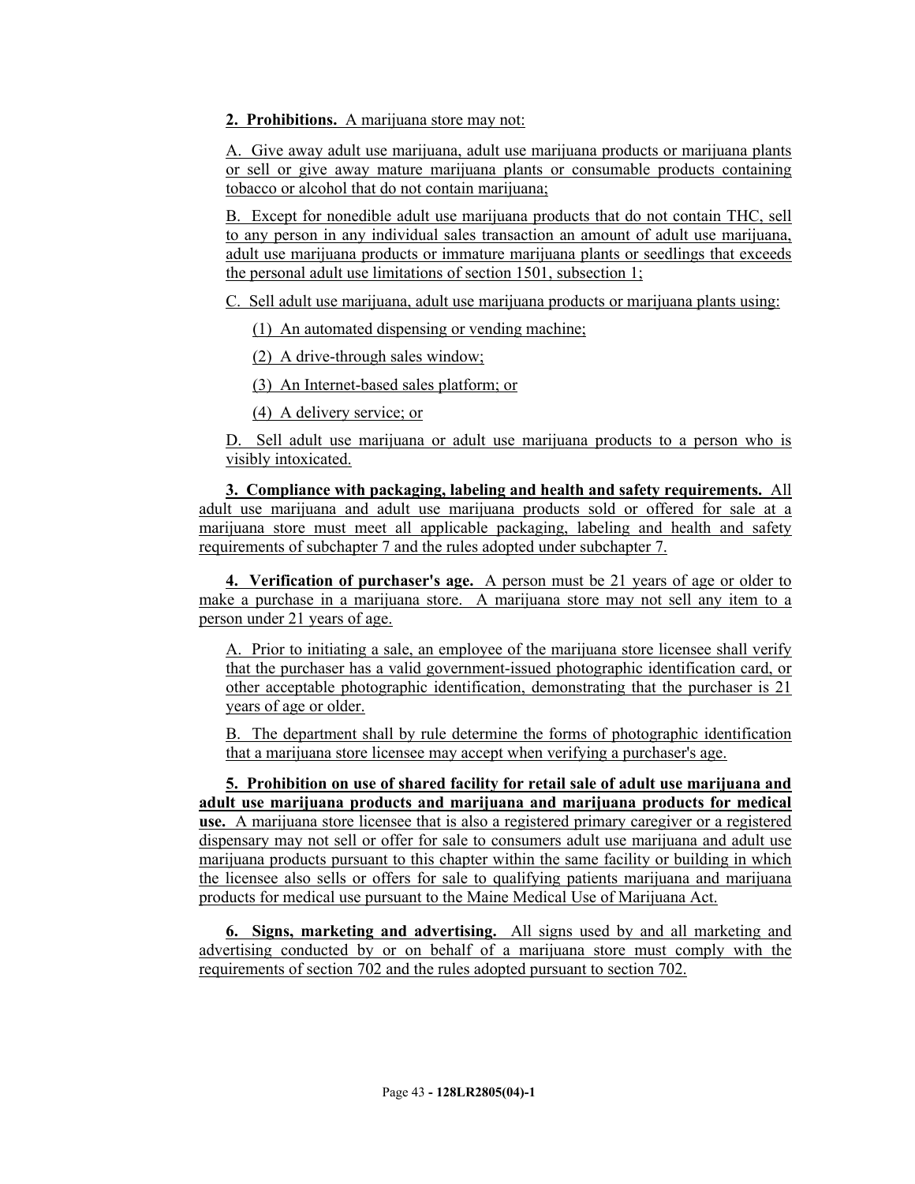**2. Prohibitions.** A marijuana store may not:

A. Give away adult use marijuana, adult use marijuana products or marijuana plants or sell or give away mature marijuana plants or consumable products containing tobacco or alcohol that do not contain marijuana;

B. Except for nonedible adult use marijuana products that do not contain THC, sell to any person in any individual sales transaction an amount of adult use marijuana, adult use marijuana products or immature marijuana plants or seedlings that exceeds the personal adult use limitations of section 1501, subsection 1;

C. Sell adult use marijuana, adult use marijuana products or marijuana plants using:

(1) An automated dispensing or vending machine;

(2) A drive-through sales window;

(3) An Internet-based sales platform; or

(4) A delivery service; or

D. Sell adult use marijuana or adult use marijuana products to a person who is visibly intoxicated.

**3. Compliance with packaging, labeling and health and safety requirements.** All adult use marijuana and adult use marijuana products sold or offered for sale at a marijuana store must meet all applicable packaging, labeling and health and safety requirements of subchapter 7 and the rules adopted under subchapter 7.

**4. Verification of purchaser's age.** A person must be 21 years of age or older to make a purchase in a marijuana store. A marijuana store may not sell any item to a person under 21 years of age.

A. Prior to initiating a sale, an employee of the marijuana store licensee shall verify that the purchaser has a valid government-issued photographic identification card, or other acceptable photographic identification, demonstrating that the purchaser is 21 years of age or older.

B. The department shall by rule determine the forms of photographic identification that a marijuana store licensee may accept when verifying a purchaser's age.

**5. Prohibition on use of shared facility for retail sale of adult use marijuana and adult use marijuana products and marijuana and marijuana products for medical use.** A marijuana store licensee that is also a registered primary caregiver or a registered dispensary may not sell or offer for sale to consumers adult use marijuana and adult use marijuana products pursuant to this chapter within the same facility or building in which the licensee also sells or offers for sale to qualifying patients marijuana and marijuana products for medical use pursuant to the Maine Medical Use of Marijuana Act.

**6. Signs, marketing and advertising.** All signs used by and all marketing and advertising conducted by or on behalf of a marijuana store must comply with the requirements of section 702 and the rules adopted pursuant to section 702.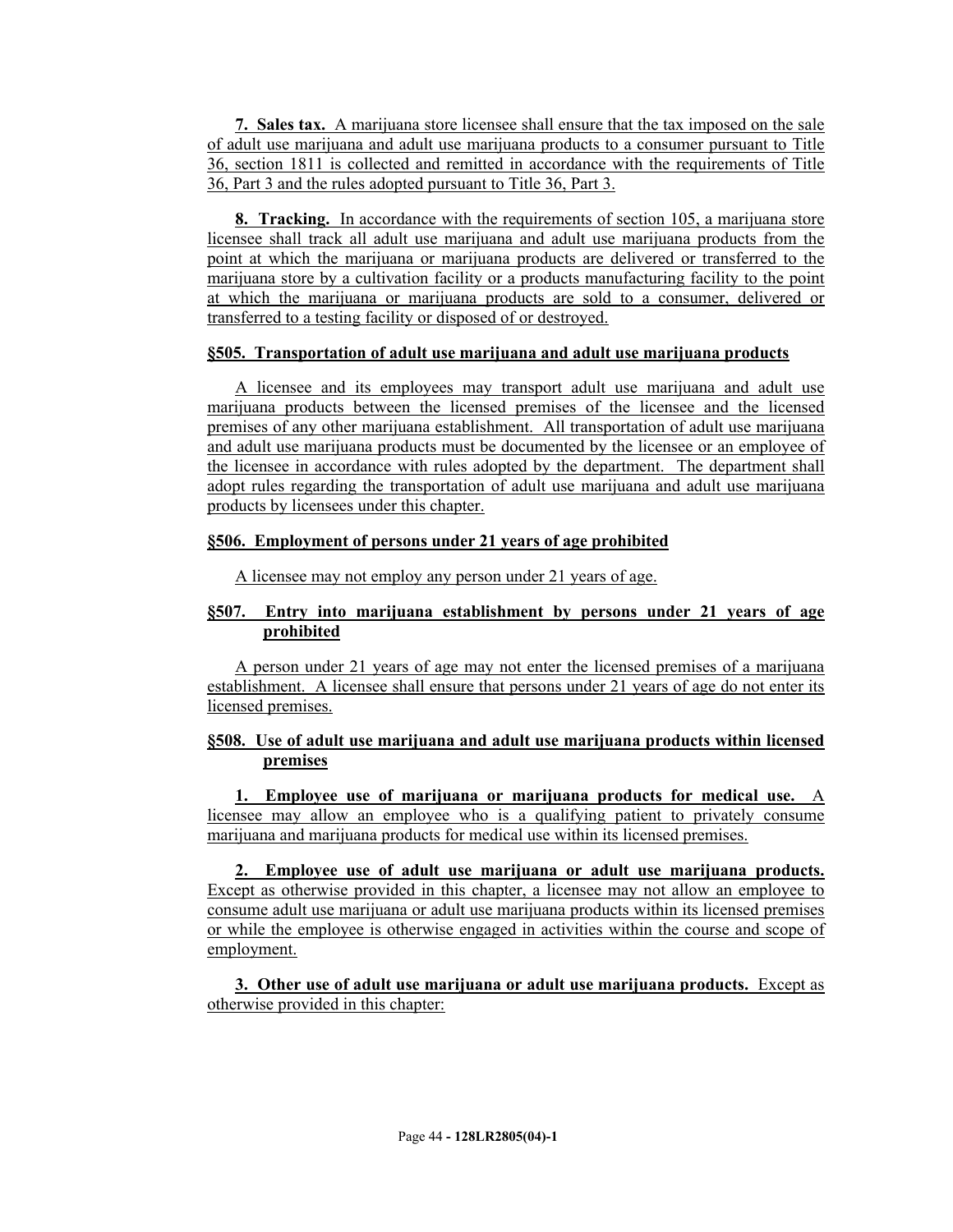**7. Sales tax.** A marijuana store licensee shall ensure that the tax imposed on the sale of adult use marijuana and adult use marijuana products to a consumer pursuant to Title 36, section 1811 is collected and remitted in accordance with the requirements of Title 36, Part 3 and the rules adopted pursuant to Title 36, Part 3.

**8. Tracking.** In accordance with the requirements of section 105, a marijuana store licensee shall track all adult use marijuana and adult use marijuana products from the point at which the marijuana or marijuana products are delivered or transferred to the marijuana store by a cultivation facility or a products manufacturing facility to the point at which the marijuana or marijuana products are sold to a consumer, delivered or transferred to a testing facility or disposed of or destroyed.

**§505. Transportation of adult use marijuana and adult use marijuana products**

A licensee and its employees may transport adult use marijuana and adult use marijuana products between the licensed premises of the licensee and the licensed premises of any other marijuana establishment. All transportation of adult use marijuana and adult use marijuana products must be documented by the licensee or an employee of the licensee in accordance with rules adopted by the department. The department shall adopt rules regarding the transportation of adult use marijuana and adult use marijuana products by licensees under this chapter.

**§506. Employment of persons under 21 years of age prohibited**

A licensee may not employ any person under 21 years of age.

**§507. Entry into marijuana establishment by persons under 21 years of age prohibited**

A person under 21 years of age may not enter the licensed premises of a marijuana establishment. A licensee shall ensure that persons under 21 years of age do not enter its licensed premises.

**§508. Use of adult use marijuana and adult use marijuana products within licensed premises**

**1. Employee use of marijuana or marijuana products for medical use.** A licensee may allow an employee who is a qualifying patient to privately consume marijuana and marijuana products for medical use within its licensed premises.

**2. Employee use of adult use marijuana or adult use marijuana products.** Except as otherwise provided in this chapter, a licensee may not allow an employee to consume adult use marijuana or adult use marijuana products within its licensed premises or while the employee is otherwise engaged in activities within the course and scope of employment.

**3. Other use of adult use marijuana or adult use marijuana products.** Except as otherwise provided in this chapter: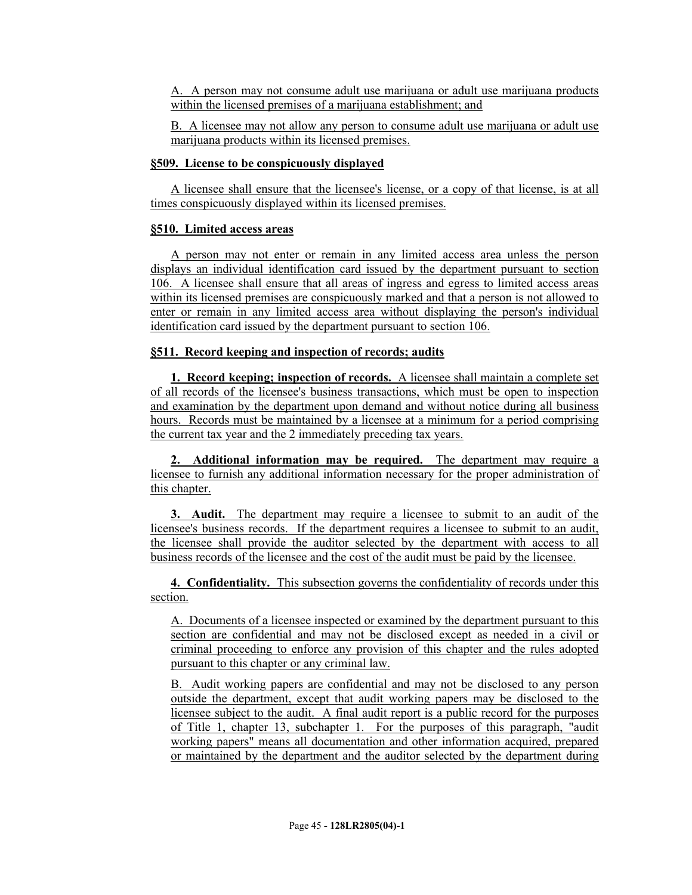A. A person may not consume adult use marijuana or adult use marijuana products within the licensed premises of a marijuana establishment; and

B. A licensee may not allow any person to consume adult use marijuana or adult use marijuana products within its licensed premises.

**§509. License to be conspicuously displayed**

A licensee shall ensure that the licensee's license, or a copy of that license, is at all times conspicuously displayed within its licensed premises.

**§510. Limited access areas**

A person may not enter or remain in any limited access area unless the person displays an individual identification card issued by the department pursuant to section 106. A licensee shall ensure that all areas of ingress and egress to limited access areas within its licensed premises are conspicuously marked and that a person is not allowed to enter or remain in any limited access area without displaying the person's individual identification card issued by the department pursuant to section 106.

**§511. Record keeping and inspection of records; audits**

**1. Record keeping; inspection of records.** A licensee shall maintain a complete set of all records of the licensee's business transactions, which must be open to inspection and examination by the department upon demand and without notice during all business hours. Records must be maintained by a licensee at a minimum for a period comprising the current tax year and the 2 immediately preceding tax years.

**2. Additional information may be required.** The department may require a licensee to furnish any additional information necessary for the proper administration of this chapter.

**3. Audit.** The department may require a licensee to submit to an audit of the licensee's business records. If the department requires a licensee to submit to an audit, the licensee shall provide the auditor selected by the department with access to all business records of the licensee and the cost of the audit must be paid by the licensee.

**4. Confidentiality.** This subsection governs the confidentiality of records under this section.

A. Documents of a licensee inspected or examined by the department pursuant to this section are confidential and may not be disclosed except as needed in a civil or criminal proceeding to enforce any provision of this chapter and the rules adopted pursuant to this chapter or any criminal law.

B. Audit working papers are confidential and may not be disclosed to any person outside the department, except that audit working papers may be disclosed to the licensee subject to the audit. A final audit report is a public record for the purposes of Title 1, chapter 13, subchapter 1. For the purposes of this paragraph, "audit working papers" means all documentation and other information acquired, prepared or maintained by the department and the auditor selected by the department during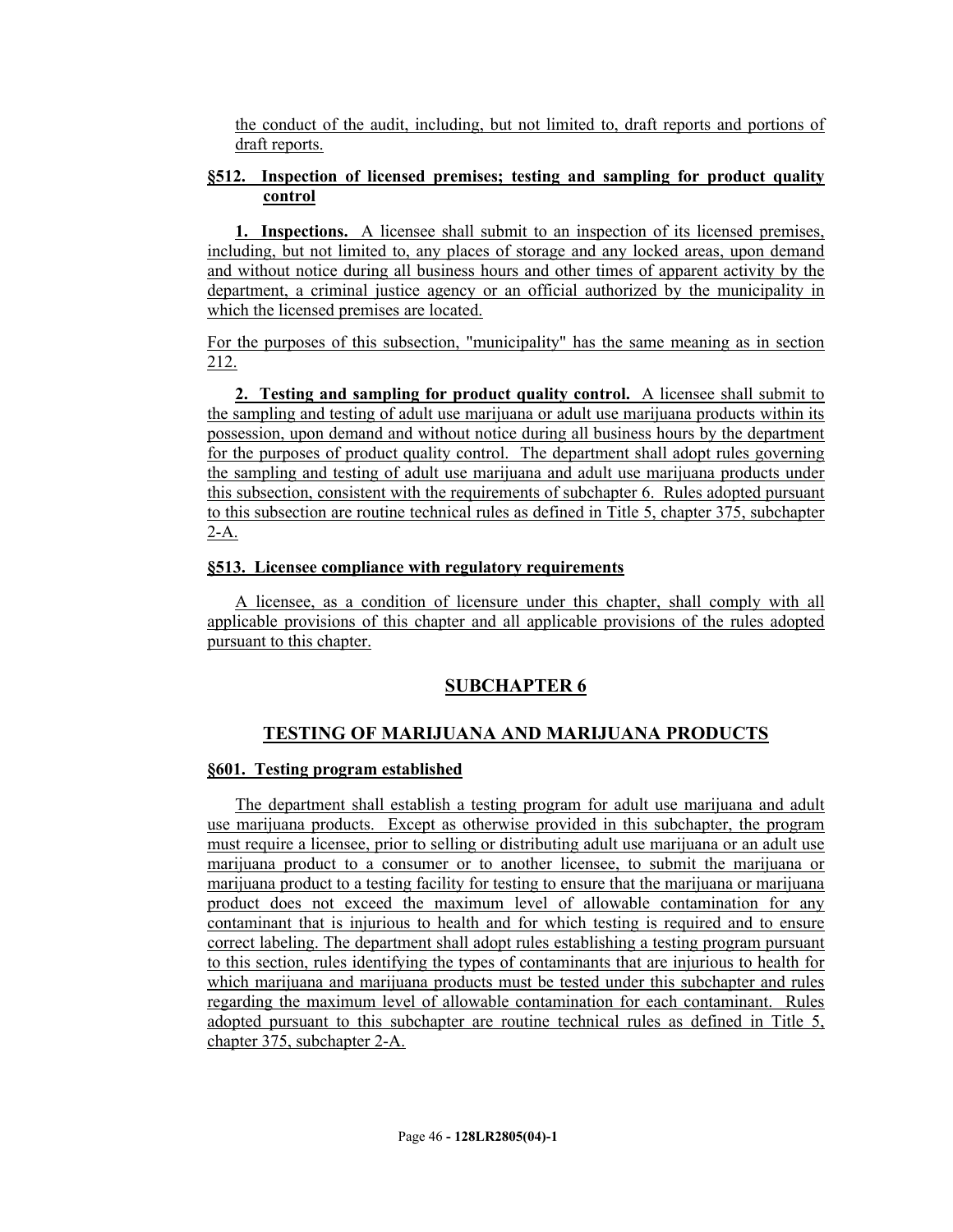the conduct of the audit, including, but not limited to, draft reports and portions of draft reports.

**§512. Inspection of licensed premises; testing and sampling for product quality control**

**1. Inspections.** A licensee shall submit to an inspection of its licensed premises, including, but not limited to, any places of storage and any locked areas, upon demand and without notice during all business hours and other times of apparent activity by the department, a criminal justice agency or an official authorized by the municipality in which the licensed premises are located.

For the purposes of this subsection, "municipality" has the same meaning as in section 212.

**2. Testing and sampling for product quality control.** A licensee shall submit to the sampling and testing of adult use marijuana or adult use marijuana products within its possession, upon demand and without notice during all business hours by the department for the purposes of product quality control. The department shall adopt rules governing the sampling and testing of adult use marijuana and adult use marijuana products under this subsection, consistent with the requirements of subchapter 6. Rules adopted pursuant to this subsection are routine technical rules as defined in Title 5, chapter 375, subchapter 2-A.

**§513. Licensee compliance with regulatory requirements**

A licensee, as a condition of licensure under this chapter, shall comply with all applicable provisions of this chapter and all applicable provisions of the rules adopted pursuant to this chapter.

## SUBCHAPTER 6

## TESTING OF MARIJUANA AND MARIJUANA PRODUCTS

**§601. Testing program established**

The department shall establish a testing program for adult use marijuana and adult use marijuana products. Except as otherwise provided in this subchapter, the program must require a licensee, prior to selling or distributing adult use marijuana or an adult use marijuana product to a consumer or to another licensee, to submit the marijuana or marijuana product to a testing facility for testing to ensure that the marijuana or marijuana product does not exceed the maximum level of allowable contamination for any contaminant that is injurious to health and for which testing is required and to ensure correct labeling. The department shall adopt rules establishing a testing program pursuant to this section, rules identifying the types of contaminants that are injurious to health for which marijuana and marijuana products must be tested under this subchapter and rules regarding the maximum level of allowable contamination for each contaminant. Rules adopted pursuant to this subchapter are routine technical rules as defined in Title 5, chapter 375, subchapter 2-A.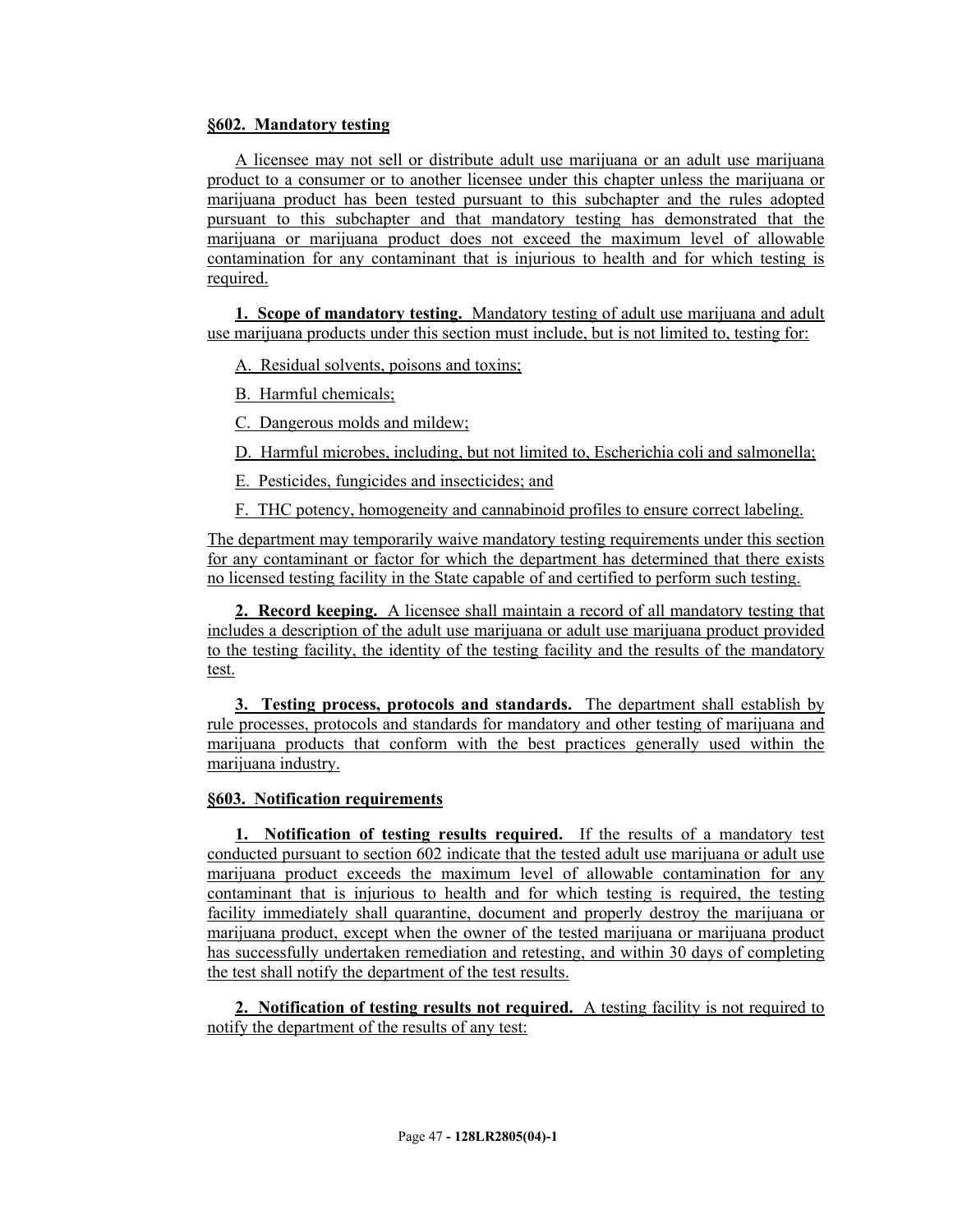**§602. Mandatory testing**

A licensee may not sell or distribute adult use marijuana or an adult use marijuana product to a consumer or to another licensee under this chapter unless the marijuana or marijuana product has been tested pursuant to this subchapter and the rules adopted pursuant to this subchapter and that mandatory testing has demonstrated that the marijuana or marijuana product does not exceed the maximum level of allowable contamination for any contaminant that is injurious to health and for which testing is required.

**1. Scope of mandatory testing.** Mandatory testing of adult use marijuana and adult use marijuana products under this section must include, but is not limited to, testing for:

A. Residual solvents, poisons and toxins;

B. Harmful chemicals;

C. Dangerous molds and mildew;

D. Harmful microbes, including, but not limited to, Escherichia coli and salmonella;

E. Pesticides, fungicides and insecticides; and

F. THC potency, homogeneity and cannabinoid profiles to ensure correct labeling.

The department may temporarily waive mandatory testing requirements under this section for any contaminant or factor for which the department has determined that there exists no licensed testing facility in the State capable of and certified to perform such testing.

**2. Record keeping.** A licensee shall maintain a record of all mandatory testing that includes a description of the adult use marijuana or adult use marijuana product provided to the testing facility, the identity of the testing facility and the results of the mandatory test.

**3. Testing process, protocols and standards.** The department shall establish by rule processes, protocols and standards for mandatory and other testing of marijuana and marijuana products that conform with the best practices generally used within the marijuana industry.

**§603. Notification requirements**

**1. Notification of testing results required.** If the results of a mandatory test conducted pursuant to section 602 indicate that the tested adult use marijuana or adult use marijuana product exceeds the maximum level of allowable contamination for any contaminant that is injurious to health and for which testing is required, the testing facility immediately shall quarantine, document and properly destroy the marijuana or marijuana product, except when the owner of the tested marijuana or marijuana product has successfully undertaken remediation and retesting, and within 30 days of completing the test shall notify the department of the test results.

**2. Notification of testing results not required.** A testing facility is not required to notify the department of the results of any test: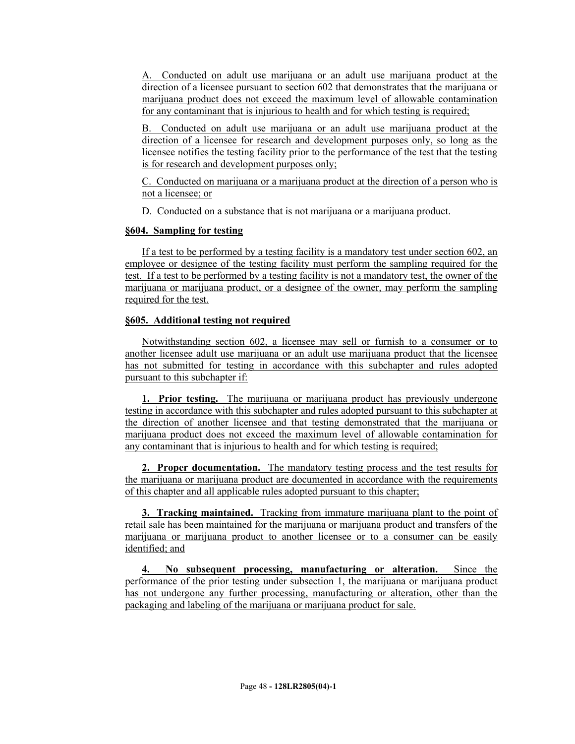A. Conducted on adult use marijuana or an adult use marijuana product at the direction of a licensee pursuant to section 602 that demonstrates that the marijuana or marijuana product does not exceed the maximum level of allowable contamination for any contaminant that is injurious to health and for which testing is required;

B. Conducted on adult use marijuana or an adult use marijuana product at the direction of a licensee for research and development purposes only, so long as the licensee notifies the testing facility prior to the performance of the test that the testing is for research and development purposes only;

C. Conducted on marijuana or a marijuana product at the direction of a person who is not a licensee; or

D. Conducted on a substance that is not marijuana or a marijuana product.

**§604. Sampling for testing**

If a test to be performed by a testing facility is a mandatory test under section 602, an employee or designee of the testing facility must perform the sampling required for the test. If a test to be performed by a testing facility is not a mandatory test, the owner of the marijuana or marijuana product, or a designee of the owner, may perform the sampling required for the test.

**§605. Additional testing not required**

Notwithstanding section 602, a licensee may sell or furnish to a consumer or to another licensee adult use marijuana or an adult use marijuana product that the licensee has not submitted for testing in accordance with this subchapter and rules adopted pursuant to this subchapter if:

**1. Prior testing.** The marijuana or marijuana product has previously undergone testing in accordance with this subchapter and rules adopted pursuant to this subchapter at the direction of another licensee and that testing demonstrated that the marijuana or marijuana product does not exceed the maximum level of allowable contamination for any contaminant that is injurious to health and for which testing is required;

**2. Proper documentation.** The mandatory testing process and the test results for the marijuana or marijuana product are documented in accordance with the requirements of this chapter and all applicable rules adopted pursuant to this chapter;

**3. Tracking maintained.** Tracking from immature marijuana plant to the point of retail sale has been maintained for the marijuana or marijuana product and transfers of the marijuana or marijuana product to another licensee or to a consumer can be easily identified; and

**4. No subsequent processing, manufacturing or alteration.** Since the performance of the prior testing under subsection 1, the marijuana or marijuana product has not undergone any further processing, manufacturing or alteration, other than the packaging and labeling of the marijuana or marijuana product for sale.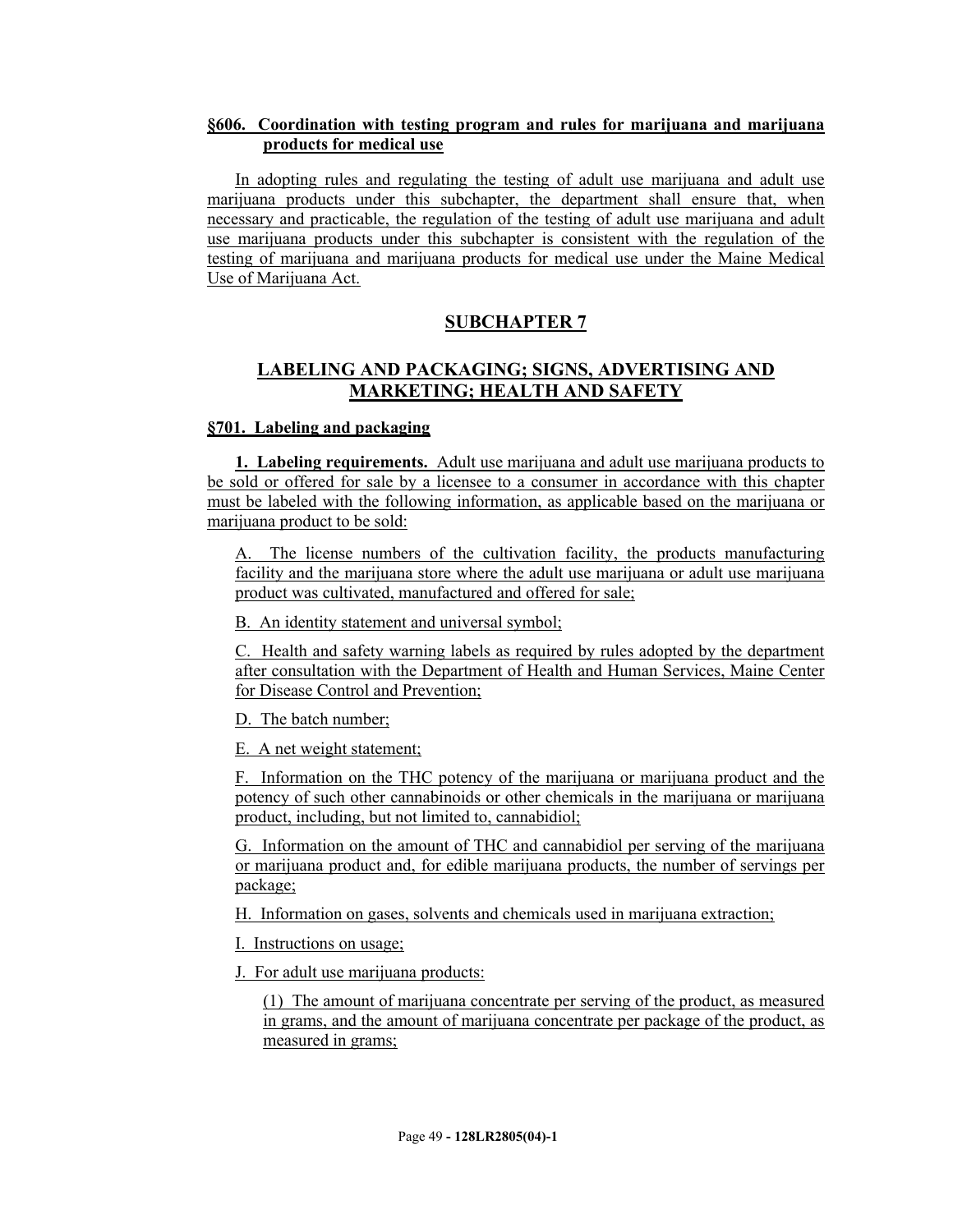**§606. Coordination with testing program and rules for marijuana and marijuana products for medical use**

In adopting rules and regulating the testing of adult use marijuana and adult use marijuana products under this subchapter, the department shall ensure that, when necessary and practicable, the regulation of the testing of adult use marijuana and adult use marijuana products under this subchapter is consistent with the regulation of the testing of marijuana and marijuana products for medical use under the Maine Medical Use of Marijuana Act.

## SUBCHAPTER 7

## LABELING AND PACKAGING; SIGNS, ADVERTISING AND MARKETING; HEALTH AND SAFETY

**§701. Labeling and packaging**

**1. Labeling requirements.** Adult use marijuana and adult use marijuana products to be sold or offered for sale by a licensee to a consumer in accordance with this chapter must be labeled with the following information, as applicable based on the marijuana or marijuana product to be sold:

A. The license numbers of the cultivation facility, the products manufacturing facility and the marijuana store where the adult use marijuana or adult use marijuana product was cultivated, manufactured and offered for sale;

B. An identity statement and universal symbol;

C. Health and safety warning labels as required by rules adopted by the department after consultation with the Department of Health and Human Services, Maine Center for Disease Control and Prevention;

D. The batch number;

E. A net weight statement;

F. Information on the THC potency of the marijuana or marijuana product and the potency of such other cannabinoids or other chemicals in the marijuana or marijuana product, including, but not limited to, cannabidiol;

G. Information on the amount of THC and cannabidiol per serving of the marijuana or marijuana product and, for edible marijuana products, the number of servings per package;

H. Information on gases, solvents and chemicals used in marijuana extraction;

I. Instructions on usage;

J. For adult use marijuana products:

(1) The amount of marijuana concentrate per serving of the product, as measured in grams, and the amount of marijuana concentrate per package of the product, as measured in grams;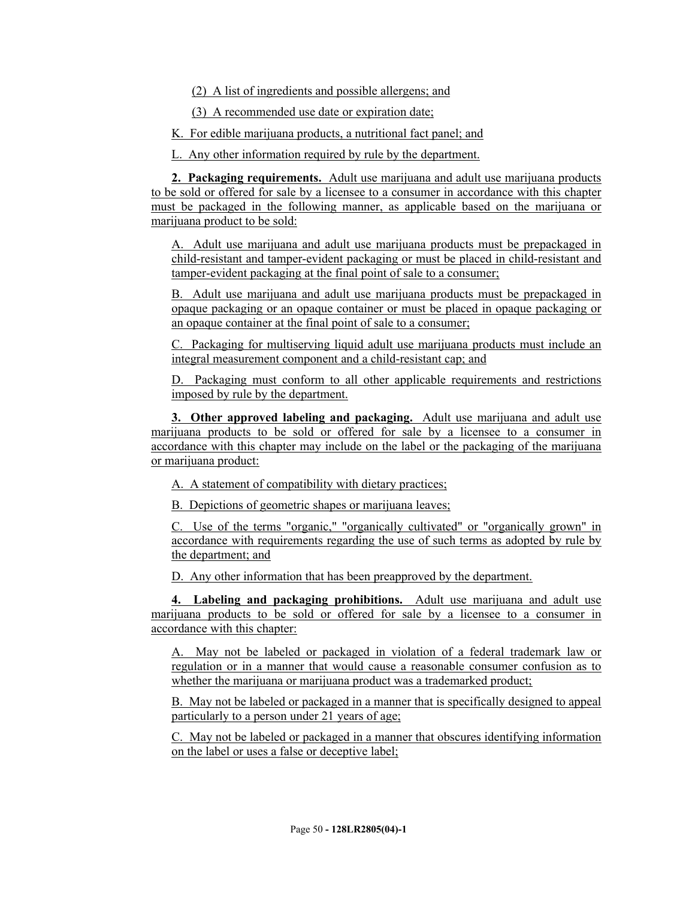(2) A list of ingredients and possible allergens; and

(3) A recommended use date or expiration date;

K. For edible marijuana products, a nutritional fact panel; and

L. Any other information required by rule by the department.

**2. Packaging requirements.** Adult use marijuana and adult use marijuana products to be sold or offered for sale by a licensee to a consumer in accordance with this chapter must be packaged in the following manner, as applicable based on the marijuana or marijuana product to be sold:

A. Adult use marijuana and adult use marijuana products must be prepackaged in child-resistant and tamper-evident packaging or must be placed in child-resistant and tamper-evident packaging at the final point of sale to a consumer;

B. Adult use marijuana and adult use marijuana products must be prepackaged in opaque packaging or an opaque container or must be placed in opaque packaging or an opaque container at the final point of sale to a consumer;

C. Packaging for multiserving liquid adult use marijuana products must include an integral measurement component and a child-resistant cap; and

D. Packaging must conform to all other applicable requirements and restrictions imposed by rule by the department.

**3. Other approved labeling and packaging.** Adult use marijuana and adult use marijuana products to be sold or offered for sale by a licensee to a consumer in accordance with this chapter may include on the label or the packaging of the marijuana or marijuana product:

A. A statement of compatibility with dietary practices;

B. Depictions of geometric shapes or marijuana leaves;

C. Use of the terms "organic," "organically cultivated" or "organically grown" in accordance with requirements regarding the use of such terms as adopted by rule by the department; and

D. Any other information that has been preapproved by the department.

**4. Labeling and packaging prohibitions.** Adult use marijuana and adult use marijuana products to be sold or offered for sale by a licensee to a consumer in accordance with this chapter:

A. May not be labeled or packaged in violation of a federal trademark law or regulation or in a manner that would cause a reasonable consumer confusion as to whether the marijuana or marijuana product was a trademarked product;

B. May not be labeled or packaged in a manner that is specifically designed to appeal particularly to a person under 21 years of age;

C. May not be labeled or packaged in a manner that obscures identifying information on the label or uses a false or deceptive label;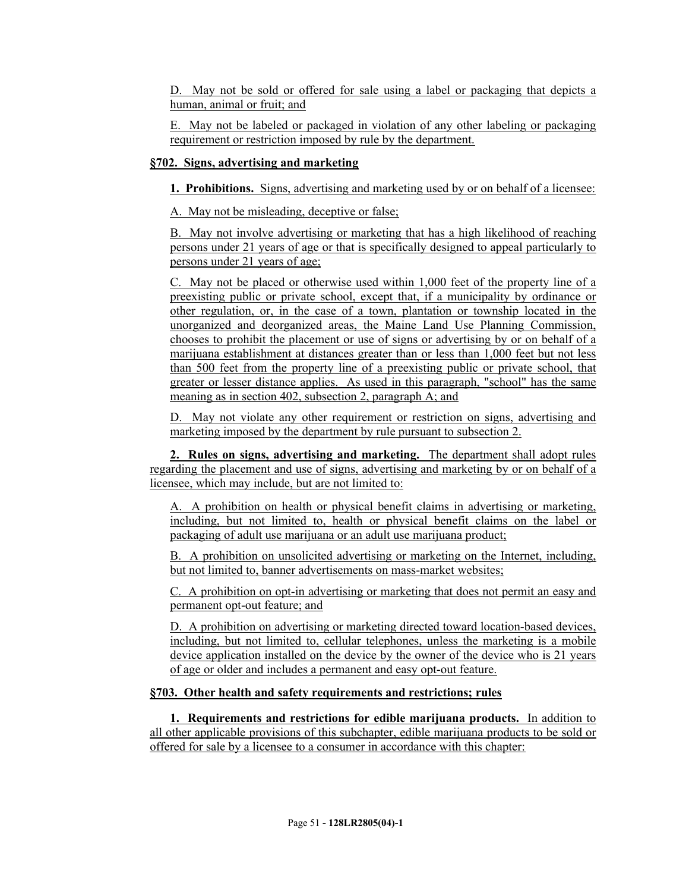D. May not be sold or offered for sale using a label or packaging that depicts a human, animal or fruit; and

E. May not be labeled or packaged in violation of any other labeling or packaging requirement or restriction imposed by rule by the department.

**§702. Signs, advertising and marketing**

**1. Prohibitions.** Signs, advertising and marketing used by or on behalf of a licensee:

A. May not be misleading, deceptive or false;

B. May not involve advertising or marketing that has a high likelihood of reaching persons under 21 years of age or that is specifically designed to appeal particularly to persons under 21 years of age;

C. May not be placed or otherwise used within 1,000 feet of the property line of a preexisting public or private school, except that, if a municipality by ordinance or other regulation, or, in the case of a town, plantation or township located in the unorganized and deorganized areas, the Maine Land Use Planning Commission, chooses to prohibit the placement or use of signs or advertising by or on behalf of a marijuana establishment at distances greater than or less than 1,000 feet but not less than 500 feet from the property line of a preexisting public or private school, that greater or lesser distance applies. As used in this paragraph, "school" has the same meaning as in section 402, subsection 2, paragraph A; and

D. May not violate any other requirement or restriction on signs, advertising and marketing imposed by the department by rule pursuant to subsection 2.

**2. Rules on signs, advertising and marketing.** The department shall adopt rules regarding the placement and use of signs, advertising and marketing by or on behalf of a licensee, which may include, but are not limited to:

A. A prohibition on health or physical benefit claims in advertising or marketing, including, but not limited to, health or physical benefit claims on the label or packaging of adult use marijuana or an adult use marijuana product;

B. A prohibition on unsolicited advertising or marketing on the Internet, including, but not limited to, banner advertisements on mass-market websites;

C. A prohibition on opt-in advertising or marketing that does not permit an easy and permanent opt-out feature; and

D. A prohibition on advertising or marketing directed toward location-based devices, including, but not limited to, cellular telephones, unless the marketing is a mobile device application installed on the device by the owner of the device who is 21 years of age or older and includes a permanent and easy opt-out feature.

**§703. Other health and safety requirements and restrictions; rules**

**1. Requirements and restrictions for edible marijuana products.** In addition to all other applicable provisions of this subchapter, edible marijuana products to be sold or offered for sale by a licensee to a consumer in accordance with this chapter: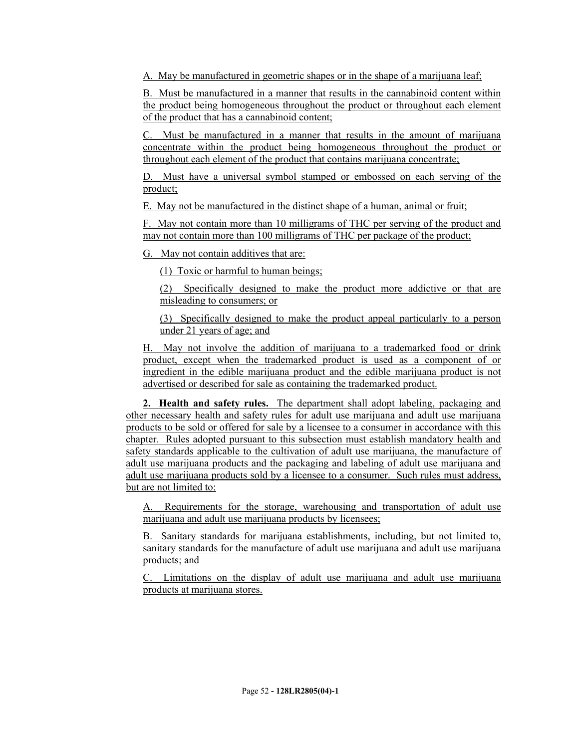A. May be manufactured in geometric shapes or in the shape of a marijuana leaf;

B. Must be manufactured in a manner that results in the cannabinoid content within the product being homogeneous throughout the product or throughout each element of the product that has a cannabinoid content;

C. Must be manufactured in a manner that results in the amount of marijuana concentrate within the product being homogeneous throughout the product or throughout each element of the product that contains marijuana concentrate;

D. Must have a universal symbol stamped or embossed on each serving of the product;

E. May not be manufactured in the distinct shape of a human, animal or fruit;

F. May not contain more than 10 milligrams of THC per serving of the product and may not contain more than 100 milligrams of THC per package of the product;

G. May not contain additives that are:

(1) Toxic or harmful to human beings;

(2) Specifically designed to make the product more addictive or that are misleading to consumers; or

(3) Specifically designed to make the product appeal particularly to a person under 21 years of age; and

H. May not involve the addition of marijuana to a trademarked food or drink product, except when the trademarked product is used as a component of or ingredient in the edible marijuana product and the edible marijuana product is not advertised or described for sale as containing the trademarked product.

**2. Health and safety rules.** The department shall adopt labeling, packaging and other necessary health and safety rules for adult use marijuana and adult use marijuana products to be sold or offered for sale by a licensee to a consumer in accordance with this chapter. Rules adopted pursuant to this subsection must establish mandatory health and safety standards applicable to the cultivation of adult use marijuana, the manufacture of adult use marijuana products and the packaging and labeling of adult use marijuana and adult use marijuana products sold by a licensee to a consumer. Such rules must address, but are not limited to:

A. Requirements for the storage, warehousing and transportation of adult use marijuana and adult use marijuana products by licensees;

B. Sanitary standards for marijuana establishments, including, but not limited to, sanitary standards for the manufacture of adult use marijuana and adult use marijuana products; and

C. Limitations on the display of adult use marijuana and adult use marijuana products at marijuana stores.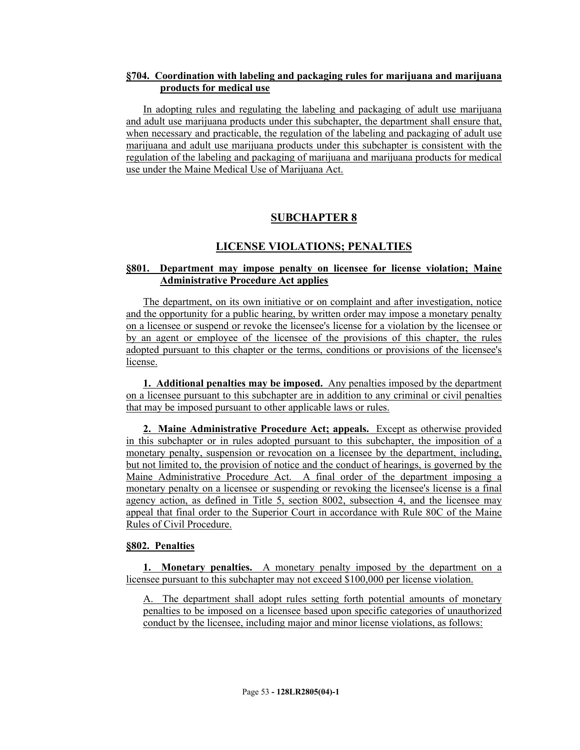**§704. Coordination with labeling and packaging rules for marijuana and marijuana products for medical use**

In adopting rules and regulating the labeling and packaging of adult use marijuana and adult use marijuana products under this subchapter, the department shall ensure that, when necessary and practicable, the regulation of the labeling and packaging of adult use marijuana and adult use marijuana products under this subchapter is consistent with the regulation of the labeling and packaging of marijuana and marijuana products for medical use under the Maine Medical Use of Marijuana Act.

## SUBCHAPTER 8

## LICENSE VIOLATIONS; PENALTIES

**§801. Department may impose penalty on licensee for license violation; Maine Administrative Procedure Act applies**

The department, on its own initiative or on complaint and after investigation, notice and the opportunity for a public hearing, by written order may impose a monetary penalty on a licensee or suspend or revoke the licensee's license for a violation by the licensee or by an agent or employee of the licensee of the provisions of this chapter, the rules adopted pursuant to this chapter or the terms, conditions or provisions of the licensee's license.

**1. Additional penalties may be imposed.** Any penalties imposed by the department on a licensee pursuant to this subchapter are in addition to any criminal or civil penalties that may be imposed pursuant to other applicable laws or rules.

**2. Maine Administrative Procedure Act; appeals.** Except as otherwise provided in this subchapter or in rules adopted pursuant to this subchapter, the imposition of a monetary penalty, suspension or revocation on a licensee by the department, including, but not limited to, the provision of notice and the conduct of hearings, is governed by the Maine Administrative Procedure Act. A final order of the department imposing a monetary penalty on a licensee or suspending or revoking the licensee's license is a final agency action, as defined in Title 5, section 8002, subsection 4, and the licensee may appeal that final order to the Superior Court in accordance with Rule 80C of the Maine Rules of Civil Procedure.

**§802. Penalties**

**1. Monetary penalties.** A monetary penalty imposed by the department on a licensee pursuant to this subchapter may not exceed $100,000 per license violation.

A. The department shall adopt rules setting forth potential amounts of monetary penalties to be imposed on a licensee based upon specific categories of unauthorized conduct by the licensee, including major and minor license violations, as follows: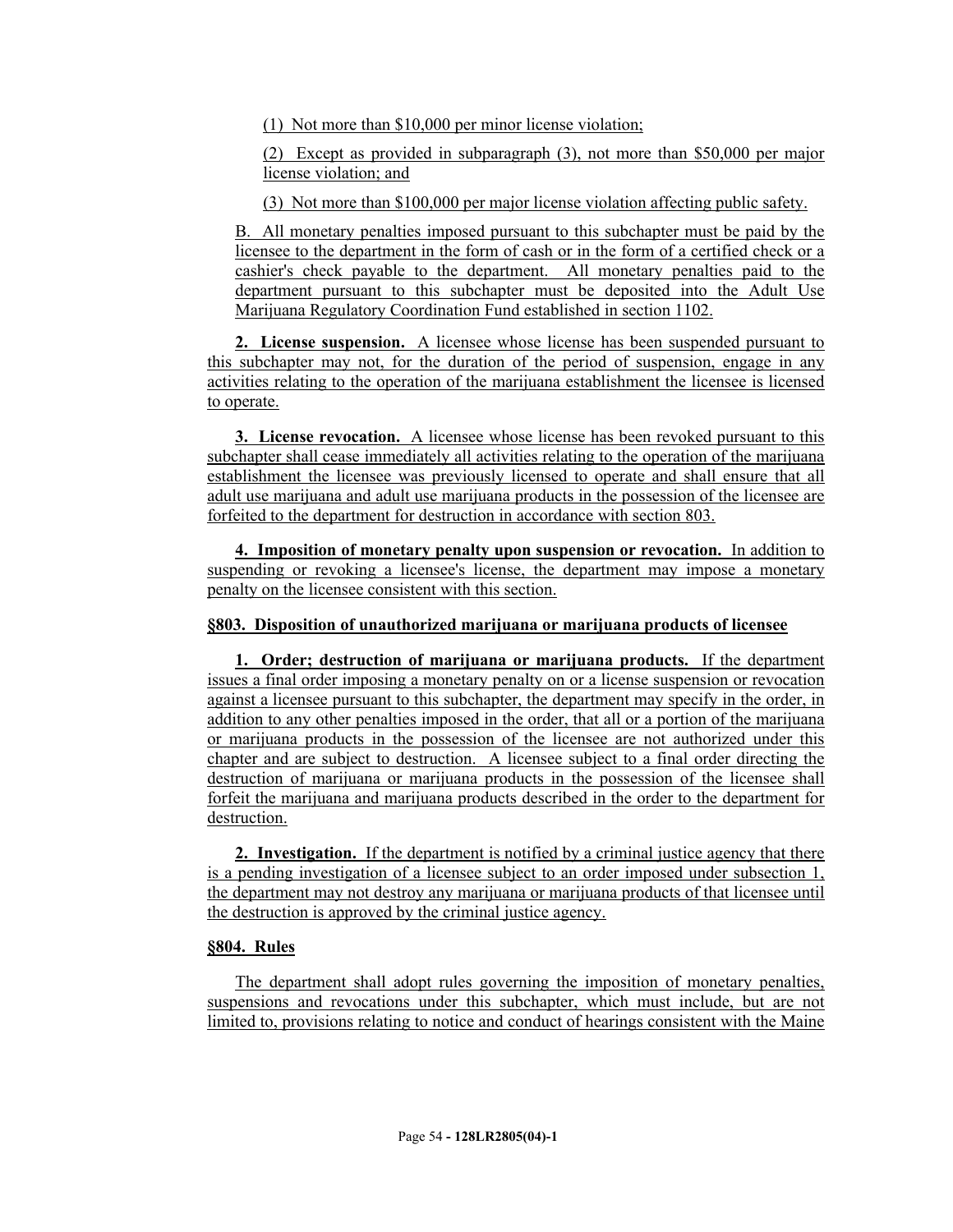(1) Not more than $10,000 per minor license violation;

(2) Except as provided in subparagraph (3), not more than $50,000 per major license violation; and

(3) Not more than $100,000 per major license violation affecting public safety.

B. All monetary penalties imposed pursuant to this subchapter must be paid by the licensee to the department in the form of cash or in the form of a certified check or a cashier's check payable to the department. All monetary penalties paid to the department pursuant to this subchapter must be deposited into the Adult Use Marijuana Regulatory Coordination Fund established in section 1102.

**2. License suspension.** A licensee whose license has been suspended pursuant to this subchapter may not, for the duration of the period of suspension, engage in any activities relating to the operation of the marijuana establishment the licensee is licensed to operate.

**3. License revocation.** A licensee whose license has been revoked pursuant to this subchapter shall cease immediately all activities relating to the operation of the marijuana establishment the licensee was previously licensed to operate and shall ensure that all adult use marijuana and adult use marijuana products in the possession of the licensee are forfeited to the department for destruction in accordance with section 803.

**4. Imposition of monetary penalty upon suspension or revocation.** In addition to suspending or revoking a licensee's license, the department may impose a monetary penalty on the licensee consistent with this section.

**§803. Disposition of unauthorized marijuana or marijuana products of licensee**

**1. Order; destruction of marijuana or marijuana products.** If the department issues a final order imposing a monetary penalty on or a license suspension or revocation against a licensee pursuant to this subchapter, the department may specify in the order, in addition to any other penalties imposed in the order, that all or a portion of the marijuana or marijuana products in the possession of the licensee are not authorized under this chapter and are subject to destruction. A licensee subject to a final order directing the destruction of marijuana or marijuana products in the possession of the licensee shall forfeit the marijuana and marijuana products described in the order to the department for destruction.

**2. Investigation.** If the department is notified by a criminal justice agency that there is a pending investigation of a licensee subject to an order imposed under subsection 1, the department may not destroy any marijuana or marijuana products of that licensee until the destruction is approved by the criminal justice agency.

**§804. Rules**

The department shall adopt rules governing the imposition of monetary penalties, suspensions and revocations under this subchapter, which must include, but are not limited to, provisions relating to notice and conduct of hearings consistent with the Maine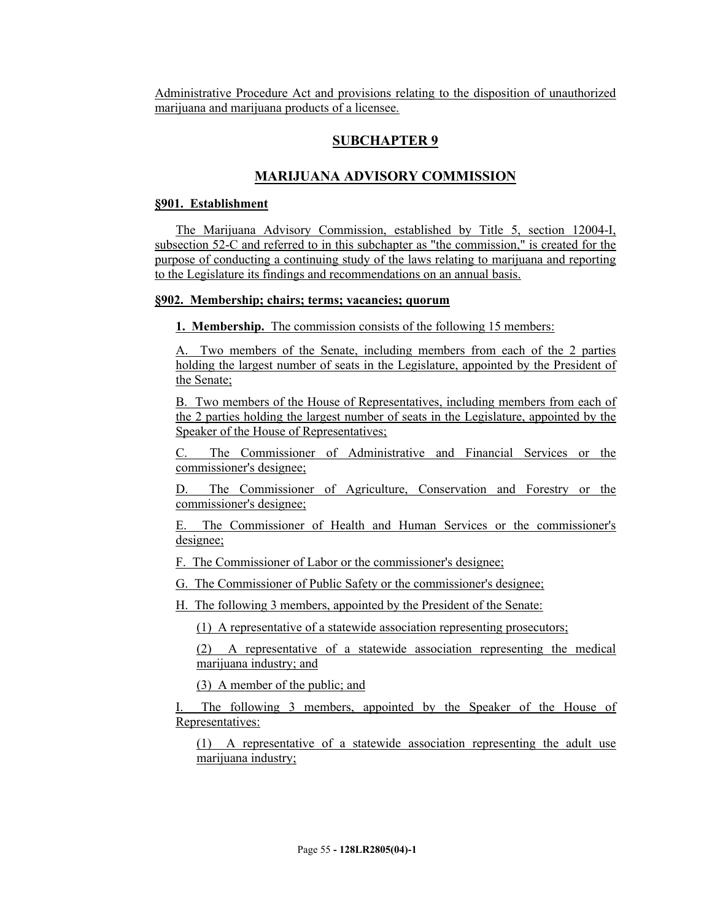Administrative Procedure Act and provisions relating to the disposition of unauthorized marijuana and marijuana products of a licensee.

## SUBCHAPTER 9

## MARIJUANA ADVISORY COMMISSION

### §901. Establishment

The Marijuana Advisory Commission, established by Title 5, section 12004-I, subsection 52-C and referred to in this subchapter as "the commission," is created for the purpose of conducting a continuing study of the laws relating to marijuana and reporting to the Legislature its findings and recommendations on an annual basis.

### §902. Membership; chairs; terms; vacancies; quorum

**1. Membership.** The commission consists of the following 15 members:

A. Two members of the Senate, including members from each of the 2 parties holding the largest number of seats in the Legislature, appointed by the President of the Senate;

B. Two members of the House of Representatives, including members from each of the 2 parties holding the largest number of seats in the Legislature, appointed by the Speaker of the House of Representatives;

C. The Commissioner of Administrative and Financial Services or the commissioner's designee;

D. The Commissioner of Agriculture, Conservation and Forestry or the commissioner's designee;

E. The Commissioner of Health and Human Services or the commissioner's designee;

F. The Commissioner of Labor or the commissioner's designee;

G. The Commissioner of Public Safety or the commissioner's designee;

H. The following 3 members, appointed by the President of the Senate:

(1) A representative of a statewide association representing prosecutors;

(2) A representative of a statewide association representing the medical marijuana industry; and

(3) A member of the public; and

I. The following 3 members, appointed by the Speaker of the House of Representatives:

(1) A representative of a statewide association representing the adult use marijuana industry;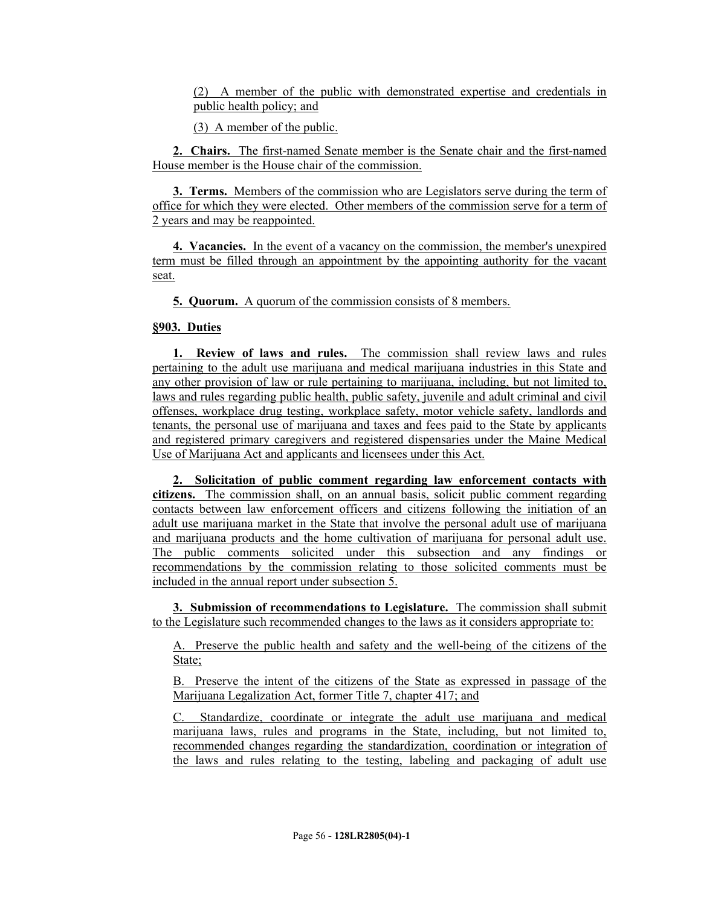(2) A member of the public with demonstrated expertise and credentials in public health policy; and

(3) A member of the public.

**2. Chairs.** The first-named Senate member is the Senate chair and the first-named House member is the House chair of the commission.

**3. Terms.** Members of the commission who are Legislators serve during the term of office for which they were elected. Other members of the commission serve for a term of 2 years and may be reappointed.

**4. Vacancies.** In the event of a vacancy on the commission, the member's unexpired term must be filled through an appointment by the appointing authority for the vacant seat.

**5. Quorum.** A quorum of the commission consists of 8 members.

**§903. Duties**

**1. Review of laws and rules.** The commission shall review laws and rules pertaining to the adult use marijuana and medical marijuana industries in this State and any other provision of law or rule pertaining to marijuana, including, but not limited to, laws and rules regarding public health, public safety, juvenile and adult criminal and civil offenses, workplace drug testing, workplace safety, motor vehicle safety, landlords and tenants, the personal use of marijuana and taxes and fees paid to the State by applicants and registered primary caregivers and registered dispensaries under the Maine Medical Use of Marijuana Act and applicants and licensees under this Act.

**2. Solicitation of public comment regarding law enforcement contacts with citizens.** The commission shall, on an annual basis, solicit public comment regarding contacts between law enforcement officers and citizens following the initiation of an adult use marijuana market in the State that involve the personal adult use of marijuana and marijuana products and the home cultivation of marijuana for personal adult use. The public comments solicited under this subsection and any findings or recommendations by the commission relating to those solicited comments must be included in the annual report under subsection 5.

**3. Submission of recommendations to Legislature.** The commission shall submit to the Legislature such recommended changes to the laws as it considers appropriate to:

A. Preserve the public health and safety and the well-being of the citizens of the State;

B. Preserve the intent of the citizens of the State as expressed in passage of the Marijuana Legalization Act, former Title 7, chapter 417; and

C. Standardize, coordinate or integrate the adult use marijuana and medical marijuana laws, rules and programs in the State, including, but not limited to, recommended changes regarding the standardization, coordination or integration of the laws and rules relating to the testing, labeling and packaging of adult use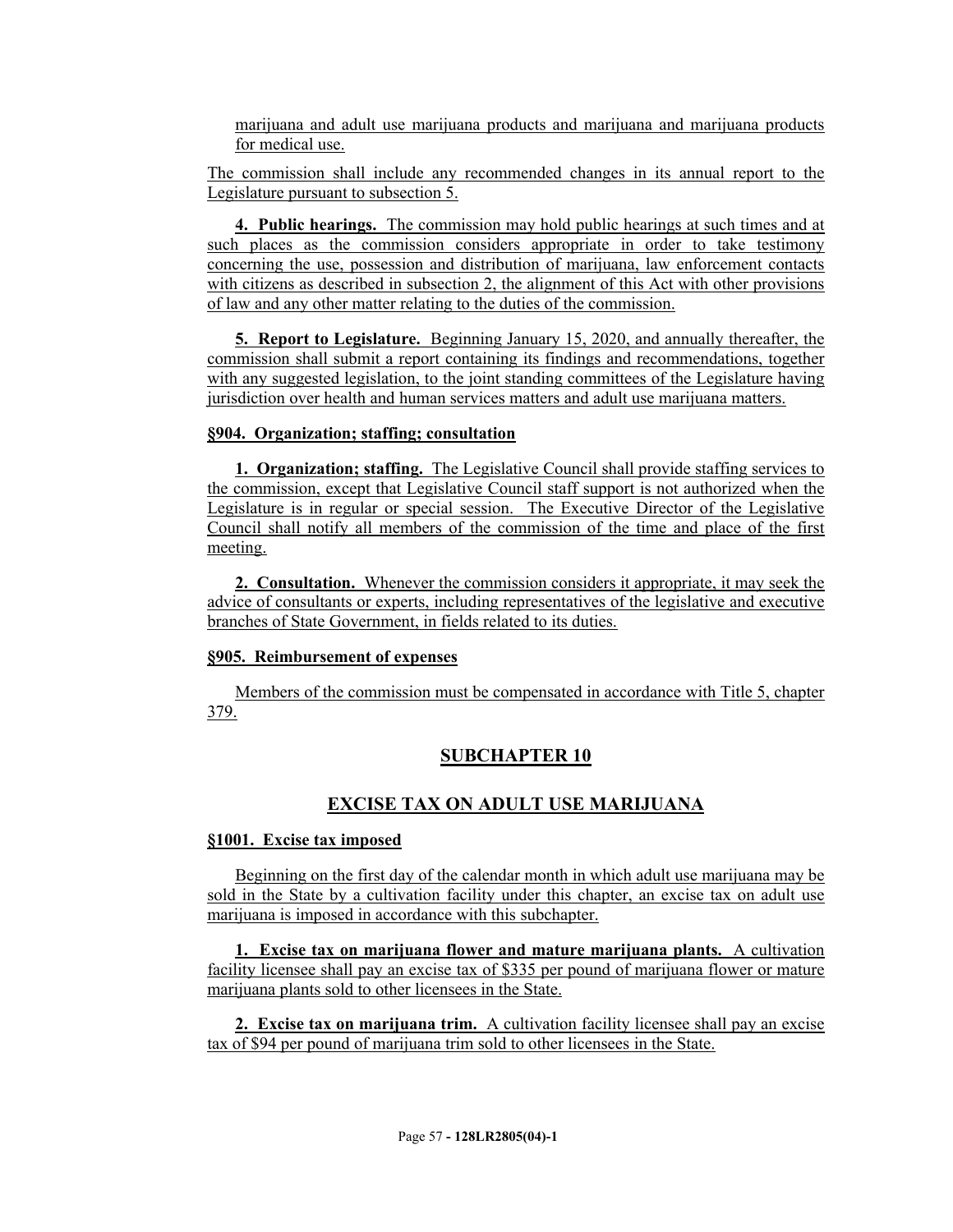marijuana and adult use marijuana products and marijuana and marijuana products for medical use.

The commission shall include any recommended changes in its annual report to the Legislature pursuant to subsection 5.

**4. Public hearings.** The commission may hold public hearings at such times and at such places as the commission considers appropriate in order to take testimony concerning the use, possession and distribution of marijuana, law enforcement contacts with citizens as described in subsection 2, the alignment of this Act with other provisions of law and any other matter relating to the duties of the commission.

**5. Report to Legislature.** Beginning January 15, 2020, and annually thereafter, the commission shall submit a report containing its findings and recommendations, together with any suggested legislation, to the joint standing committees of the Legislature having jurisdiction over health and human services matters and adult use marijuana matters.

**§904. Organization; staffing; consultation**

**1. Organization; staffing.** The Legislative Council shall provide staffing services to the commission, except that Legislative Council staff support is not authorized when the Legislature is in regular or special session. The Executive Director of the Legislative Council shall notify all members of the commission of the time and place of the first meeting.

**2. Consultation.** Whenever the commission considers it appropriate, it may seek the advice of consultants or experts, including representatives of the legislative and executive branches of State Government, in fields related to its duties.

**§905. Reimbursement of expenses**

Members of the commission must be compensated in accordance with Title 5, chapter 379.

## SUBCHAPTER 10

## EXCISE TAX ON ADULT USE MARIJUANA

**§1001. Excise tax imposed**

Beginning on the first day of the calendar month in which adult use marijuana may be sold in the State by a cultivation facility under this chapter, an excise tax on adult use marijuana is imposed in accordance with this subchapter.

**1. Excise tax on marijuana flower and mature marijuana plants.** A cultivation facility licensee shall pay an excise tax of $335 per pound of marijuana flower or mature marijuana plants sold to other licensees in the State.

**2. Excise tax on marijuana trim.** A cultivation facility licensee shall pay an excise tax of $94 per pound of marijuana trim sold to other licensees in the State.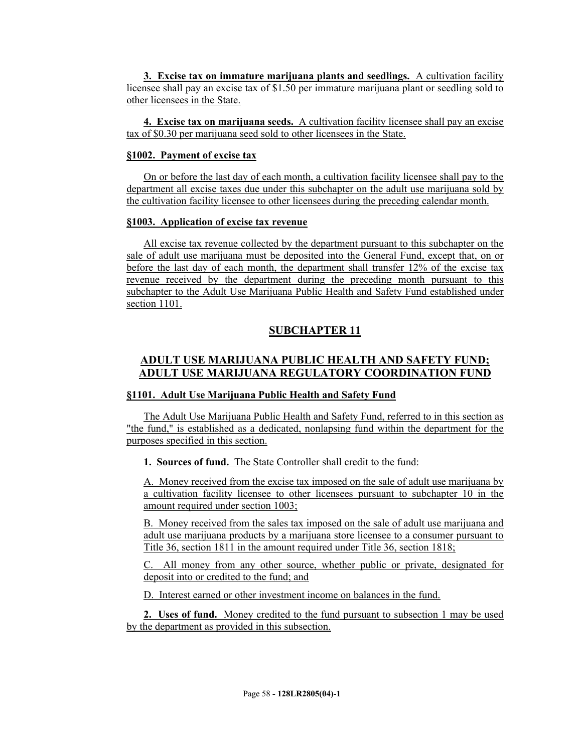**3. Excise tax on immature marijuana plants and seedlings.** A cultivation facility licensee shall pay an excise tax of $1.50 per immature marijuana plant or seedling sold to other licensees in the State.

**4. Excise tax on marijuana seeds.** A cultivation facility licensee shall pay an excise tax of $0.30 per marijuana seed sold to other licensees in the State.

**§1002. Payment of excise tax**

On or before the last day of each month, a cultivation facility licensee shall pay to the department all excise taxes due under this subchapter on the adult use marijuana sold by the cultivation facility licensee to other licensees during the preceding calendar month.

**§1003. Application of excise tax revenue**

All excise tax revenue collected by the department pursuant to this subchapter on the sale of adult use marijuana must be deposited into the General Fund, except that, on or before the last day of each month, the department shall transfer 12% of the excise tax revenue received by the department during the preceding month pursuant to this subchapter to the Adult Use Marijuana Public Health and Safety Fund established under section 1101.

## SUBCHAPTER 11

## ADULT USE MARIJUANA PUBLIC HEALTH AND SAFETY FUND; ADULT USE MARIJUANA REGULATORY COORDINATION FUND

**§1101. Adult Use Marijuana Public Health and Safety Fund**

The Adult Use Marijuana Public Health and Safety Fund, referred to in this section as "the fund," is established as a dedicated, nonlapsing fund within the department for the purposes specified in this section.

**1. Sources of fund.** The State Controller shall credit to the fund:

A. Money received from the excise tax imposed on the sale of adult use marijuana by a cultivation facility licensee to other licensees pursuant to subchapter 10 in the amount required under section 1003;

B. Money received from the sales tax imposed on the sale of adult use marijuana and adult use marijuana products by a marijuana store licensee to a consumer pursuant to Title 36, section 1811 in the amount required under Title 36, section 1818;

C. All money from any other source, whether public or private, designated for deposit into or credited to the fund; and

D. Interest earned or other investment income on balances in the fund.

**2. Uses of fund.** Money credited to the fund pursuant to subsection 1 may be used by the department as provided in this subsection.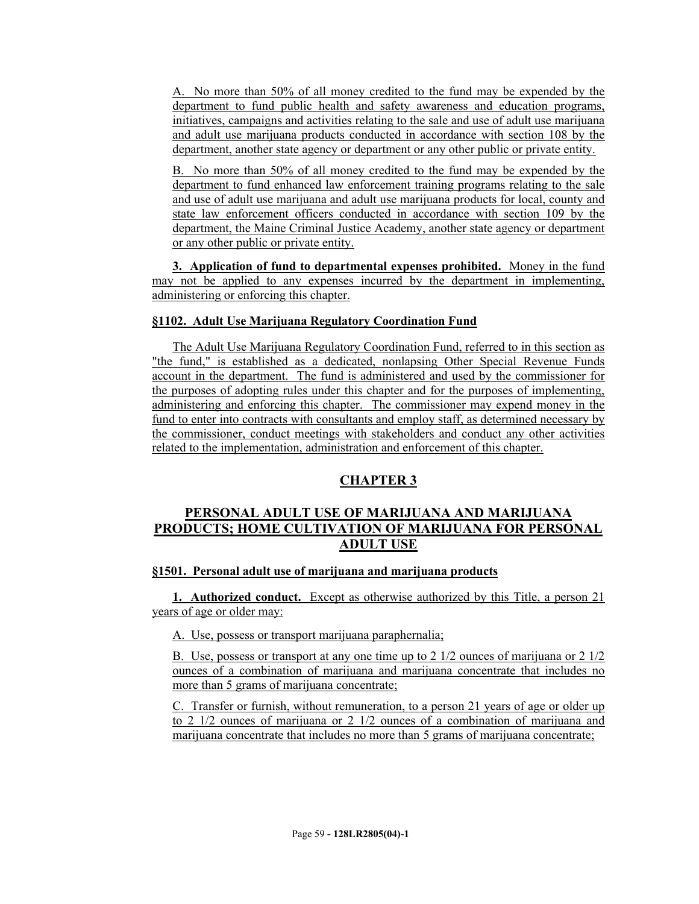A. No more than 50% of all money credited to the fund may be expended by the department to fund public health and safety awareness and education programs, initiatives, campaigns and activities relating to the sale and use of adult use marijuana and adult use marijuana products conducted in accordance with section 108 by the department, another state agency or department or any other public or private entity.

B. No more than 50% of all money credited to the fund may be expended by the department to fund enhanced law enforcement training programs relating to the sale and use of adult use marijuana and adult use marijuana products for local, county and state law enforcement officers conducted in accordance with section 109 by the department, the Maine Criminal Justice Academy, another state agency or department or any other public or private entity.

**3. Application of fund to departmental expenses prohibited.** Money in the fund may not be applied to any expenses incurred by the department in implementing, administering or enforcing this chapter.

**§1102. Adult Use Marijuana Regulatory Coordination Fund**

The Adult Use Marijuana Regulatory Coordination Fund, referred to in this section as "the fund," is established as a dedicated, nonlapsing Other Special Revenue Funds account in the department. The fund is administered and used by the commissioner for the purposes of adopting rules under this chapter and for the purposes of implementing, administering and enforcing this chapter. The commissioner may expend money in the fund to enter into contracts with consultants and employ staff, as determined necessary by the commissioner, conduct meetings with stakeholders and conduct any other activities related to the implementation, administration and enforcement of this chapter.

## CHAPTER 3

## PERSONAL ADULT USE OF MARIJUANA AND MARIJUANA PRODUCTS; HOME CULTIVATION OF MARIJUANA FOR PERSONAL ADULT USE

**§1501. Personal adult use of marijuana and marijuana products**

**1. Authorized conduct.** Except as otherwise authorized by this Title, a person 21 years of age or older may:

A. Use, possess or transport marijuana paraphernalia;

B. Use, possess or transport at any one time up to 2 1/2 ounces of marijuana or 2 1/2 ounces of a combination of marijuana and marijuana concentrate that includes no more than 5 grams of marijuana concentrate;

C. Transfer or furnish, without remuneration, to a person 21 years of age or older up to 2 1/2 ounces of marijuana or 2 1/2 ounces of a combination of marijuana and marijuana concentrate that includes no more than 5 grams of marijuana concentrate;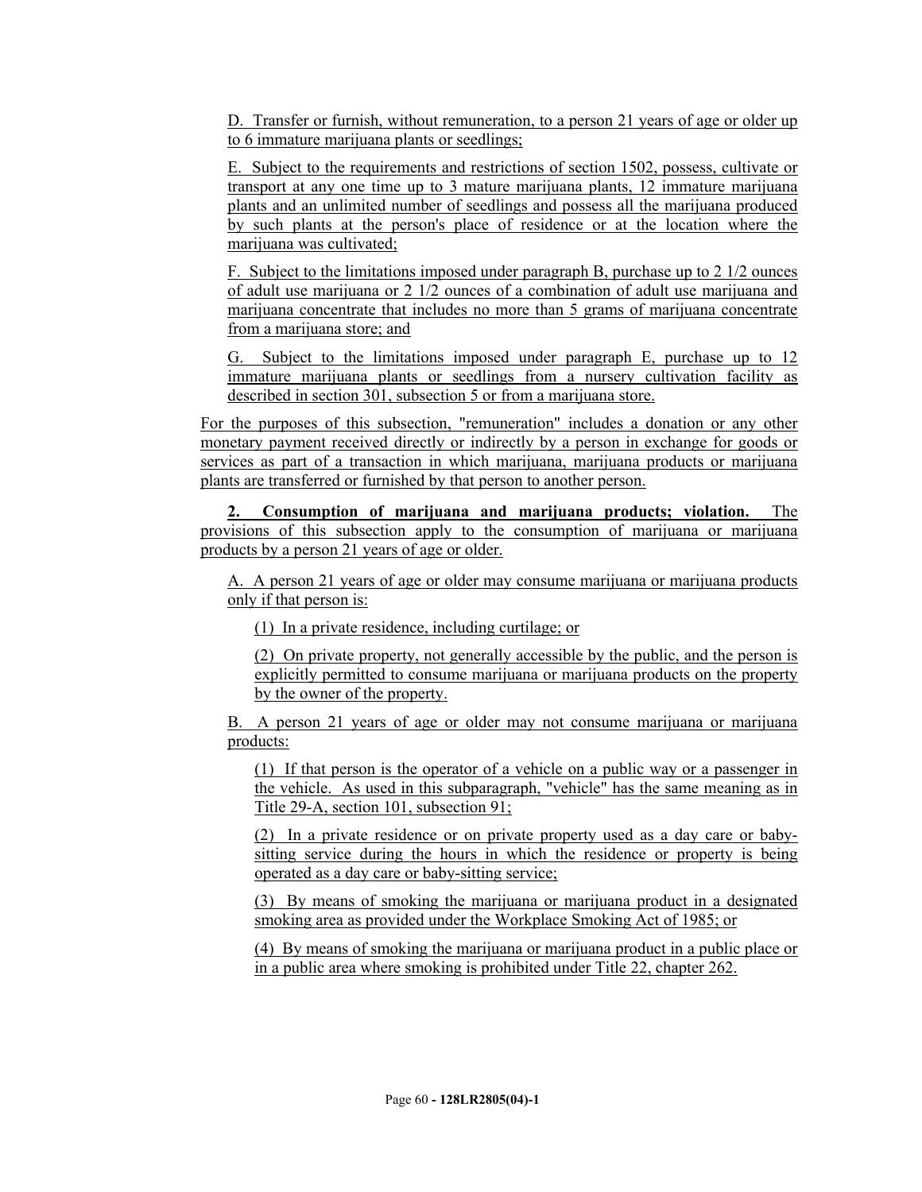D. Transfer or furnish, without remuneration, to a person 21 years of age or older up to 6 immature marijuana plants or seedlings;

E. Subject to the requirements and restrictions of section 1502, possess, cultivate or transport at any one time up to 3 mature marijuana plants, 12 immature marijuana plants and an unlimited number of seedlings and possess all the marijuana produced by such plants at the person's place of residence or at the location where the marijuana was cultivated;

F. Subject to the limitations imposed under paragraph B, purchase up to 2 1/2 ounces of adult use marijuana or 2 1/2 ounces of a combination of adult use marijuana and marijuana concentrate that includes no more than 5 grams of marijuana concentrate from a marijuana store; and

G. Subject to the limitations imposed under paragraph E, purchase up to 12 immature marijuana plants or seedlings from a nursery cultivation facility as described in section 301, subsection 5 or from a marijuana store.

For the purposes of this subsection, "remuneration" includes a donation or any other monetary payment received directly or indirectly by a person in exchange for goods or services as part of a transaction in which marijuana, marijuana products or marijuana plants are transferred or furnished by that person to another person.

**2. Consumption of marijuana and marijuana products; violation.** The provisions of this subsection apply to the consumption of marijuana or marijuana products by a person 21 years of age or older.

A. A person 21 years of age or older may consume marijuana or marijuana products only if that person is:

(1) In a private residence, including curtilage; or

(2) On private property, not generally accessible by the public, and the person is explicitly permitted to consume marijuana or marijuana products on the property by the owner of the property.

B. A person 21 years of age or older may not consume marijuana or marijuana products:

(1) If that person is the operator of a vehicle on a public way or a passenger in the vehicle. As used in this subparagraph, "vehicle" has the same meaning as in Title 29-A, section 101, subsection 91;

(2) In a private residence or on private property used as a day care or baby-sitting service during the hours in which the residence or property is being operated as a day care or baby-sitting service;

(3) By means of smoking the marijuana or marijuana product in a designated smoking area as provided under the Workplace Smoking Act of 1985; or

(4) By means of smoking the marijuana or marijuana product in a public place or in a public area where smoking is prohibited under Title 22, chapter 262.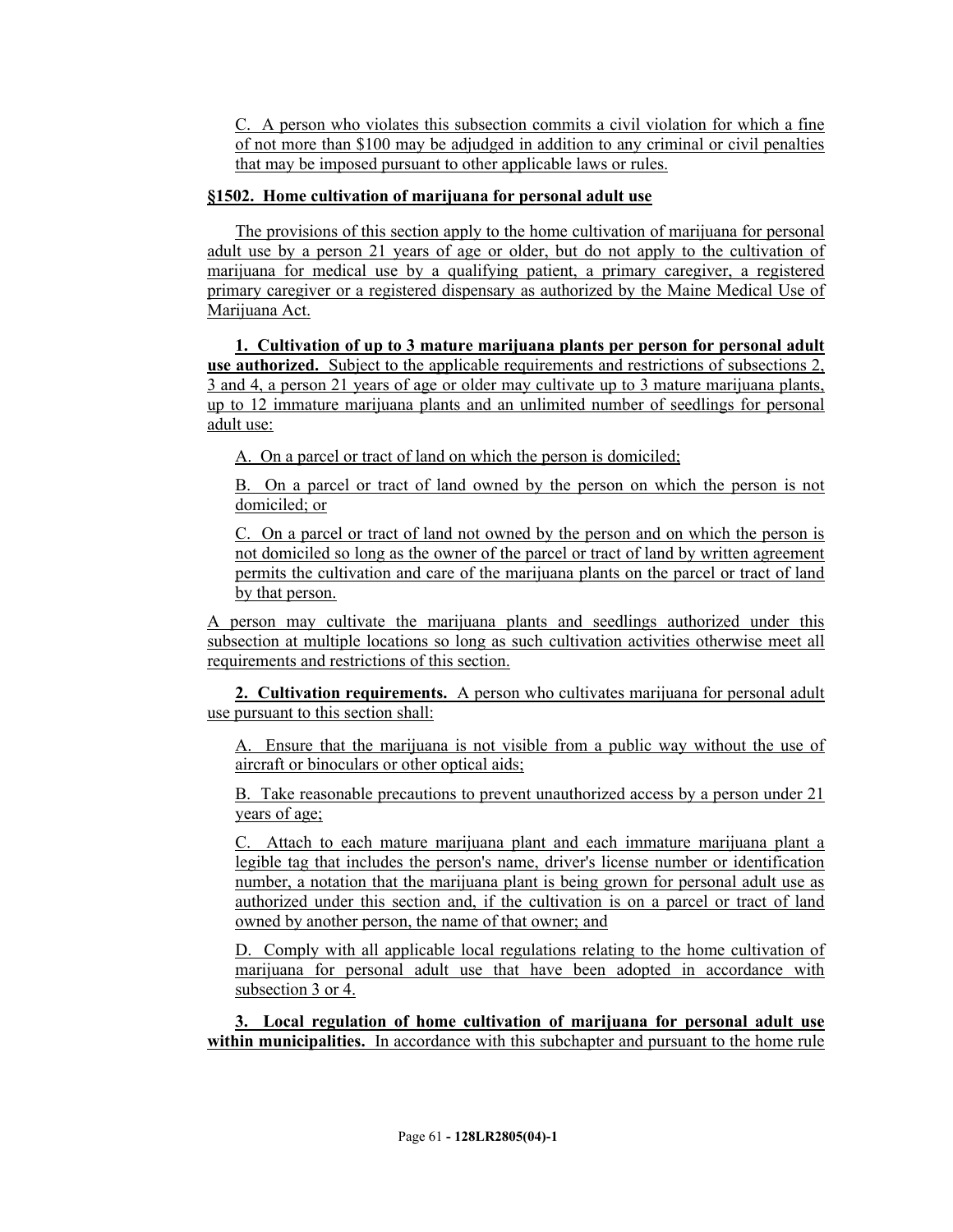C. A person who violates this subsection commits a civil violation for which a fine of not more than $100 may be adjudged in addition to any criminal or civil penalties that may be imposed pursuant to other applicable laws or rules.

**§1502. Home cultivation of marijuana for personal adult use**

The provisions of this section apply to the home cultivation of marijuana for personal adult use by a person 21 years of age or older, but do not apply to the cultivation of marijuana for medical use by a qualifying patient, a primary caregiver, a registered primary caregiver or a registered dispensary as authorized by the Maine Medical Use of Marijuana Act.

**1. Cultivation of up to 3 mature marijuana plants per person for personal adult use authorized.** Subject to the applicable requirements and restrictions of subsections 2, 3 and 4, a person 21 years of age or older may cultivate up to 3 mature marijuana plants, up to 12 immature marijuana plants and an unlimited number of seedlings for personal adult use:

A. On a parcel or tract of land on which the person is domiciled;

B. On a parcel or tract of land owned by the person on which the person is not domiciled; or

C. On a parcel or tract of land not owned by the person and on which the person is not domiciled so long as the owner of the parcel or tract of land by written agreement permits the cultivation and care of the marijuana plants on the parcel or tract of land by that person.

A person may cultivate the marijuana plants and seedlings authorized under this subsection at multiple locations so long as such cultivation activities otherwise meet all requirements and restrictions of this section.

**2. Cultivation requirements.** A person who cultivates marijuana for personal adult use pursuant to this section shall:

A. Ensure that the marijuana is not visible from a public way without the use of aircraft or binoculars or other optical aids;

B. Take reasonable precautions to prevent unauthorized access by a person under 21 years of age;

C. Attach to each mature marijuana plant and each immature marijuana plant a legible tag that includes the person's name, driver's license number or identification number, a notation that the marijuana plant is being grown for personal adult use as authorized under this section and, if the cultivation is on a parcel or tract of land owned by another person, the name of that owner; and

D. Comply with all applicable local regulations relating to the home cultivation of marijuana for personal adult use that have been adopted in accordance with subsection 3 or 4.

**3. Local regulation of home cultivation of marijuana for personal adult use within municipalities.** In accordance with this subchapter and pursuant to the home rule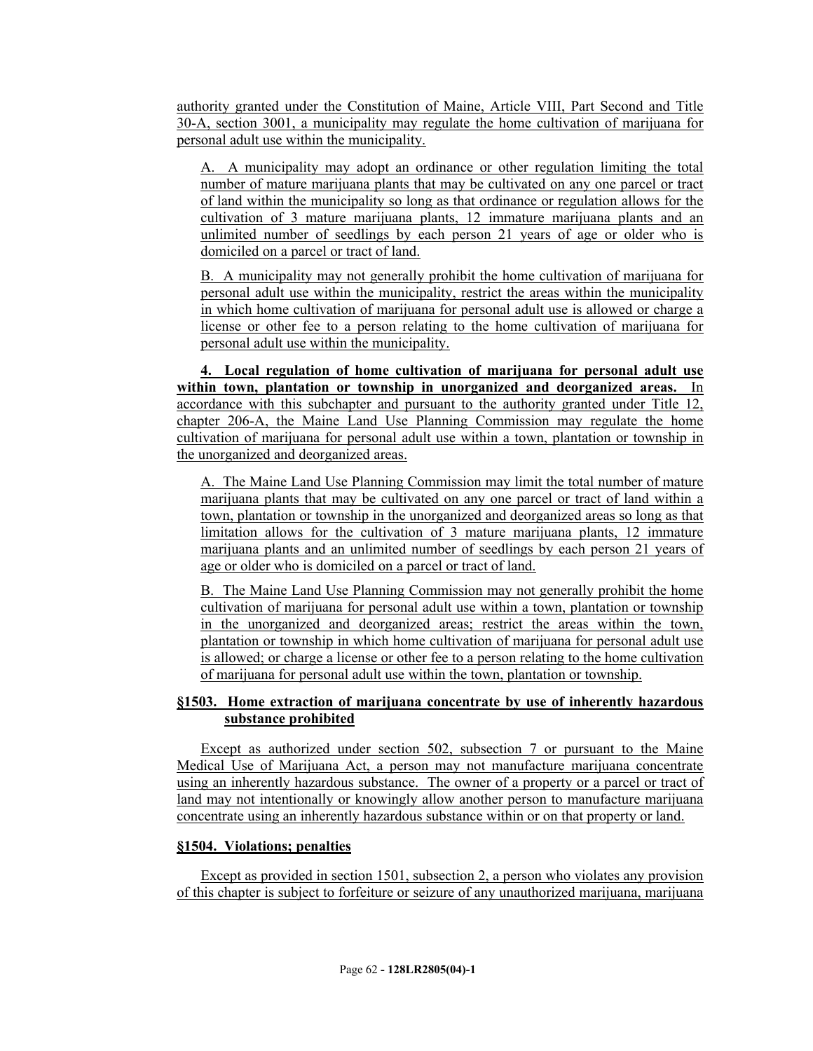authority granted under the Constitution of Maine, Article VIII, Part Second and Title 30-A, section 3001, a municipality may regulate the home cultivation of marijuana for personal adult use within the municipality.

A. A municipality may adopt an ordinance or other regulation limiting the total number of mature marijuana plants that may be cultivated on any one parcel or tract of land within the municipality so long as that ordinance or regulation allows for the cultivation of 3 mature marijuana plants, 12 immature marijuana plants and an unlimited number of seedlings by each person 21 years of age or older who is domiciled on a parcel or tract of land.

B. A municipality may not generally prohibit the home cultivation of marijuana for personal adult use within the municipality, restrict the areas within the municipality in which home cultivation of marijuana for personal adult use is allowed or charge a license or other fee to a person relating to the home cultivation of marijuana for personal adult use within the municipality.

**4. Local regulation of home cultivation of marijuana for personal adult use within town, plantation or township in unorganized and deorganized areas.** In accordance with this subchapter and pursuant to the authority granted under Title 12, chapter 206-A, the Maine Land Use Planning Commission may regulate the home cultivation of marijuana for personal adult use within a town, plantation or township in the unorganized and deorganized areas.

A. The Maine Land Use Planning Commission may limit the total number of mature marijuana plants that may be cultivated on any one parcel or tract of land within a town, plantation or township in the unorganized and deorganized areas so long as that limitation allows for the cultivation of 3 mature marijuana plants, 12 immature marijuana plants and an unlimited number of seedlings by each person 21 years of age or older who is domiciled on a parcel or tract of land.

B. The Maine Land Use Planning Commission may not generally prohibit the home cultivation of marijuana for personal adult use within a town, plantation or township in the unorganized and deorganized areas; restrict the areas within the town, plantation or township in which home cultivation of marijuana for personal adult use is allowed; or charge a license or other fee to a person relating to the home cultivation of marijuana for personal adult use within the town, plantation or township.

### §1503. Home extraction of marijuana concentrate by use of inherently hazardous substance prohibited

Except as authorized under section 502, subsection 7 or pursuant to the Maine Medical Use of Marijuana Act, a person may not manufacture marijuana concentrate using an inherently hazardous substance. The owner of a property or a parcel or tract of land may not intentionally or knowingly allow another person to manufacture marijuana concentrate using an inherently hazardous substance within or on that property or land.

### §1504. Violations; penalties

Except as provided in section 1501, subsection 2, a person who violates any provision of this chapter is subject to forfeiture or seizure of any unauthorized marijuana, marijuana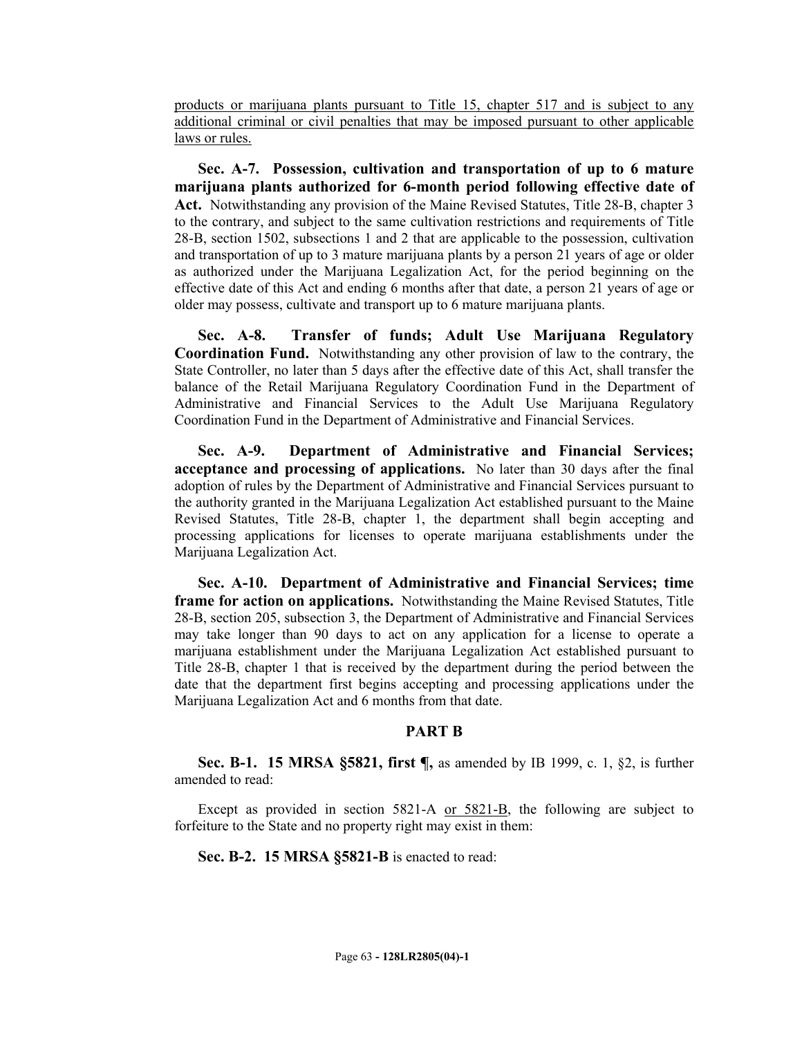<u>products or marijuana plants pursuant to Title 15, chapter 517 and is subject to any additional criminal or civil penalties that may be imposed pursuant to other applicable laws or rules.</u>

**Sec. A-7. Possession, cultivation and transportation of up to 6 mature marijuana plants authorized for 6-month period following effective date of Act.** Notwithstanding any provision of the Maine Revised Statutes, Title 28-B, chapter 3 to the contrary, and subject to the same cultivation restrictions and requirements of Title 28-B, section 1502, subsections 1 and 2 that are applicable to the possession, cultivation and transportation of up to 3 mature marijuana plants by a person 21 years of age or older as authorized under the Marijuana Legalization Act, for the period beginning on the effective date of this Act and ending 6 months after that date, a person 21 years of age or older may possess, cultivate and transport up to 6 mature marijuana plants.

**Sec. A-8. Transfer of funds; Adult Use Marijuana Regulatory Coordination Fund.** Notwithstanding any other provision of law to the contrary, the State Controller, no later than 5 days after the effective date of this Act, shall transfer the balance of the Retail Marijuana Regulatory Coordination Fund in the Department of Administrative and Financial Services to the Adult Use Marijuana Regulatory Coordination Fund in the Department of Administrative and Financial Services.

**Sec. A-9. Department of Administrative and Financial Services; acceptance and processing of applications.** No later than 30 days after the final adoption of rules by the Department of Administrative and Financial Services pursuant to the authority granted in the Marijuana Legalization Act established pursuant to the Maine Revised Statutes, Title 28-B, chapter 1, the department shall begin accepting and processing applications for licenses to operate marijuana establishments under the Marijuana Legalization Act.

**Sec. A-10. Department of Administrative and Financial Services; time frame for action on applications.** Notwithstanding the Maine Revised Statutes, Title 28-B, section 205, subsection 3, the Department of Administrative and Financial Services may take longer than 90 days to act on any application for a license to operate a marijuana establishment under the Marijuana Legalization Act established pursuant to Title 28-B, chapter 1 that is received by the department during the period between the date that the department first begins accepting and processing applications under the Marijuana Legalization Act and 6 months from that date.

## PART B

**Sec. B-1. 15 MRSA §5821, first ¶,** as amended by IB 1999, c. 1, §2, is further amended to read:

Except as provided in section 5821-A <u>or 5821-B</u>, the following are subject to forfeiture to the State and no property right may exist in them:

**Sec. B-2. 15 MRSA §5821-B** is enacted to read: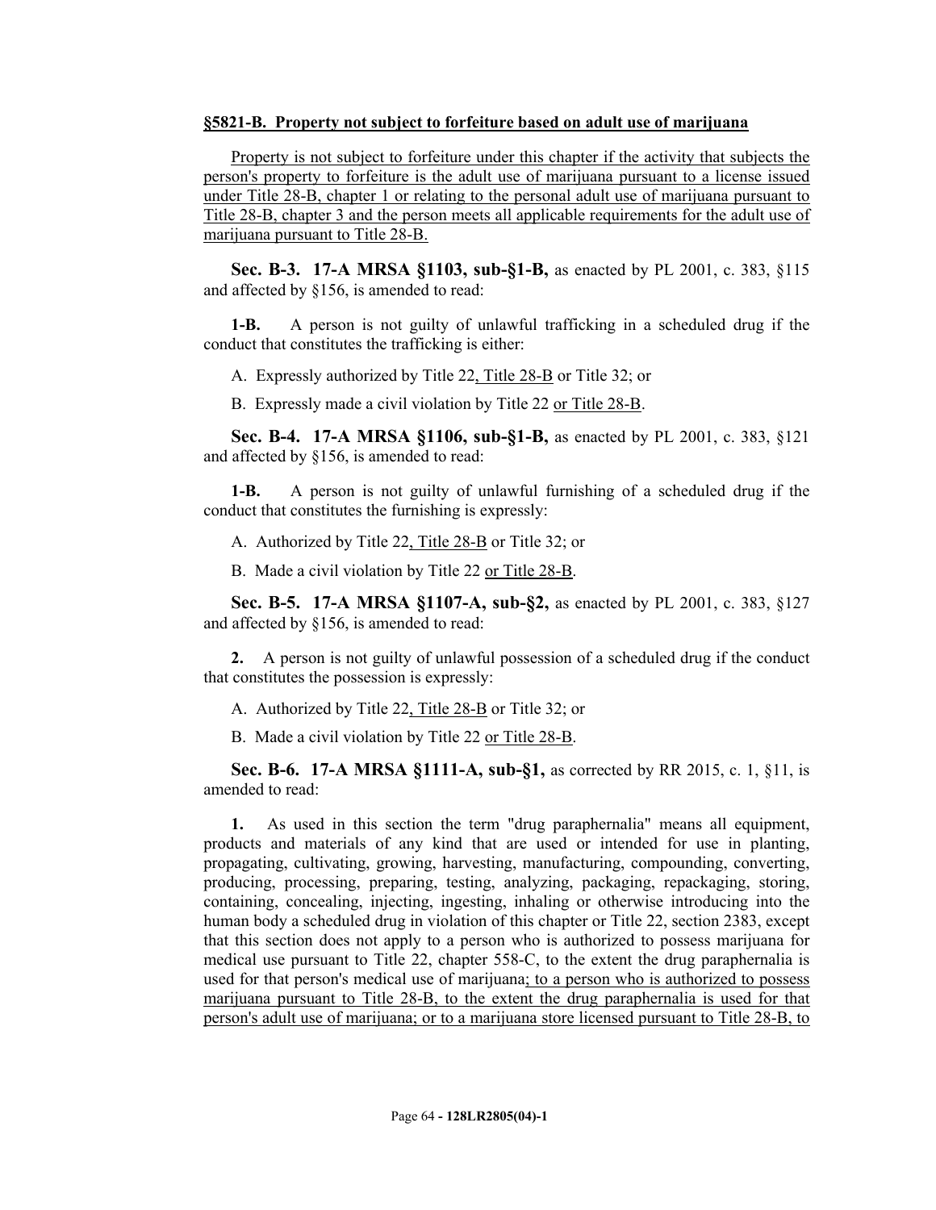**§5821-B. Property not subject to forfeiture based on adult use of marijuana**

Property is not subject to forfeiture under this chapter if the activity that subjects the person's property to forfeiture is the adult use of marijuana pursuant to a license issued under Title 28-B, chapter 1 or relating to the personal adult use of marijuana pursuant to Title 28-B, chapter 3 and the person meets all applicable requirements for the adult use of marijuana pursuant to Title 28-B.

**Sec. B-3. 17-A MRSA §1103, sub-§1-B,** as enacted by PL 2001, c. 383, §115 and affected by §156, is amended to read:

**1-B.** A person is not guilty of unlawful trafficking in a scheduled drug if the conduct that constitutes the trafficking is either:

A. Expressly authorized by Title 22, Title 28-B or Title 32; or

B. Expressly made a civil violation by Title 22 or Title 28-B.

**Sec. B-4. 17-A MRSA §1106, sub-§1-B,** as enacted by PL 2001, c. 383, §121 and affected by §156, is amended to read:

**1-B.** A person is not guilty of unlawful furnishing of a scheduled drug if the conduct that constitutes the furnishing is expressly:

A. Authorized by Title 22, Title 28-B or Title 32; or

B. Made a civil violation by Title 22 or Title 28-B.

**Sec. B-5. 17-A MRSA §1107-A, sub-§2,** as enacted by PL 2001, c. 383, §127 and affected by §156, is amended to read:

**2.** A person is not guilty of unlawful possession of a scheduled drug if the conduct that constitutes the possession is expressly:

A. Authorized by Title 22, Title 28-B or Title 32; or

B. Made a civil violation by Title 22 or Title 28-B.

**Sec. B-6. 17-A MRSA §1111-A, sub-§1,** as corrected by RR 2015, c. 1, §11, is amended to read:

**1.** As used in this section the term "drug paraphernalia" means all equipment, products and materials of any kind that are used or intended for use in planting, propagating, cultivating, growing, harvesting, manufacturing, compounding, converting, producing, processing, preparing, testing, analyzing, packaging, repackaging, storing, containing, concealing, injecting, ingesting, inhaling or otherwise introducing into the human body a scheduled drug in violation of this chapter or Title 22, section 2383, except that this section does not apply to a person who is authorized to possess marijuana for medical use pursuant to Title 22, chapter 558-C, to the extent the drug paraphernalia is used for that person's medical use of marijuana; to a person who is authorized to possess marijuana pursuant to Title 28-B, to the extent the drug paraphernalia is used for that person's adult use of marijuana; or to a marijuana store licensed pursuant to Title 28-B, to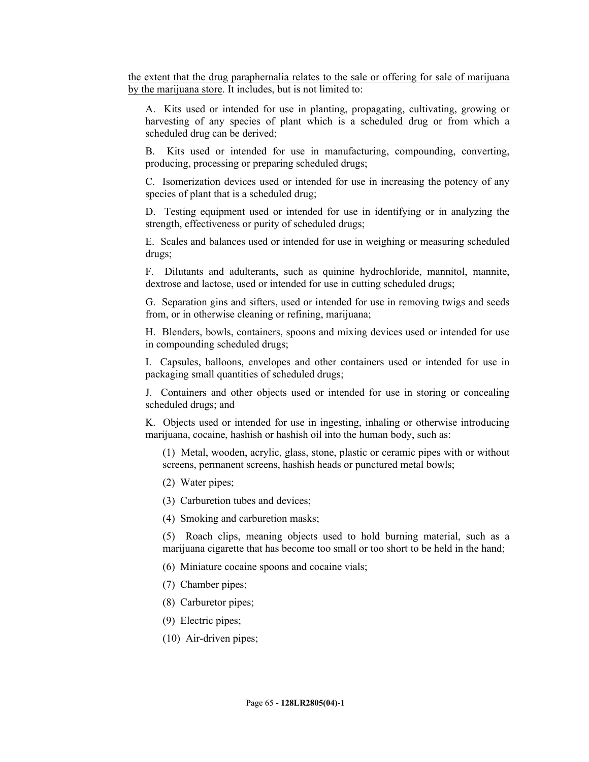the extent that the drug paraphernalia relates to the sale or offering for sale of marijuana by the marijuana store. It includes, but is not limited to:

A. Kits used or intended for use in planting, propagating, cultivating, growing or harvesting of any species of plant which is a scheduled drug or from which a scheduled drug can be derived;

B. Kits used or intended for use in manufacturing, compounding, converting, producing, processing or preparing scheduled drugs;

C. Isomerization devices used or intended for use in increasing the potency of any species of plant that is a scheduled drug;

D. Testing equipment used or intended for use in identifying or in analyzing the strength, effectiveness or purity of scheduled drugs;

E. Scales and balances used or intended for use in weighing or measuring scheduled drugs;

F. Dilutants and adulterants, such as quinine hydrochloride, mannitol, mannite, dextrose and lactose, used or intended for use in cutting scheduled drugs;

G. Separation gins and sifters, used or intended for use in removing twigs and seeds from, or in otherwise cleaning or refining, marijuana;

H. Blenders, bowls, containers, spoons and mixing devices used or intended for use in compounding scheduled drugs;

I. Capsules, balloons, envelopes and other containers used or intended for use in packaging small quantities of scheduled drugs;

J. Containers and other objects used or intended for use in storing or concealing scheduled drugs; and

K. Objects used or intended for use in ingesting, inhaling or otherwise introducing marijuana, cocaine, hashish or hashish oil into the human body, such as:

(1) Metal, wooden, acrylic, glass, stone, plastic or ceramic pipes with or without screens, permanent screens, hashish heads or punctured metal bowls;

(2) Water pipes;

(3) Carburetion tubes and devices;

(4) Smoking and carburetion masks;

(5) Roach clips, meaning objects used to hold burning material, such as a marijuana cigarette that has become too small or too short to be held in the hand;

(6) Miniature cocaine spoons and cocaine vials;

(7) Chamber pipes;

(8) Carburetor pipes;

(9) Electric pipes;

(10) Air-driven pipes;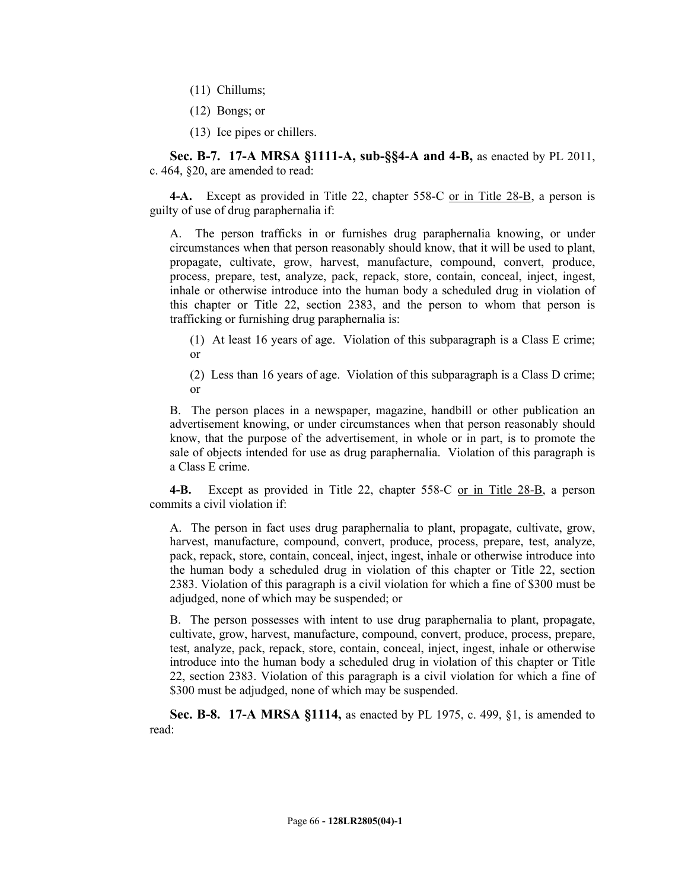(11) Chillums;

(12) Bongs; or

(13) Ice pipes or chillers.

**Sec. B-7. 17-A MRSA §1111-A, sub-§§4-A and 4-B,** as enacted by PL 2011, c. 464, §20, are amended to read:

**4-A.** Except as provided in Title 22, chapter 558-C or in Title 28-B, a person is guilty of use of drug paraphernalia if:

A. The person trafficks in or furnishes drug paraphernalia knowing, or under circumstances when that person reasonably should know, that it will be used to plant, propagate, cultivate, grow, harvest, manufacture, compound, convert, produce, process, prepare, test, analyze, pack, repack, store, contain, conceal, inject, ingest, inhale or otherwise introduce into the human body a scheduled drug in violation of this chapter or Title 22, section 2383, and the person to whom that person is trafficking or furnishing drug paraphernalia is:

(1) At least 16 years of age. Violation of this subparagraph is a Class E crime; or

(2) Less than 16 years of age. Violation of this subparagraph is a Class D crime; or

B. The person places in a newspaper, magazine, handbill or other publication an advertisement knowing, or under circumstances when that person reasonably should know, that the purpose of the advertisement, in whole or in part, is to promote the sale of objects intended for use as drug paraphernalia. Violation of this paragraph is a Class E crime.

**4-B.** Except as provided in Title 22, chapter 558-C or in Title 28-B, a person commits a civil violation if:

A. The person in fact uses drug paraphernalia to plant, propagate, cultivate, grow, harvest, manufacture, compound, convert, produce, process, prepare, test, analyze, pack, repack, store, contain, conceal, inject, ingest, inhale or otherwise introduce into the human body a scheduled drug in violation of this chapter or Title 22, section 2383. Violation of this paragraph is a civil violation for which a fine of $300 must be adjudged, none of which may be suspended; or

B. The person possesses with intent to use drug paraphernalia to plant, propagate, cultivate, grow, harvest, manufacture, compound, convert, produce, process, prepare, test, analyze, pack, repack, store, contain, conceal, inject, ingest, inhale or otherwise introduce into the human body a scheduled drug in violation of this chapter or Title 22, section 2383. Violation of this paragraph is a civil violation for which a fine of $300 must be adjudged, none of which may be suspended.

**Sec. B-8. 17-A MRSA §1114,** as enacted by PL 1975, c. 499, §1, is amended to read: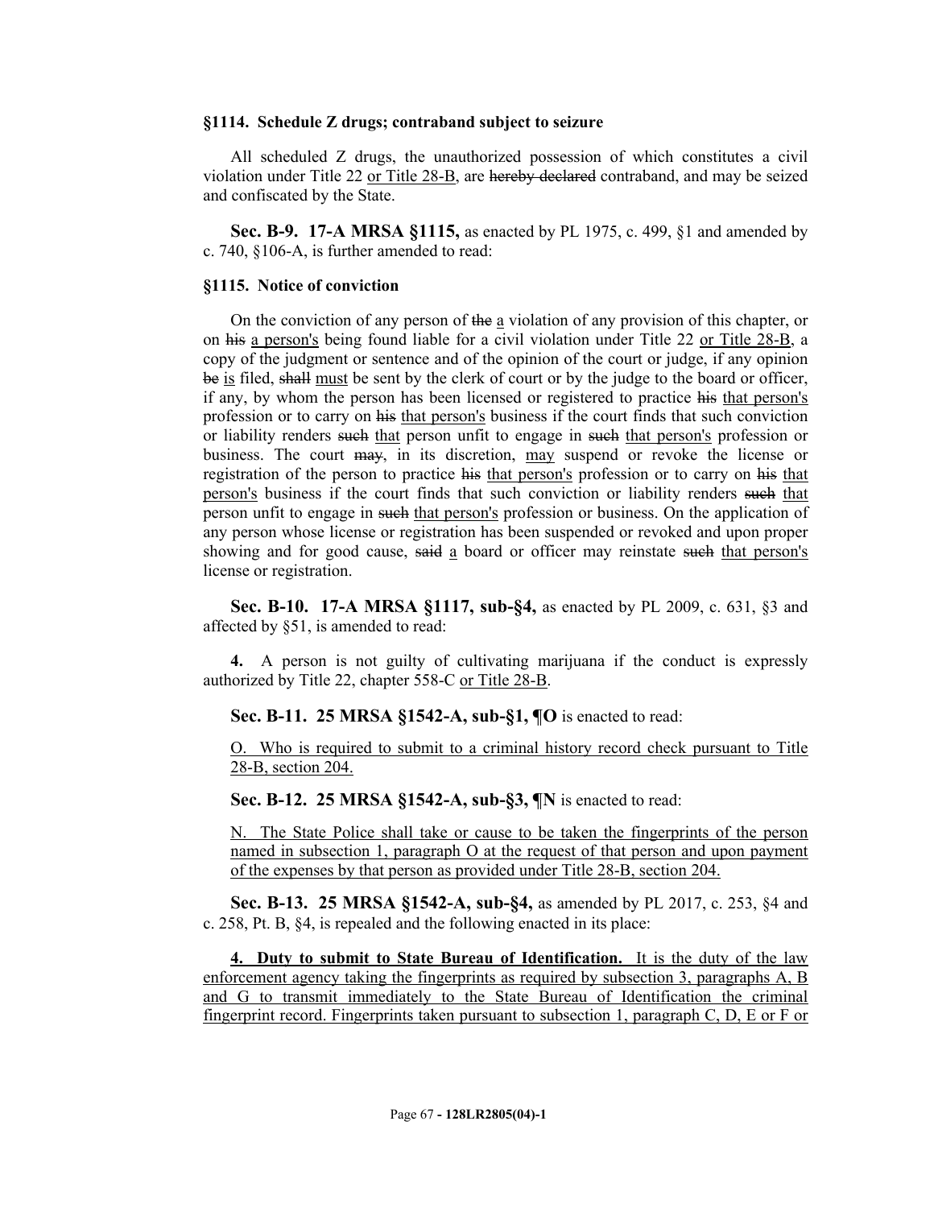**§1114. Schedule Z drugs; contraband subject to seizure**

All scheduled Z drugs, the unauthorized possession of which constitutes a civil violation under Title 22 <u>or Title 28-B</u>, are ~~hereby declared~~ contraband, and may be seized and confiscated by the State.

**Sec. B-9. 17-A MRSA §1115,** as enacted by PL 1975, c. 499, §1 and amended by c. 740, §106-A, is further amended to read:

**§1115. Notice of conviction**

On the conviction of any person of ~~the~~ <u>a</u> violation of any provision of this chapter, or on ~~his~~ <u>a person's</u> being found liable for a civil violation under Title 22 <u>or Title 28-B</u>, a copy of the judgment or sentence and of the opinion of the court or judge, if any opinion ~~be~~ <u>is</u> filed, ~~shall~~ <u>must</u> be sent by the clerk of court or by the judge to the board or officer, if any, by whom the person has been licensed or registered to practice ~~his~~ <u>that person's</u> profession or to carry on ~~his~~ <u>that person's</u> business if the court finds that such conviction or liability renders ~~such~~ <u>that</u> person unfit to engage in ~~such~~ <u>that person's</u> profession or business. The court ~~may,~~ in its discretion, <u>may</u> suspend or revoke the license or registration of the person to practice ~~his~~ <u>that person's</u> profession or to carry on ~~his~~ <u>that person's</u> business if the court finds that such conviction or liability renders ~~such~~ <u>that</u> person unfit to engage in ~~such~~ <u>that person's</u> profession or business. On the application of any person whose license or registration has been suspended or revoked and upon proper showing and for good cause, ~~said~~ <u>a</u> board or officer may reinstate ~~such~~ <u>that person's</u> license or registration.

**Sec. B-10. 17-A MRSA §1117, sub-§4,** as enacted by PL 2009, c. 631, §3 and affected by §51, is amended to read:

**4.** A person is not guilty of cultivating marijuana if the conduct is expressly authorized by Title 22, chapter 558-C <u>or Title 28-B</u>.

**Sec. B-11. 25 MRSA §1542-A, sub-§1, ¶O** is enacted to read:

<u>O. Who is required to submit to a criminal history record check pursuant to Title 28-B, section 204.</u>

**Sec. B-12. 25 MRSA §1542-A, sub-§3, ¶N** is enacted to read:

<u>N. The State Police shall take or cause to be taken the fingerprints of the person named in subsection 1, paragraph O at the request of that person and upon payment of the expenses by that person as provided under Title 28-B, section 204.</u>

**Sec. B-13. 25 MRSA §1542-A, sub-§4,** as amended by PL 2017, c. 253, §4 and c. 258, Pt. B, §4, is repealed and the following enacted in its place:

<u>**4. Duty to submit to State Bureau of Identification.** It is the duty of the law enforcement agency taking the fingerprints as required by subsection 3, paragraphs A, B and G to transmit immediately to the State Bureau of Identification the criminal fingerprint record. Fingerprints taken pursuant to subsection 1, paragraph C, D, E or F or</u>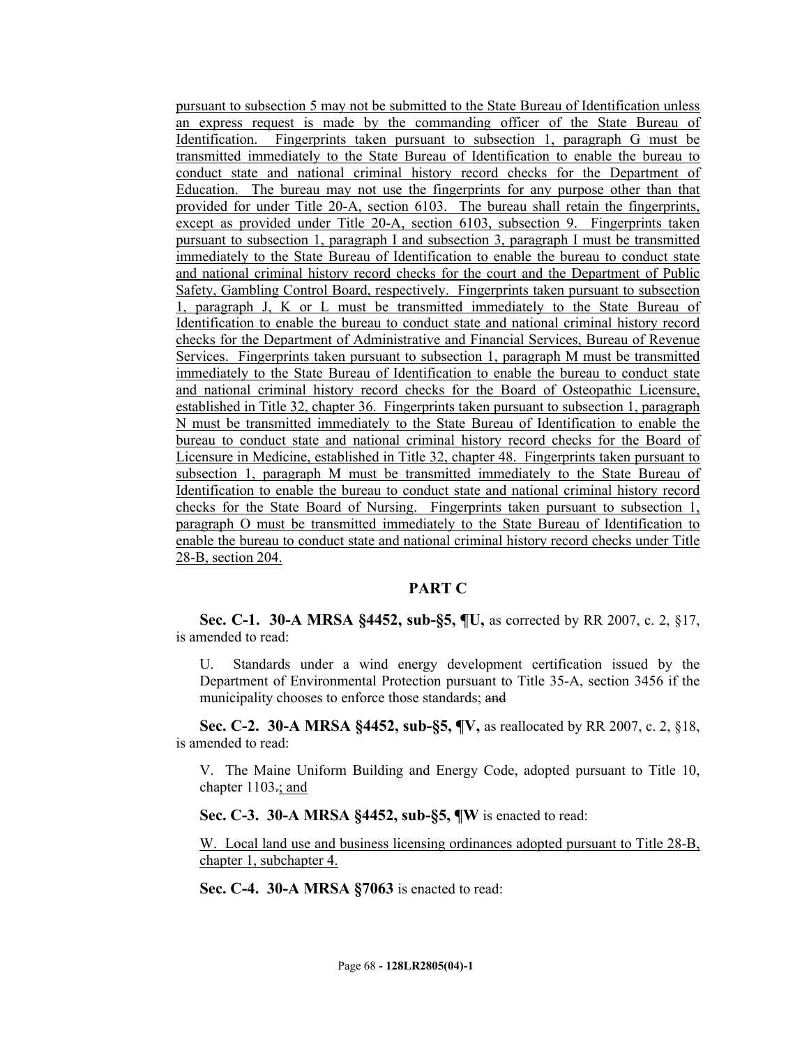pursuant to subsection 5 may not be submitted to the State Bureau of Identification unless an express request is made by the commanding officer of the State Bureau of Identification. Fingerprints taken pursuant to subsection 1, paragraph G must be transmitted immediately to the State Bureau of Identification to enable the bureau to conduct state and national criminal history record checks for the Department of Education. The bureau may not use the fingerprints for any purpose other than that provided for under Title 20-A, section 6103. The bureau shall retain the fingerprints, except as provided under Title 20-A, section 6103, subsection 9. Fingerprints taken pursuant to subsection 1, paragraph I and subsection 3, paragraph I must be transmitted immediately to the State Bureau of Identification to enable the bureau to conduct state and national criminal history record checks for the court and the Department of Public Safety, Gambling Control Board, respectively. Fingerprints taken pursuant to subsection 1, paragraph J, K or L must be transmitted immediately to the State Bureau of Identification to enable the bureau to conduct state and national criminal history record checks for the Department of Administrative and Financial Services, Bureau of Revenue Services. Fingerprints taken pursuant to subsection 1, paragraph M must be transmitted immediately to the State Bureau of Identification to enable the bureau to conduct state and national criminal history record checks for the Board of Osteopathic Licensure, established in Title 32, chapter 36. Fingerprints taken pursuant to subsection 1, paragraph N must be transmitted immediately to the State Bureau of Identification to enable the bureau to conduct state and national criminal history record checks for the Board of Licensure in Medicine, established in Title 32, chapter 48. Fingerprints taken pursuant to subsection 1, paragraph M must be transmitted immediately to the State Bureau of Identification to enable the bureau to conduct state and national criminal history record checks for the State Board of Nursing. Fingerprints taken pursuant to subsection 1, paragraph O must be transmitted immediately to the State Bureau of Identification to enable the bureau to conduct state and national criminal history record checks under Title 28-B, section 204.

## PART C

**Sec. C-1. 30-A MRSA §4452, sub-§5, ¶U,** as corrected by RR 2007, c. 2, §17, is amended to read:

U. Standards under a wind energy development certification issued by the Department of Environmental Protection pursuant to Title 35-A, section 3456 if the municipality chooses to enforce those standards; ~~and~~

**Sec. C-2. 30-A MRSA §4452, sub-§5, ¶V,** as reallocated by RR 2007, c. 2, §18, is amended to read:

V. The Maine Uniform Building and Energy Code, adopted pursuant to Title 10, chapter 1103~~.~~; and

**Sec. C-3. 30-A MRSA §4452, sub-§5, ¶W** is enacted to read:

W. Local land use and business licensing ordinances adopted pursuant to Title 28-B, chapter 1, subchapter 4.

**Sec. C-4. 30-A MRSA §7063** is enacted to read: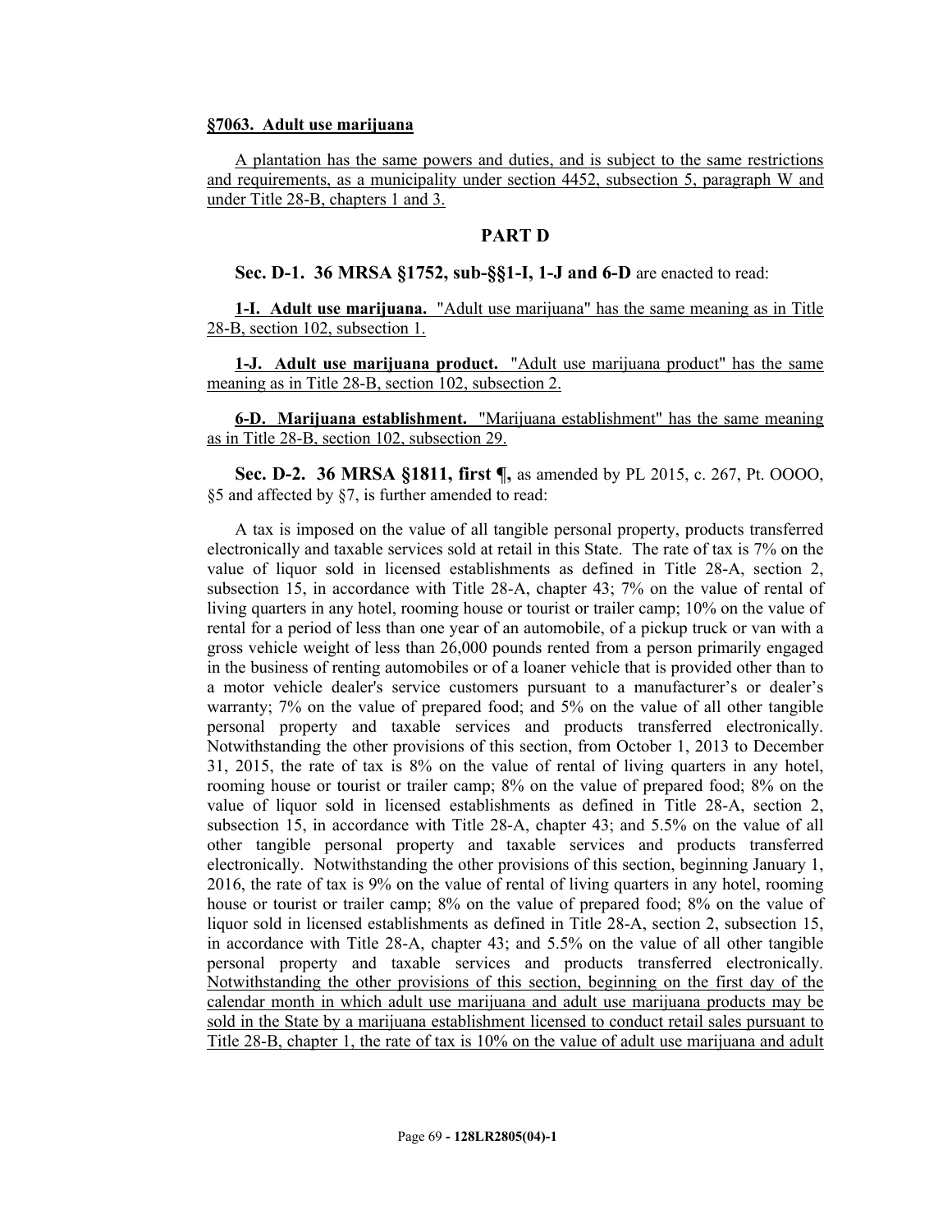**§7063. Adult use marijuana**

A plantation has the same powers and duties, and is subject to the same restrictions and requirements, as a municipality under section 4452, subsection 5, paragraph W and under Title 28-B, chapters 1 and 3.

## PART D

**Sec. D-1. 36 MRSA §1752, sub-§§1-I, 1-J and 6-D** are enacted to read:

**1-I. Adult use marijuana.** "Adult use marijuana" has the same meaning as in Title 28-B, section 102, subsection 1.

**1-J. Adult use marijuana product.** "Adult use marijuana product" has the same meaning as in Title 28-B, section 102, subsection 2.

**6-D. Marijuana establishment.** "Marijuana establishment" has the same meaning as in Title 28-B, section 102, subsection 29.

**Sec. D-2. 36 MRSA §1811, first ¶,** as amended by PL 2015, c. 267, Pt. OOOO, §5 and affected by §7, is further amended to read:

A tax is imposed on the value of all tangible personal property, products transferred electronically and taxable services sold at retail in this State. The rate of tax is 7% on the value of liquor sold in licensed establishments as defined in Title 28-A, section 2, subsection 15, in accordance with Title 28-A, chapter 43; 7% on the value of rental of living quarters in any hotel, rooming house or tourist or trailer camp; 10% on the value of rental for a period of less than one year of an automobile, of a pickup truck or van with a gross vehicle weight of less than 26,000 pounds rented from a person primarily engaged in the business of renting automobiles or of a loaner vehicle that is provided other than to a motor vehicle dealer's service customers pursuant to a manufacturer's or dealer's warranty; 7% on the value of prepared food; and 5% on the value of all other tangible personal property and taxable services and products transferred electronically. Notwithstanding the other provisions of this section, from October 1, 2013 to December 31, 2015, the rate of tax is 8% on the value of rental of living quarters in any hotel, rooming house or tourist or trailer camp; 8% on the value of prepared food; 8% on the value of liquor sold in licensed establishments as defined in Title 28-A, section 2, subsection 15, in accordance with Title 28-A, chapter 43; and 5.5% on the value of all other tangible personal property and taxable services and products transferred electronically. Notwithstanding the other provisions of this section, beginning January 1, 2016, the rate of tax is 9% on the value of rental of living quarters in any hotel, rooming house or tourist or trailer camp; 8% on the value of prepared food; 8% on the value of liquor sold in licensed establishments as defined in Title 28-A, section 2, subsection 15, in accordance with Title 28-A, chapter 43; and 5.5% on the value of all other tangible personal property and taxable services and products transferred electronically. Notwithstanding the other provisions of this section, beginning on the first day of the calendar month in which adult use marijuana and adult use marijuana products may be sold in the State by a marijuana establishment licensed to conduct retail sales pursuant to Title 28-B, chapter 1, the rate of tax is 10% on the value of adult use marijuana and adult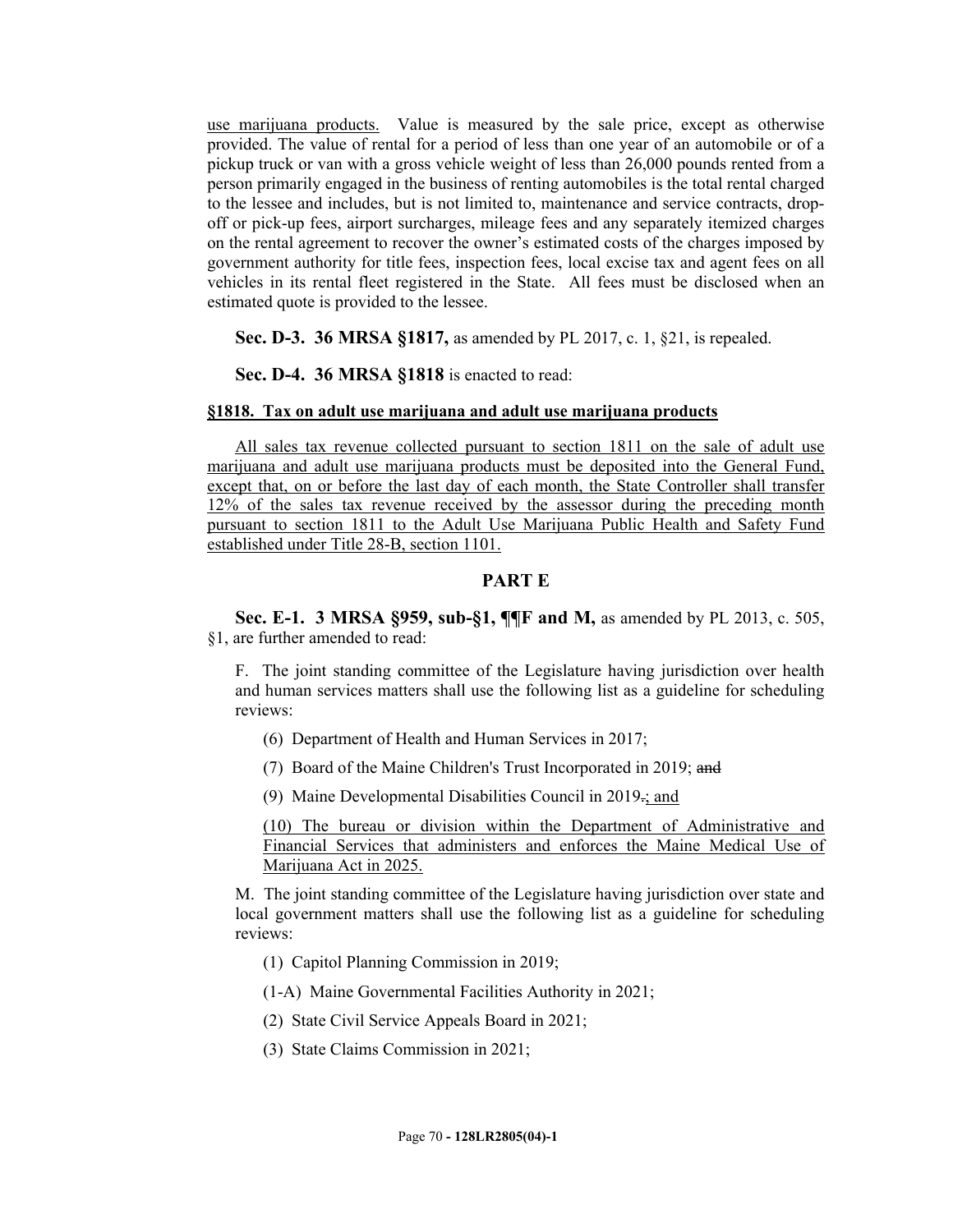use marijuana products. Value is measured by the sale price, except as otherwise provided. The value of rental for a period of less than one year of an automobile or of a pickup truck or van with a gross vehicle weight of less than 26,000 pounds rented from a person primarily engaged in the business of renting automobiles is the total rental charged to the lessee and includes, but is not limited to, maintenance and service contracts, drop-off or pick-up fees, airport surcharges, mileage fees and any separately itemized charges on the rental agreement to recover the owner's estimated costs of the charges imposed by government authority for title fees, inspection fees, local excise tax and agent fees on all vehicles in its rental fleet registered in the State. All fees must be disclosed when an estimated quote is provided to the lessee.

**Sec. D-3. 36 MRSA §1817,** as amended by PL 2017, c. 1, §21, is repealed.

**Sec. D-4. 36 MRSA §1818** is enacted to read:

**§1818. Tax on adult use marijuana and adult use marijuana products**

All sales tax revenue collected pursuant to section 1811 on the sale of adult use marijuana and adult use marijuana products must be deposited into the General Fund, except that, on or before the last day of each month, the State Controller shall transfer 12% of the sales tax revenue received by the assessor during the preceding month pursuant to section 1811 to the Adult Use Marijuana Public Health and Safety Fund established under Title 28-B, section 1101.

## PART E

**Sec. E-1. 3 MRSA §959, sub-§1, ¶¶F and M,** as amended by PL 2013, c. 505, §1, are further amended to read:

F. The joint standing committee of the Legislature having jurisdiction over health and human services matters shall use the following list as a guideline for scheduling reviews:

(6) Department of Health and Human Services in 2017;

(7) Board of the Maine Children's Trust Incorporated in 2019; ~~and~~

(9) Maine Developmental Disabilities Council in 2019~~.~~; and

(10) The bureau or division within the Department of Administrative and Financial Services that administers and enforces the Maine Medical Use of Marijuana Act in 2025.

M. The joint standing committee of the Legislature having jurisdiction over state and local government matters shall use the following list as a guideline for scheduling reviews:

(1) Capitol Planning Commission in 2019;

(1-A) Maine Governmental Facilities Authority in 2021;

(2) State Civil Service Appeals Board in 2021;

(3) State Claims Commission in 2021;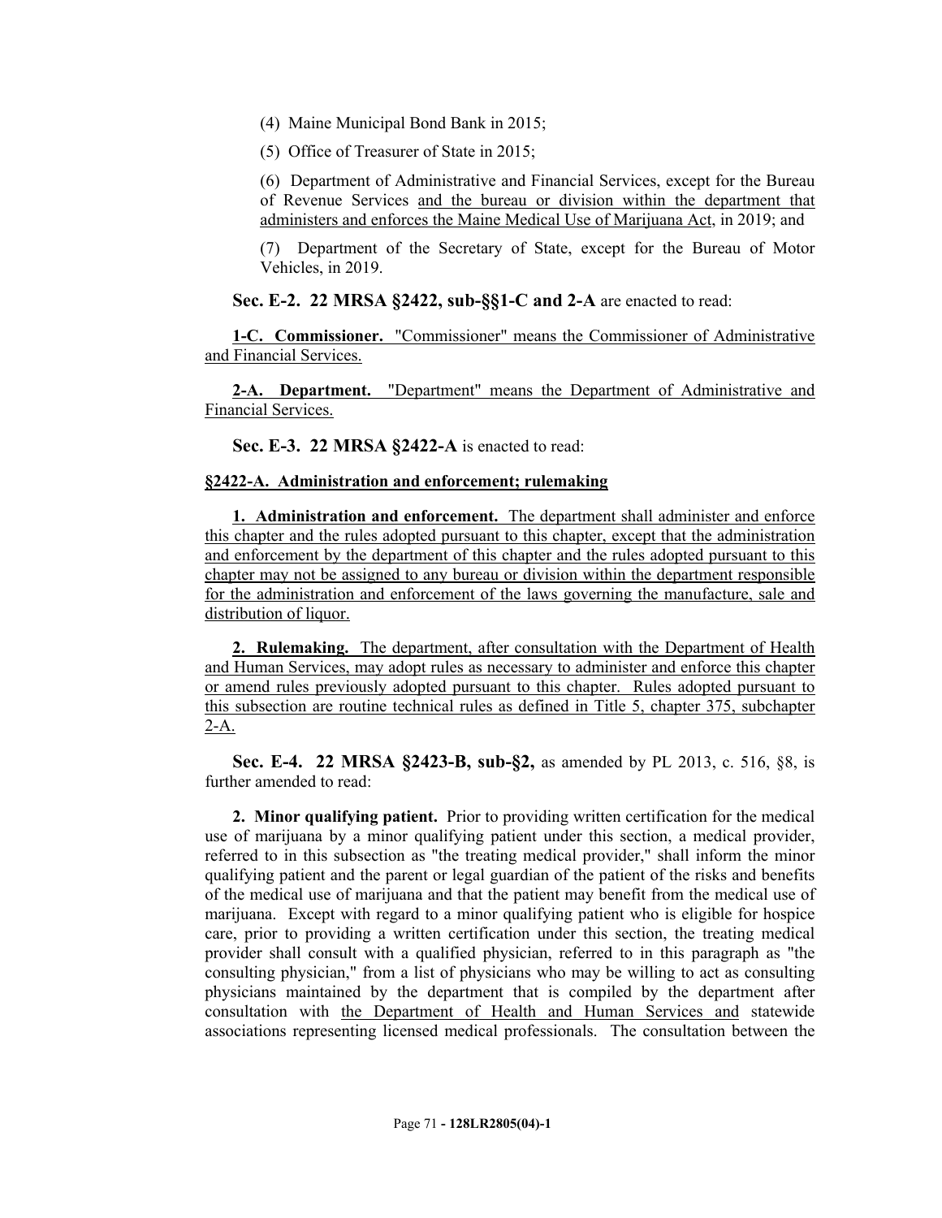(4) Maine Municipal Bond Bank in 2015;

(5) Office of Treasurer of State in 2015;

(6) Department of Administrative and Financial Services, except for the Bureau of Revenue Services and the bureau or division within the department that administers and enforces the Maine Medical Use of Marijuana Act, in 2019; and

(7) Department of the Secretary of State, except for the Bureau of Motor Vehicles, in 2019.

**Sec. E-2. 22 MRSA §2422, sub-§§1-C and 2-A** are enacted to read:

**1-C. Commissioner.** "Commissioner" means the Commissioner of Administrative and Financial Services.

**2-A. Department.** "Department" means the Department of Administrative and Financial Services.

**Sec. E-3. 22 MRSA §2422-A** is enacted to read:

**§2422-A. Administration and enforcement; rulemaking**

**1. Administration and enforcement.** The department shall administer and enforce this chapter and the rules adopted pursuant to this chapter, except that the administration and enforcement by the department of this chapter and the rules adopted pursuant to this chapter may not be assigned to any bureau or division within the department responsible for the administration and enforcement of the laws governing the manufacture, sale and distribution of liquor.

**2. Rulemaking.** The department, after consultation with the Department of Health and Human Services, may adopt rules as necessary to administer and enforce this chapter or amend rules previously adopted pursuant to this chapter. Rules adopted pursuant to this subsection are routine technical rules as defined in Title 5, chapter 375, subchapter 2-A.

**Sec. E-4. 22 MRSA §2423-B, sub-§2,** as amended by PL 2013, c. 516, §8, is further amended to read:

**2. Minor qualifying patient.** Prior to providing written certification for the medical use of marijuana by a minor qualifying patient under this section, a medical provider, referred to in this subsection as "the treating medical provider," shall inform the minor qualifying patient and the parent or legal guardian of the patient of the risks and benefits of the medical use of marijuana and that the patient may benefit from the medical use of marijuana. Except with regard to a minor qualifying patient who is eligible for hospice care, prior to providing a written certification under this section, the treating medical provider shall consult with a qualified physician, referred to in this paragraph as "the consulting physician," from a list of physicians who may be willing to act as consulting physicians maintained by the department that is compiled by the department after consultation with the Department of Health and Human Services and statewide associations representing licensed medical professionals. The consultation between the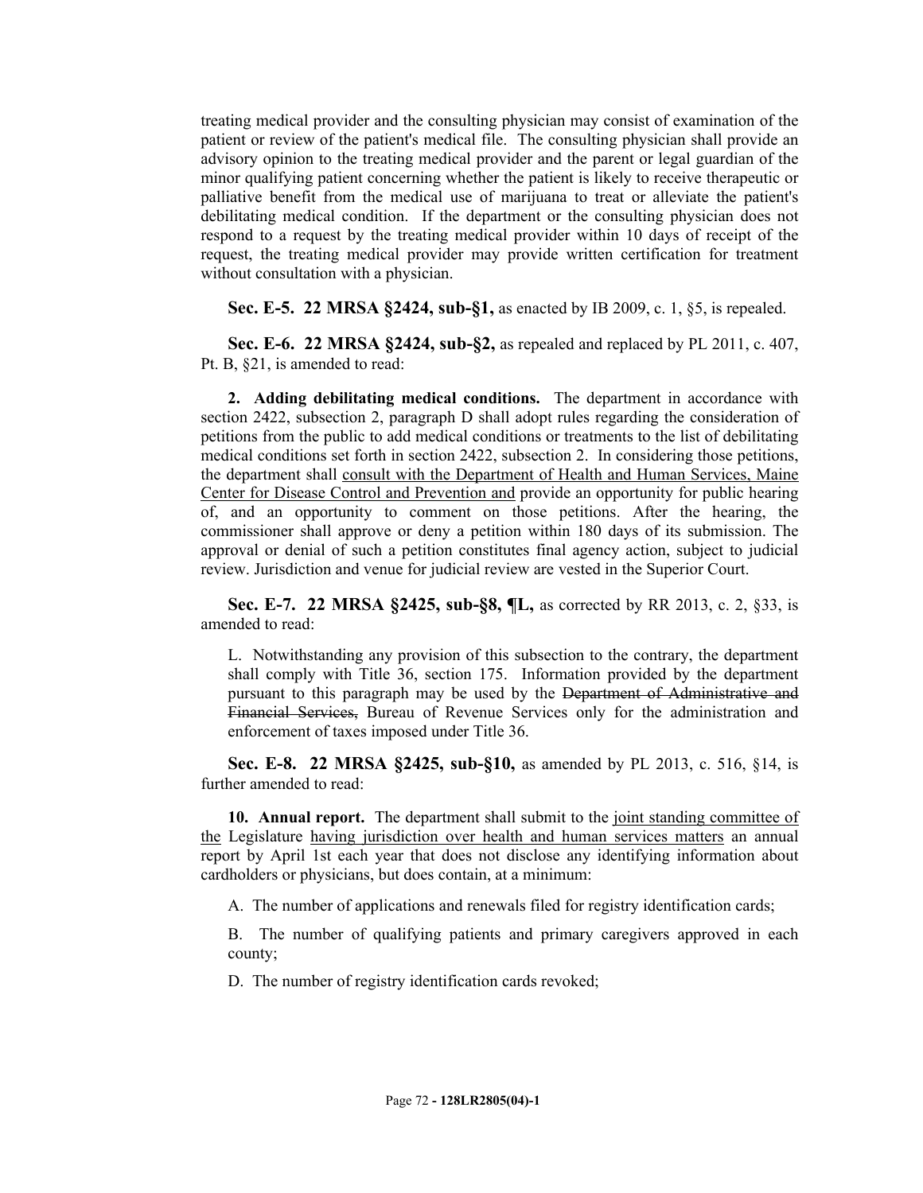treating medical provider and the consulting physician may consist of examination of the patient or review of the patient's medical file. The consulting physician shall provide an advisory opinion to the treating medical provider and the parent or legal guardian of the minor qualifying patient concerning whether the patient is likely to receive therapeutic or palliative benefit from the medical use of marijuana to treat or alleviate the patient's debilitating medical condition. If the department or the consulting physician does not respond to a request by the treating medical provider within 10 days of receipt of the request, the treating medical provider may provide written certification for treatment without consultation with a physician.

**Sec. E-5. 22 MRSA §2424, sub-§1,** as enacted by IB 2009, c. 1, §5, is repealed.

**Sec. E-6. 22 MRSA §2424, sub-§2,** as repealed and replaced by PL 2011, c. 407, Pt. B, §21, is amended to read:

**2. Adding debilitating medical conditions.** The department in accordance with section 2422, subsection 2, paragraph D shall adopt rules regarding the consideration of petitions from the public to add medical conditions or treatments to the list of debilitating medical conditions set forth in section 2422, subsection 2. In considering those petitions, the department shall consult with the Department of Health and Human Services, Maine Center for Disease Control and Prevention and provide an opportunity for public hearing of, and an opportunity to comment on those petitions. After the hearing, the commissioner shall approve or deny a petition within 180 days of its submission. The approval or denial of such a petition constitutes final agency action, subject to judicial review. Jurisdiction and venue for judicial review are vested in the Superior Court.

**Sec. E-7. 22 MRSA §2425, sub-§8, ¶L,** as corrected by RR 2013, c. 2, §33, is amended to read:

L. Notwithstanding any provision of this subsection to the contrary, the department shall comply with Title 36, section 175. Information provided by the department pursuant to this paragraph may be used by the ~~Department of Administrative and Financial Services,~~ Bureau of Revenue Services only for the administration and enforcement of taxes imposed under Title 36.

**Sec. E-8. 22 MRSA §2425, sub-§10,** as amended by PL 2013, c. 516, §14, is further amended to read:

**10. Annual report.** The department shall submit to the joint standing committee of the Legislature having jurisdiction over health and human services matters an annual report by April 1st each year that does not disclose any identifying information about cardholders or physicians, but does contain, at a minimum:

A. The number of applications and renewals filed for registry identification cards;

B. The number of qualifying patients and primary caregivers approved in each county;

D. The number of registry identification cards revoked;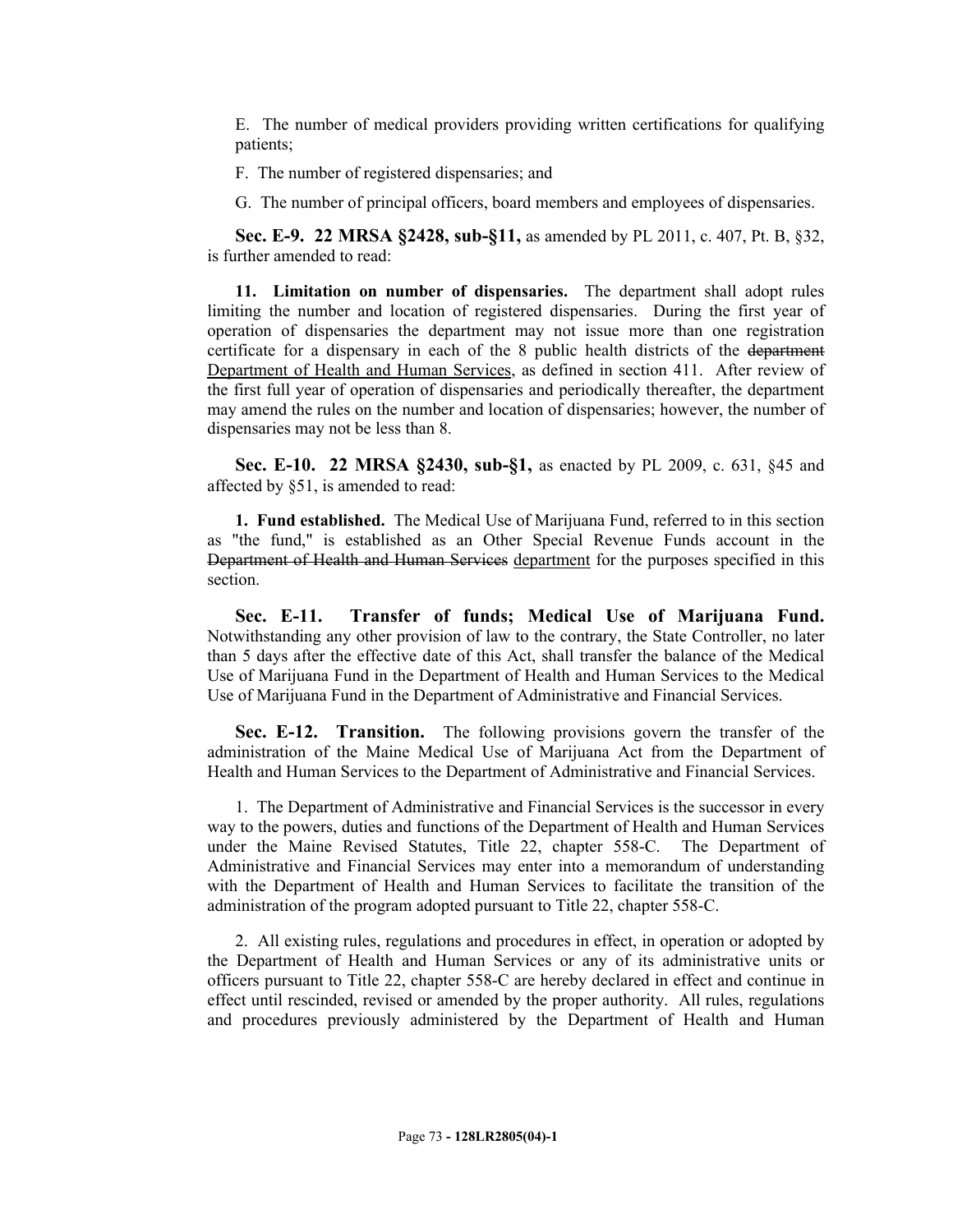E. The number of medical providers providing written certifications for qualifying patients;

F. The number of registered dispensaries; and

G. The number of principal officers, board members and employees of dispensaries.

**Sec. E-9. 22 MRSA §2428, sub-§11,** as amended by PL 2011, c. 407, Pt. B, §32, is further amended to read:

**11. Limitation on number of dispensaries.** The department shall adopt rules limiting the number and location of registered dispensaries. During the first year of operation of dispensaries the department may not issue more than one registration certificate for a dispensary in each of the 8 public health districts of the ~~department~~ Department of Health and Human Services, as defined in section 411. After review of the first full year of operation of dispensaries and periodically thereafter, the department may amend the rules on the number and location of dispensaries; however, the number of dispensaries may not be less than 8.

**Sec. E-10. 22 MRSA §2430, sub-§1,** as enacted by PL 2009, c. 631, §45 and affected by §51, is amended to read:

**1. Fund established.** The Medical Use of Marijuana Fund, referred to in this section as "the fund," is established as an Other Special Revenue Funds account in the ~~Department of Health and Human Services~~ department for the purposes specified in this section.

**Sec. E-11. Transfer of funds; Medical Use of Marijuana Fund.** Notwithstanding any other provision of law to the contrary, the State Controller, no later than 5 days after the effective date of this Act, shall transfer the balance of the Medical Use of Marijuana Fund in the Department of Health and Human Services to the Medical Use of Marijuana Fund in the Department of Administrative and Financial Services.

**Sec. E-12. Transition.** The following provisions govern the transfer of the administration of the Maine Medical Use of Marijuana Act from the Department of Health and Human Services to the Department of Administrative and Financial Services.

1. The Department of Administrative and Financial Services is the successor in every way to the powers, duties and functions of the Department of Health and Human Services under the Maine Revised Statutes, Title 22, chapter 558-C. The Department of Administrative and Financial Services may enter into a memorandum of understanding with the Department of Health and Human Services to facilitate the transition of the administration of the program adopted pursuant to Title 22, chapter 558-C.

2. All existing rules, regulations and procedures in effect, in operation or adopted by the Department of Health and Human Services or any of its administrative units or officers pursuant to Title 22, chapter 558-C are hereby declared in effect and continue in effect until rescinded, revised or amended by the proper authority. All rules, regulations and procedures previously administered by the Department of Health and Human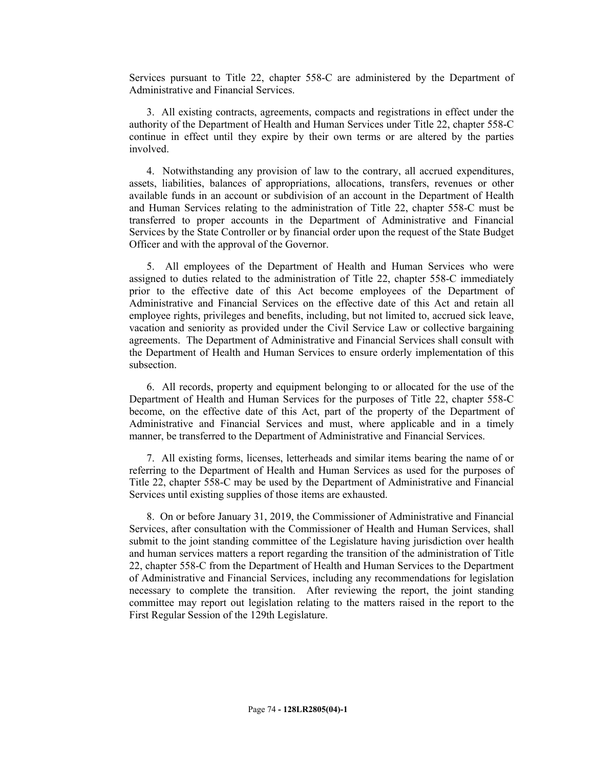Services pursuant to Title 22, chapter 558-C are administered by the Department of Administrative and Financial Services.

3. All existing contracts, agreements, compacts and registrations in effect under the authority of the Department of Health and Human Services under Title 22, chapter 558-C continue in effect until they expire by their own terms or are altered by the parties involved.

4. Notwithstanding any provision of law to the contrary, all accrued expenditures, assets, liabilities, balances of appropriations, allocations, transfers, revenues or other available funds in an account or subdivision of an account in the Department of Health and Human Services relating to the administration of Title 22, chapter 558-C must be transferred to proper accounts in the Department of Administrative and Financial Services by the State Controller or by financial order upon the request of the State Budget Officer and with the approval of the Governor.

5. All employees of the Department of Health and Human Services who were assigned to duties related to the administration of Title 22, chapter 558-C immediately prior to the effective date of this Act become employees of the Department of Administrative and Financial Services on the effective date of this Act and retain all employee rights, privileges and benefits, including, but not limited to, accrued sick leave, vacation and seniority as provided under the Civil Service Law or collective bargaining agreements. The Department of Administrative and Financial Services shall consult with the Department of Health and Human Services to ensure orderly implementation of this subsection.

6. All records, property and equipment belonging to or allocated for the use of the Department of Health and Human Services for the purposes of Title 22, chapter 558-C become, on the effective date of this Act, part of the property of the Department of Administrative and Financial Services and must, where applicable and in a timely manner, be transferred to the Department of Administrative and Financial Services.

7. All existing forms, licenses, letterheads and similar items bearing the name of or referring to the Department of Health and Human Services as used for the purposes of Title 22, chapter 558-C may be used by the Department of Administrative and Financial Services until existing supplies of those items are exhausted.

8. On or before January 31, 2019, the Commissioner of Administrative and Financial Services, after consultation with the Commissioner of Health and Human Services, shall submit to the joint standing committee of the Legislature having jurisdiction over health and human services matters a report regarding the transition of the administration of Title 22, chapter 558-C from the Department of Health and Human Services to the Department of Administrative and Financial Services, including any recommendations for legislation necessary to complete the transition. After reviewing the report, the joint standing committee may report out legislation relating to the matters raised in the report to the First Regular Session of the 129th Legislature.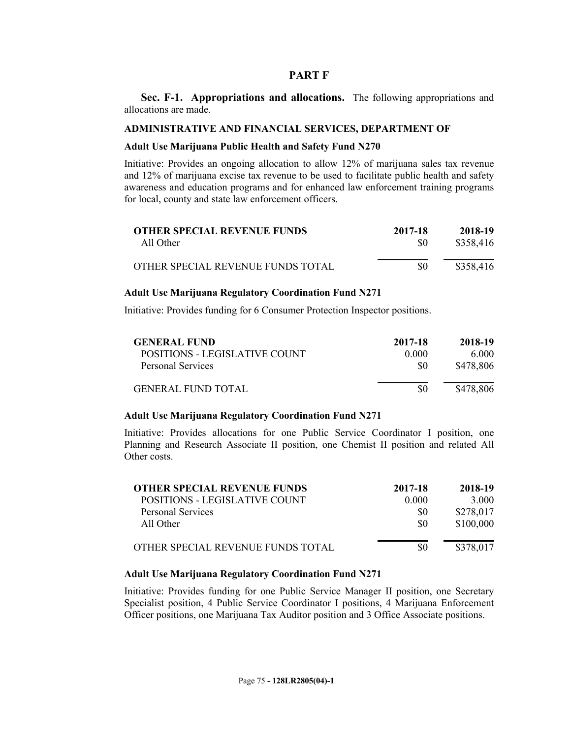## PART F

**Sec. F-1. Appropriations and allocations.** The following appropriations and allocations are made.

**ADMINISTRATIVE AND FINANCIAL SERVICES, DEPARTMENT OF**

**Adult Use Marijuana Public Health and Safety Fund N270**

Initiative: Provides an ongoing allocation to allow 12% of marijuana sales tax revenue and 12% of marijuana excise tax revenue to be used to facilitate public health and safety awareness and education programs and for enhanced law enforcement training programs for local, county and state law enforcement officers.

| OTHER SPECIAL REVENUE FUNDS | 2017-18 | 2018-19 |
|---|---|---|
| All Other | $0 | $358,416 |
| OTHER SPECIAL REVENUE FUNDS TOTAL | $0 | $358,416 |

**Adult Use Marijuana Regulatory Coordination Fund N271**

Initiative: Provides funding for 6 Consumer Protection Inspector positions.

| GENERAL FUND | 2017-18 | 2018-19 |
|---|---|---|
| POSITIONS - LEGISLATIVE COUNT | 0.000 | 6.000 |
| Personal Services | $0 | $478,806 |
| GENERAL FUND TOTAL | $0 | $478,806 |

**Adult Use Marijuana Regulatory Coordination Fund N271**

Initiative: Provides allocations for one Public Service Coordinator I position, one Planning and Research Associate II position, one Chemist II position and related All Other costs.

| OTHER SPECIAL REVENUE FUNDS | 2017-18 | 2018-19 |
|---|---|---|
| POSITIONS - LEGISLATIVE COUNT | 0.000 | 3.000 |
| Personal Services | $0 | $278,017 |
| All Other | $0 | $100,000 |
| OTHER SPECIAL REVENUE FUNDS TOTAL | $0 | $378,017 |

**Adult Use Marijuana Regulatory Coordination Fund N271**

Initiative: Provides funding for one Public Service Manager II position, one Secretary Specialist position, 4 Public Service Coordinator I positions, 4 Marijuana Enforcement Officer positions, one Marijuana Tax Auditor position and 3 Office Associate positions.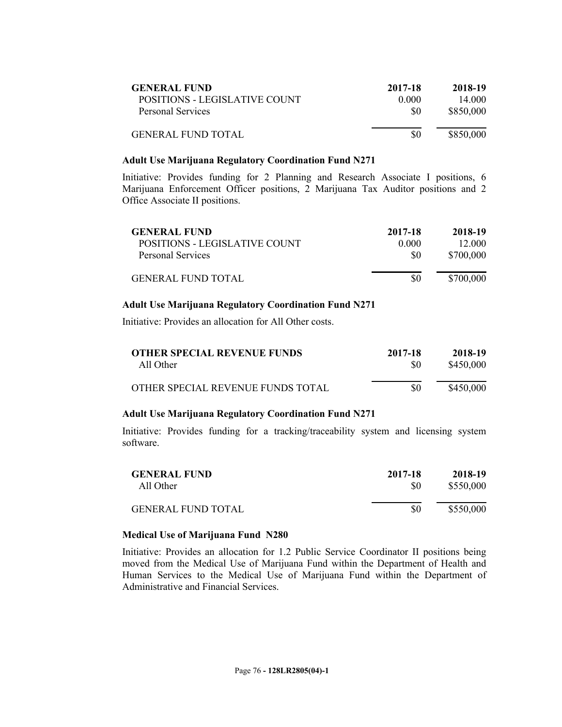| GENERAL FUND | 2017-18 | 2018-19 |
| --- | --- | --- |
| POSITIONS - LEGISLATIVE COUNT | 0.000 | 14.000 |
| Personal Services | $0 | $850,000 |
| GENERAL FUND TOTAL | $0 | $850,000 |

**Adult Use Marijuana Regulatory Coordination Fund N271**

Initiative: Provides funding for 2 Planning and Research Associate I positions, 6 Marijuana Enforcement Officer positions, 2 Marijuana Tax Auditor positions and 2 Office Associate II positions.

| GENERAL FUND | 2017-18 | 2018-19 |
| --- | --- | --- |
| POSITIONS - LEGISLATIVE COUNT | 0.000 | 12.000 |
| Personal Services | $0 | $700,000 |
| GENERAL FUND TOTAL | $0 | $700,000 |

**Adult Use Marijuana Regulatory Coordination Fund N271**

Initiative: Provides an allocation for All Other costs.

| OTHER SPECIAL REVENUE FUNDS | 2017-18 | 2018-19 |
| --- | --- | --- |
| All Other | $0 | $450,000 |
| OTHER SPECIAL REVENUE FUNDS TOTAL | $0 | $450,000 |

**Adult Use Marijuana Regulatory Coordination Fund N271**

Initiative: Provides funding for a tracking/traceability system and licensing system software.

| GENERAL FUND | 2017-18 | 2018-19 |
| --- | --- | --- |
| All Other | $0 | $550,000 |
| GENERAL FUND TOTAL | $0 | $550,000 |

**Medical Use of Marijuana Fund N280**

Initiative: Provides an allocation for 1.2 Public Service Coordinator II positions being moved from the Medical Use of Marijuana Fund within the Department of Health and Human Services to the Medical Use of Marijuana Fund within the Department of Administrative and Financial Services.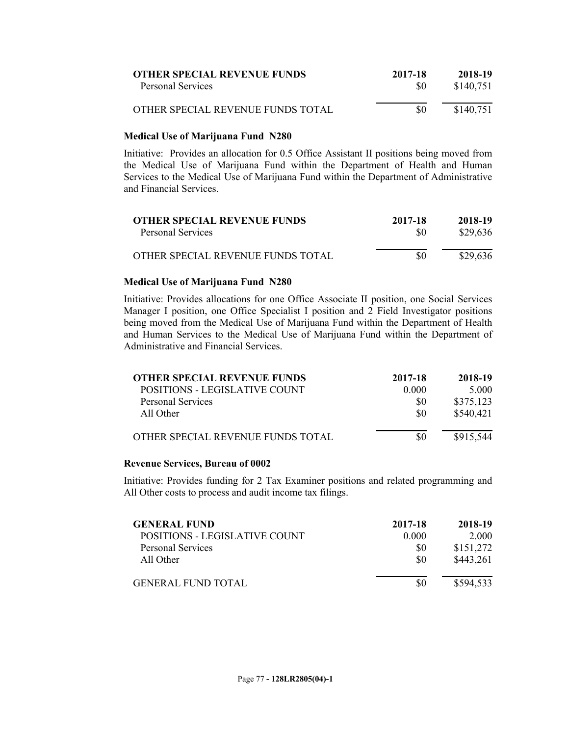| OTHER SPECIAL REVENUE FUNDS | 2017-18 | 2018-19 |
|---|---|---|
| Personal Services | $0 | $140,751 |
| OTHER SPECIAL REVENUE FUNDS TOTAL | $0 | $140,751 |

**Medical Use of Marijuana Fund N280**

Initiative: Provides an allocation for 0.5 Office Assistant II positions being moved from the Medical Use of Marijuana Fund within the Department of Health and Human Services to the Medical Use of Marijuana Fund within the Department of Administrative and Financial Services.

| OTHER SPECIAL REVENUE FUNDS | 2017-18 | 2018-19 |
|---|---|---|
| Personal Services | $0 | $29,636 |
| OTHER SPECIAL REVENUE FUNDS TOTAL | $0 | $29,636 |

**Medical Use of Marijuana Fund N280**

Initiative: Provides allocations for one Office Associate II position, one Social Services Manager I position, one Office Specialist I position and 2 Field Investigator positions being moved from the Medical Use of Marijuana Fund within the Department of Health and Human Services to the Medical Use of Marijuana Fund within the Department of Administrative and Financial Services.

| OTHER SPECIAL REVENUE FUNDS | 2017-18 | 2018-19 |
|---|---|---|
| POSITIONS - LEGISLATIVE COUNT | 0.000 | 5.000 |
| Personal Services | $0 | $375,123 |
| All Other | $0 | $540,421 |
| OTHER SPECIAL REVENUE FUNDS TOTAL | $0 | $915,544 |

**Revenue Services, Bureau of 0002**

Initiative: Provides funding for 2 Tax Examiner positions and related programming and All Other costs to process and audit income tax filings.

| GENERAL FUND | 2017-18 | 2018-19 |
|---|---|---|
| POSITIONS - LEGISLATIVE COUNT | 0.000 | 2.000 |
| Personal Services | $0 | $151,272 |
| All Other | $0 | $443,261 |
| GENERAL FUND TOTAL | $0 | $594,533 |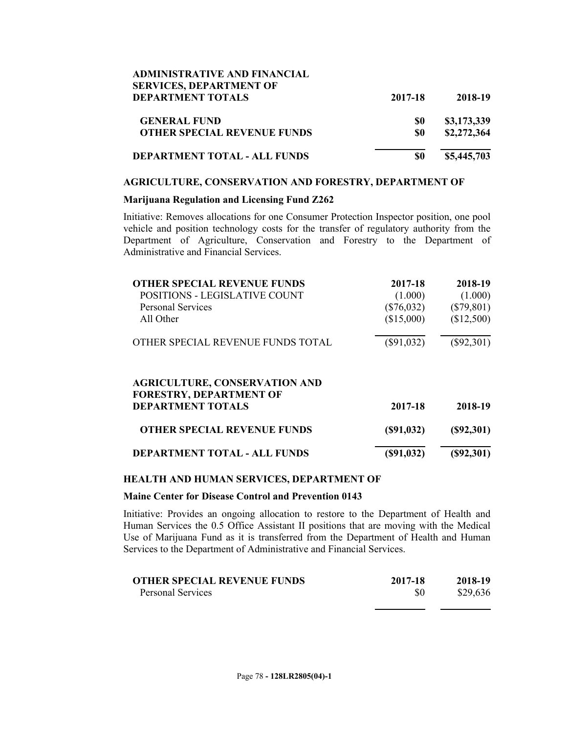| ADMINISTRATIVE AND FINANCIAL SERVICES, DEPARTMENT OF DEPARTMENT TOTALS | 2017-18 | 2018-19 |
|---|---|---|
| GENERAL FUND | $0 | $3,173,339 |
| OTHER SPECIAL REVENUE FUNDS | $0 | $2,272,364 |
| DEPARTMENT TOTAL - ALL FUNDS | $0 | $5,445,703 |

**AGRICULTURE, CONSERVATION AND FORESTRY, DEPARTMENT OF**

**Marijuana Regulation and Licensing Fund Z262**

Initiative: Removes allocations for one Consumer Protection Inspector position, one pool vehicle and position technology costs for the transfer of regulatory authority from the Department of Agriculture, Conservation and Forestry to the Department of Administrative and Financial Services.

| OTHER SPECIAL REVENUE FUNDS | 2017-18 | 2018-19 |
|---|---|---|
| POSITIONS - LEGISLATIVE COUNT | (1.000) | (1.000) |
| Personal Services | ($76,032) | ($79,801) |
| All Other | ($15,000) | ($12,500) |
| OTHER SPECIAL REVENUE FUNDS TOTAL | ($91,032) | ($92,301) |

| AGRICULTURE, CONSERVATION AND FORESTRY, DEPARTMENT OF DEPARTMENT TOTALS | 2017-18 | 2018-19 |
|---|---|---|
| OTHER SPECIAL REVENUE FUNDS | ($91,032) | ($92,301) |
| DEPARTMENT TOTAL - ALL FUNDS | ($91,032) | ($92,301) |

**HEALTH AND HUMAN SERVICES, DEPARTMENT OF**

**Maine Center for Disease Control and Prevention 0143**

Initiative: Provides an ongoing allocation to restore to the Department of Health and Human Services the 0.5 Office Assistant II positions that are moving with the Medical Use of Marijuana Fund as it is transferred from the Department of Health and Human Services to the Department of Administrative and Financial Services.

| OTHER SPECIAL REVENUE FUNDS | 2017-18 | 2018-19 |
|---|---|---|
| Personal Services | $0 | $29,636 |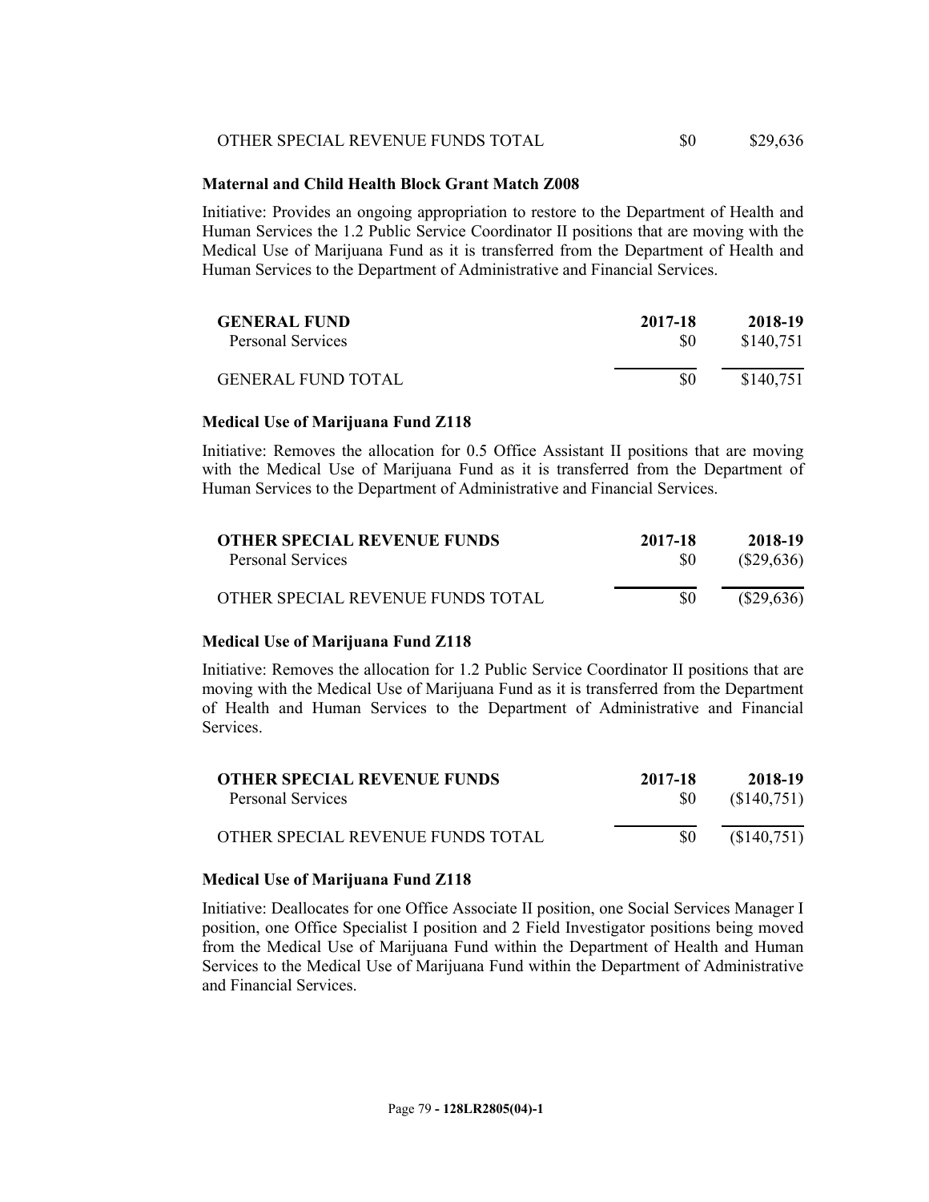| | | |
|---|---|---|
| OTHER SPECIAL REVENUE FUNDS TOTAL | $0 | $29,636 |

**Maternal and Child Health Block Grant Match Z008**

Initiative: Provides an ongoing appropriation to restore to the Department of Health and Human Services the 1.2 Public Service Coordinator II positions that are moving with the Medical Use of Marijuana Fund as it is transferred from the Department of Health and Human Services to the Department of Administrative and Financial Services.

| GENERAL FUND | 2017-18 | 2018-19 |
|---|---|---|
| Personal Services | $0 | $140,751 |
| GENERAL FUND TOTAL | $0 | $140,751 |

**Medical Use of Marijuana Fund Z118**

Initiative: Removes the allocation for 0.5 Office Assistant II positions that are moving with the Medical Use of Marijuana Fund as it is transferred from the Department of Human Services to the Department of Administrative and Financial Services.

| OTHER SPECIAL REVENUE FUNDS | 2017-18 | 2018-19 |
|---|---|---|
| Personal Services | $0 | ($29,636) |
| OTHER SPECIAL REVENUE FUNDS TOTAL | $0 | ($29,636) |

**Medical Use of Marijuana Fund Z118**

Initiative: Removes the allocation for 1.2 Public Service Coordinator II positions that are moving with the Medical Use of Marijuana Fund as it is transferred from the Department of Health and Human Services to the Department of Administrative and Financial Services.

| OTHER SPECIAL REVENUE FUNDS | 2017-18 | 2018-19 |
|---|---|---|
| Personal Services | $0 | ($140,751) |
| OTHER SPECIAL REVENUE FUNDS TOTAL | $0 | ($140,751) |

**Medical Use of Marijuana Fund Z118**

Initiative: Deallocates for one Office Associate II position, one Social Services Manager I position, one Office Specialist I position and 2 Field Investigator positions being moved from the Medical Use of Marijuana Fund within the Department of Health and Human Services to the Medical Use of Marijuana Fund within the Department of Administrative and Financial Services.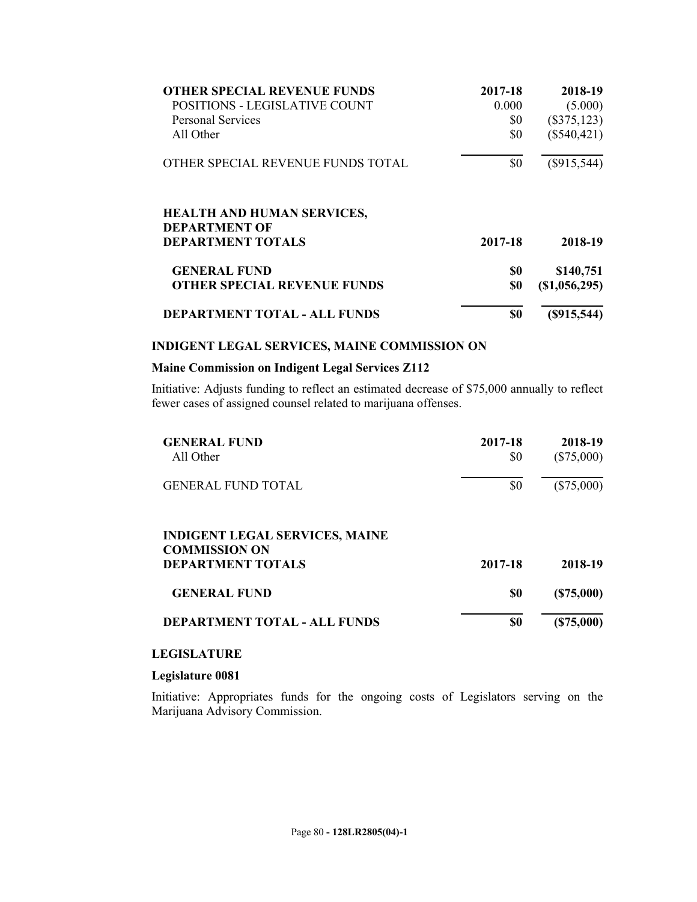| OTHER SPECIAL REVENUE FUNDS | 2017-18 | 2018-19 |
|---|---|---|
| POSITIONS - LEGISLATIVE COUNT | 0.000 | (5.000) |
| Personal Services | $0 | ($375,123) |
| All Other | $0 | ($540,421) |
| OTHER SPECIAL REVENUE FUNDS TOTAL | $0 | ($915,544) |

| HEALTH AND HUMAN SERVICES, DEPARTMENT OF DEPARTMENT TOTALS | 2017-18 | 2018-19 |
|---|---|---|
| **GENERAL FUND** | **$0** | **$140,751** |
| **OTHER SPECIAL REVENUE FUNDS** | **$0** | **($1,056,295)** |
| **DEPARTMENT TOTAL - ALL FUNDS** | **$0** | **($915,544)** |

## INDIGENT LEGAL SERVICES, MAINE COMMISSION ON

### Maine Commission on Indigent Legal Services Z112

Initiative: Adjusts funding to reflect an estimated decrease of $75,000 annually to reflect fewer cases of assigned counsel related to marijuana offenses.

| GENERAL FUND | 2017-18 | 2018-19 |
|---|---|---|
| All Other | $0 | ($75,000) |
| GENERAL FUND TOTAL | $0 | ($75,000) |

| INDIGENT LEGAL SERVICES, MAINE COMMISSION ON DEPARTMENT TOTALS | 2017-18 | 2018-19 |
|---|---|---|
| **GENERAL FUND** | **$0** | **($75,000)** |
| **DEPARTMENT TOTAL - ALL FUNDS** | **$0** | **($75,000)** |

## LEGISLATURE

### Legislature 0081

Initiative: Appropriates funds for the ongoing costs of Legislators serving on the Marijuana Advisory Commission.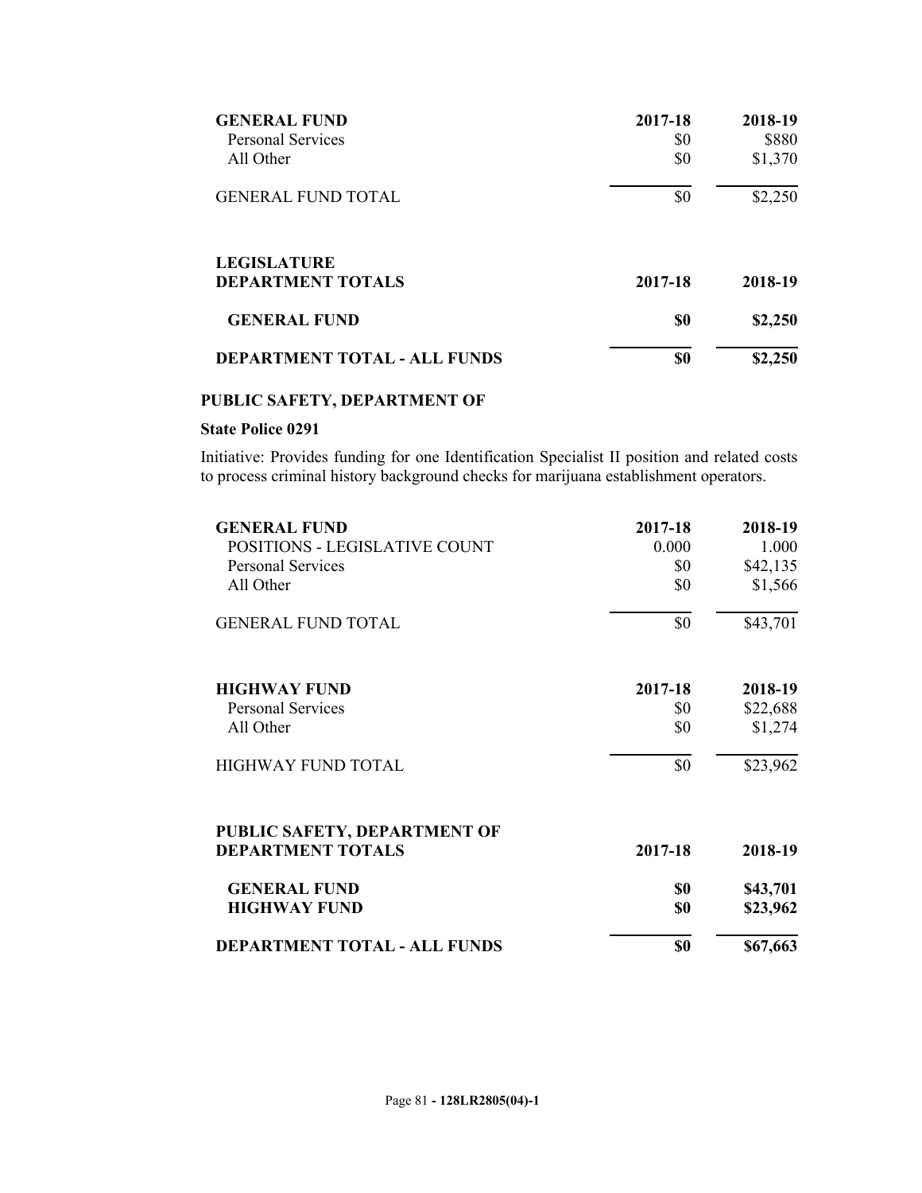| GENERAL FUND | 2017-18 | 2018-19 |
|---|---|---|
| Personal Services | $0 | $880 |
| All Other | $0 | $1,370 |
| GENERAL FUND TOTAL | $0 | $2,250 |

| LEGISLATURE DEPARTMENT TOTALS | 2017-18 | 2018-19 |
|---|---|---|
| **GENERAL FUND** | **$0** | **$2,250** |
| **DEPARTMENT TOTAL - ALL FUNDS** | **$0** | **$2,250** |

**PUBLIC SAFETY, DEPARTMENT OF**

**State Police 0291**

Initiative: Provides funding for one Identification Specialist II position and related costs to process criminal history background checks for marijuana establishment operators.

| GENERAL FUND | 2017-18 | 2018-19 |
|---|---|---|
| POSITIONS - LEGISLATIVE COUNT | 0.000 | 1.000 |
| Personal Services | $0 | $42,135 |
| All Other | $0 | $1,566 |
| GENERAL FUND TOTAL | $0 | $43,701 |

| HIGHWAY FUND | 2017-18 | 2018-19 |
|---|---|---|
| Personal Services | $0 | $22,688 |
| All Other | $0 | $1,274 |
| HIGHWAY FUND TOTAL | $0 | $23,962 |

| PUBLIC SAFETY, DEPARTMENT OF DEPARTMENT TOTALS | 2017-18 | 2018-19 |
|---|---|---|
| **GENERAL FUND** | **$0** | **$43,701** |
| **HIGHWAY FUND** | **$0** | **$23,962** |
| **DEPARTMENT TOTAL - ALL FUNDS** | **$0** | **$67,663** |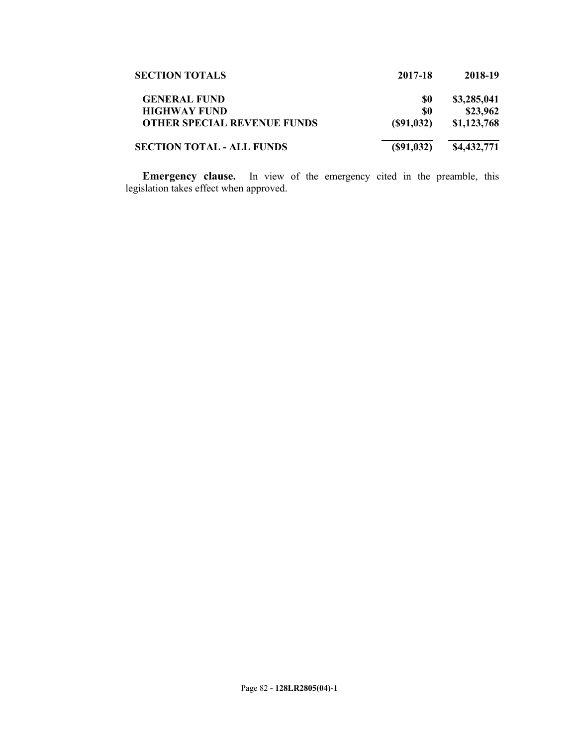| SECTION TOTALS | 2017-18 | 2018-19 |
|---|---|---|
| GENERAL FUND | $0 | $3,285,041 |
| HIGHWAY FUND | $0 | $23,962 |
| OTHER SPECIAL REVENUE FUNDS | ($91,032) | $1,123,768 |
| SECTION TOTAL - ALL FUNDS | ($91,032) | $4,432,771 |

**Emergency clause.** In view of the emergency cited in the preamble, this legislation takes effect when approved.